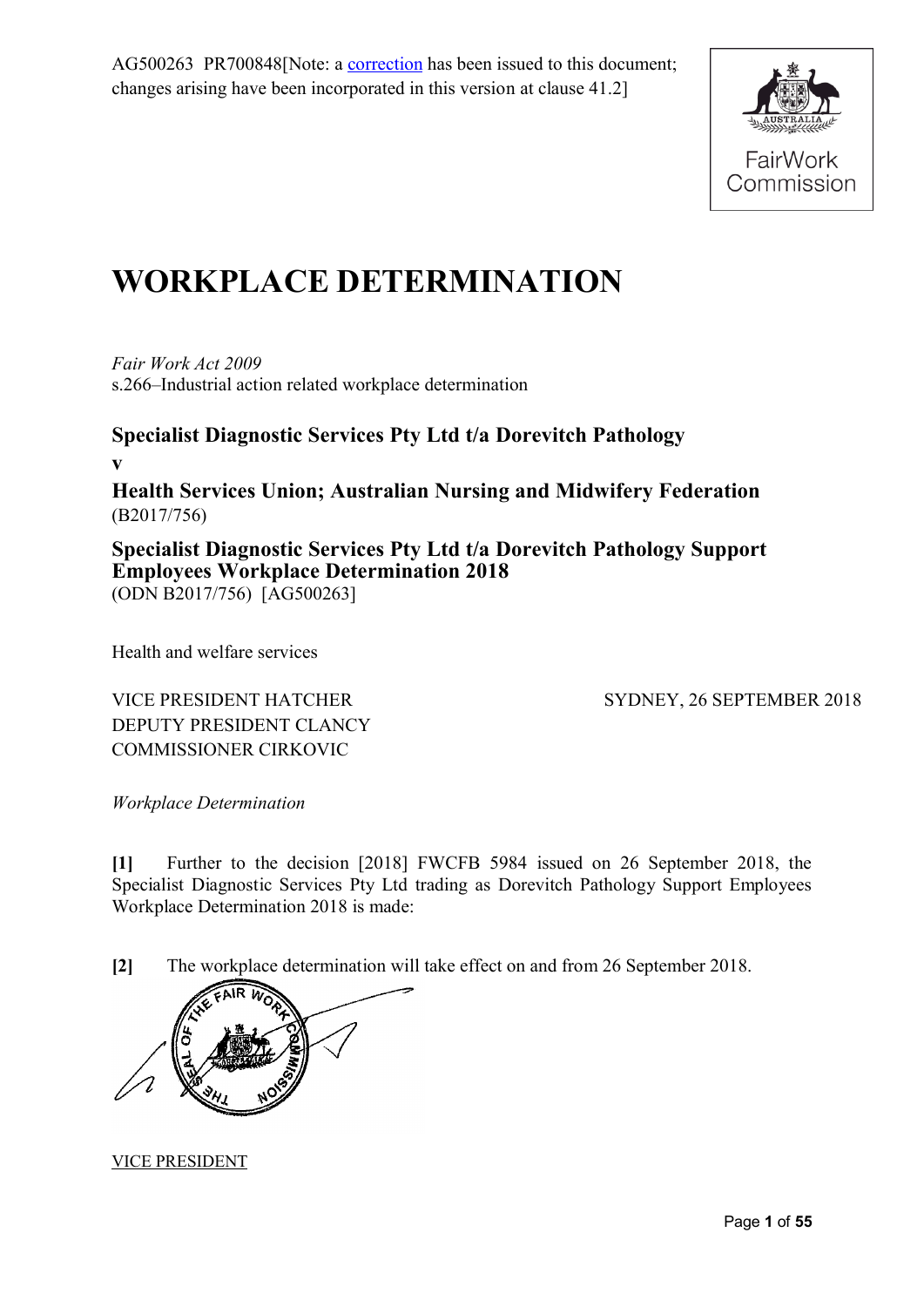AG500263 PR700848[Note: a correction has been issued to this document; changes arising have been incorporated in this version at clause 41.2]

FairWork Commission

# WORKPLACE DETERMINATION

*Fair Work Act 2009*
s.266–Industrial action related workplace determination

**Specialist Diagnostic Services Pty Ltd t/a Dorevitch Pathology**

**v**

**Health Services Union; Australian Nursing and Midwifery Federation**
(B2017/756)

**Specialist Diagnostic Services Pty Ltd t/a Dorevitch Pathology Support Employees Workplace Determination 2018**
(ODN B2017/756) [AG500263]

Health and welfare services

VICE PRESIDENT HATCHER
DEPUTY PRESIDENT CLANCY
COMMISSIONER CIRKOVIC

SYDNEY, 26 SEPTEMBER 2018

*Workplace Determination*

**[1]** Further to the decision [2018] FWCFB 5984 issued on 26 September 2018, the Specialist Diagnostic Services Pty Ltd trading as Dorevitch Pathology Support Employees Workplace Determination 2018 is made:

**[2]** The workplace determination will take effect on and from 26 September 2018.

VICE PRESIDENT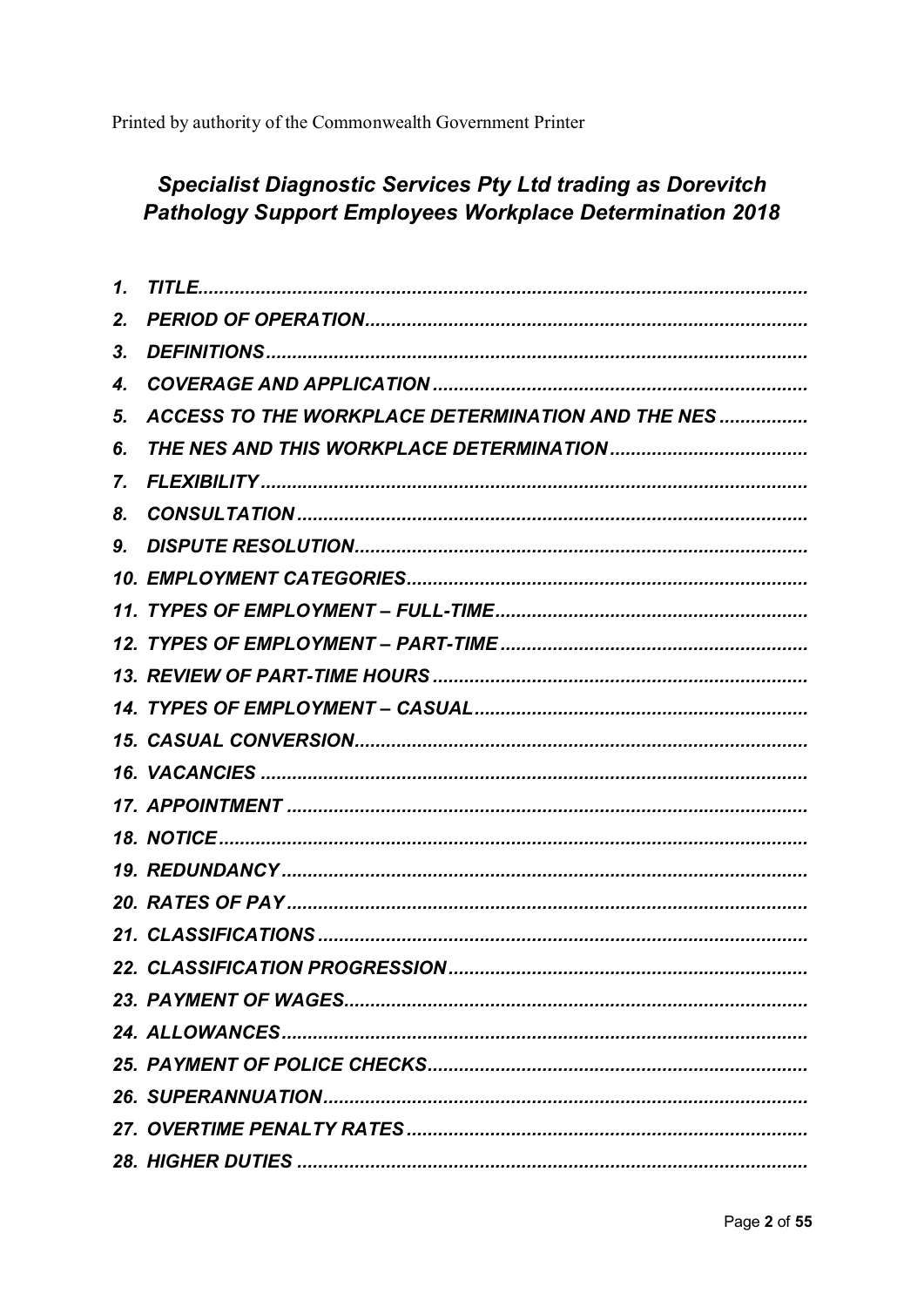Printed by authority of the Commonwealth Government Printer

# *Specialist Diagnostic Services Pty Ltd trading as Dorevitch Pathology Support Employees Workplace Determination 2018*

1. ***TITLE***
2. ***PERIOD OF OPERATION***
3. ***DEFINITIONS***
4. ***COVERAGE AND APPLICATION***
5. ***ACCESS TO THE WORKPLACE DETERMINATION AND THE NES***
6. ***THE NES AND THIS WORKPLACE DETERMINATION***
7. ***FLEXIBILITY***
8. ***CONSULTATION***
9. ***DISPUTE RESOLUTION***
10. ***EMPLOYMENT CATEGORIES***
11. ***TYPES OF EMPLOYMENT – FULL-TIME***
12. ***TYPES OF EMPLOYMENT – PART-TIME***
13. ***REVIEW OF PART-TIME HOURS***
14. ***TYPES OF EMPLOYMENT – CASUAL***
15. ***CASUAL CONVERSION***
16. ***VACANCIES***
17. ***APPOINTMENT***
18. ***NOTICE***
19. ***REDUNDANCY***
20. ***RATES OF PAY***
21. ***CLASSIFICATIONS***
22. ***CLASSIFICATION PROGRESSION***
23. ***PAYMENT OF WAGES***
24. ***ALLOWANCES***
25. ***PAYMENT OF POLICE CHECKS***
26. ***SUPERANNUATION***
27. ***OVERTIME PENALTY RATES***
28. ***HIGHER DUTIES***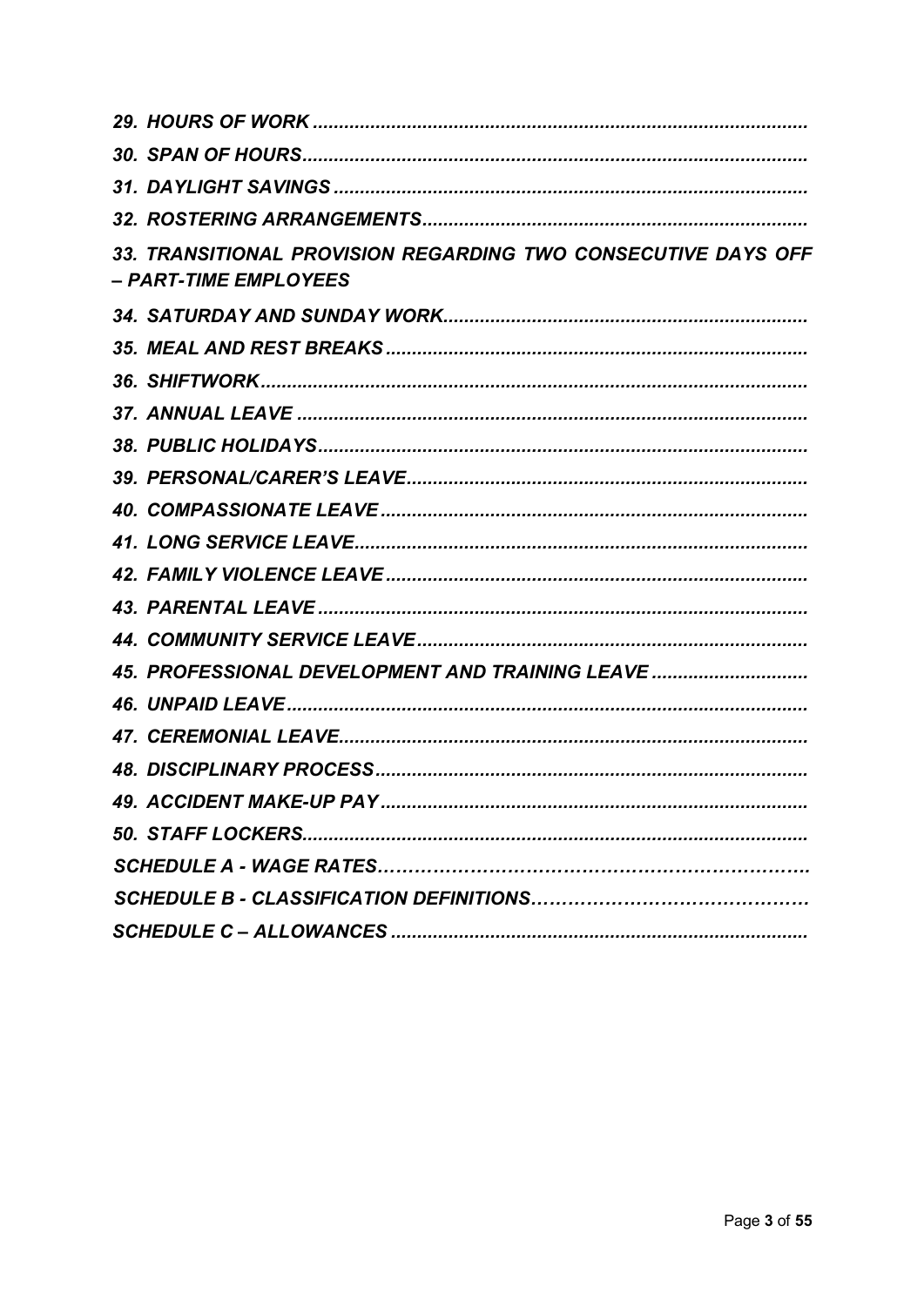*29. HOURS OF WORK ..........................................................................................*

*30. SPAN OF HOURS..........................................................................................*

*31. DAYLIGHT SAVINGS ....................................................................................*

*32. ROSTERING ARRANGEMENTS.....................................................................*

*33. TRANSITIONAL PROVISION REGARDING TWO CONSECUTIVE DAYS OFF – PART-TIME EMPLOYEES*

*34. SATURDAY AND SUNDAY WORK..................................................................*

*35. MEAL AND REST BREAKS ..............................................................................*

*36. SHIFTWORK.....................................................................................................*

*37. ANNUAL LEAVE ...............................................................................................*

*38. PUBLIC HOLIDAYS...........................................................................................*

*39. PERSONAL/CARER'S LEAVE.........................................................................*

*40. COMPASSIONATE LEAVE ...............................................................................*

*41. LONG SERVICE LEAVE....................................................................................*

*42. FAMILY VIOLENCE LEAVE .............................................................................*

*43. PARENTAL LEAVE ..........................................................................................*

*44. COMMUNITY SERVICE LEAVE.......................................................................*

*45. PROFESSIONAL DEVELOPMENT AND TRAINING LEAVE ............................*

*46. UNPAID LEAVE.................................................................................................*

*47. CEREMONIAL LEAVE.......................................................................................*

*48. DISCIPLINARY PROCESS...............................................................................*

*49. ACCIDENT MAKE-UP PAY ...............................................................................*

*50. STAFF LOCKERS..............................................................................................*

*SCHEDULE A - WAGE RATES……………………………………………………………..*

*SCHEDULE B - CLASSIFICATION DEFINITIONS………………………………………*

*SCHEDULE C – ALLOWANCES ..............................................................................*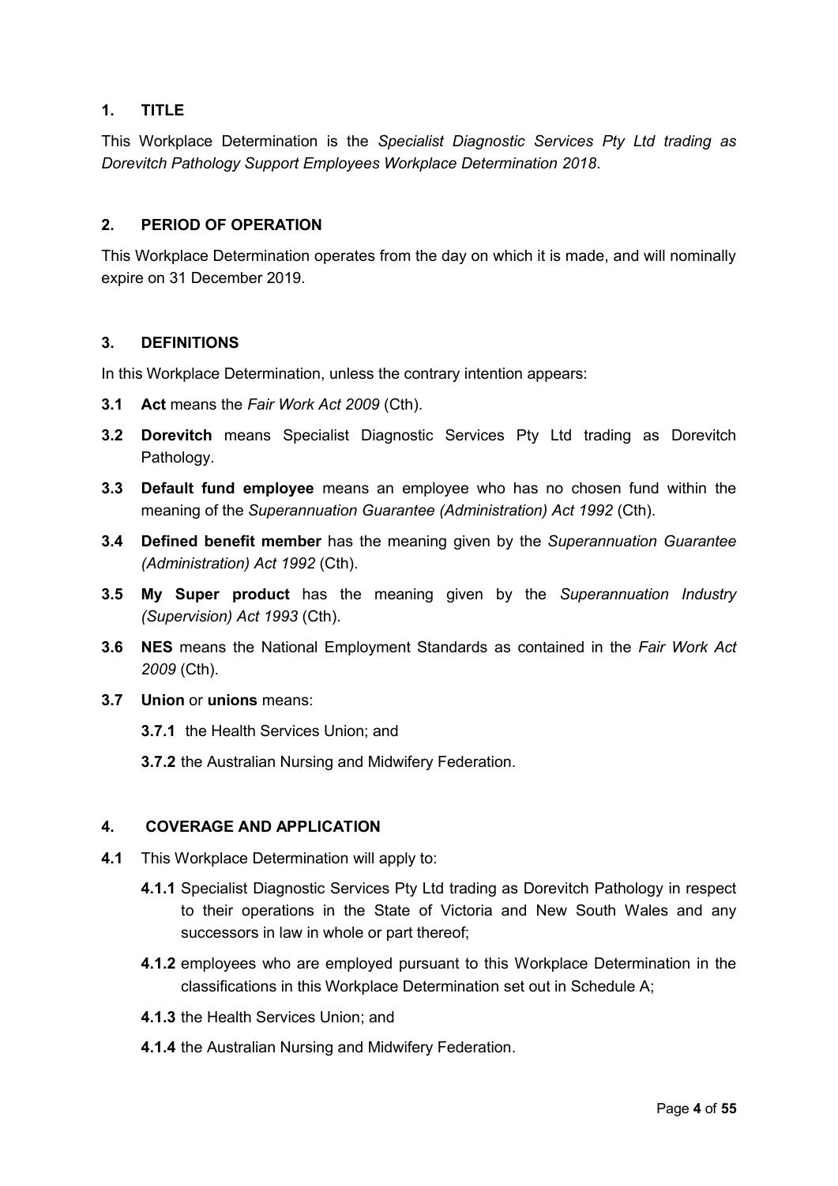## 1. TITLE

This Workplace Determination is the *Specialist Diagnostic Services Pty Ltd trading as Dorevitch Pathology Support Employees Workplace Determination 2018*.

## 2. PERIOD OF OPERATION

This Workplace Determination operates from the day on which it is made, and will nominally expire on 31 December 2019.

## 3. DEFINITIONS

In this Workplace Determination, unless the contrary intention appears:

**3.1** **Act** means the *Fair Work Act 2009* (Cth).

**3.2** **Dorevitch** means Specialist Diagnostic Services Pty Ltd trading as Dorevitch Pathology.

**3.3** **Default fund employee** means an employee who has no chosen fund within the meaning of the *Superannuation Guarantee (Administration) Act 1992* (Cth).

**3.4** **Defined benefit member** has the meaning given by the *Superannuation Guarantee (Administration) Act 1992* (Cth).

**3.5** **My Super product** has the meaning given by the *Superannuation Industry (Supervision) Act 1993* (Cth).

**3.6** **NES** means the National Employment Standards as contained in the *Fair Work Act 2009* (Cth).

**3.7** **Union** or **unions** means:

- **3.7.1** the Health Services Union; and
- **3.7.2** the Australian Nursing and Midwifery Federation.

## 4. COVERAGE AND APPLICATION

**4.1** This Workplace Determination will apply to:

- **4.1.1** Specialist Diagnostic Services Pty Ltd trading as Dorevitch Pathology in respect to their operations in the State of Victoria and New South Wales and any successors in law in whole or part thereof;
- **4.1.2** employees who are employed pursuant to this Workplace Determination in the classifications in this Workplace Determination set out in Schedule A;
- **4.1.3** the Health Services Union; and
- **4.1.4** the Australian Nursing and Midwifery Federation.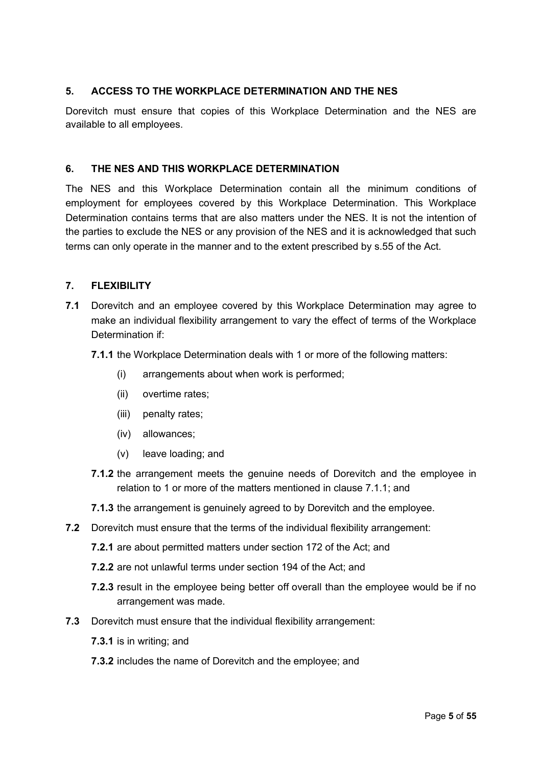## 5. ACCESS TO THE WORKPLACE DETERMINATION AND THE NES

Dorevitch must ensure that copies of this Workplace Determination and the NES are available to all employees.

## 6. THE NES AND THIS WORKPLACE DETERMINATION

The NES and this Workplace Determination contain all the minimum conditions of employment for employees covered by this Workplace Determination. This Workplace Determination contains terms that are also matters under the NES. It is not the intention of the parties to exclude the NES or any provision of the NES and it is acknowledged that such terms can only operate in the manner and to the extent prescribed by s.55 of the Act.

## 7. FLEXIBILITY

**7.1** Dorevitch and an employee covered by this Workplace Determination may agree to make an individual flexibility arrangement to vary the effect of terms of the Workplace Determination if:

**7.1.1** the Workplace Determination deals with 1 or more of the following matters:

(i) arrangements about when work is performed;

(ii) overtime rates;

(iii) penalty rates;

(iv) allowances;

(v) leave loading; and

**7.1.2** the arrangement meets the genuine needs of Dorevitch and the employee in relation to 1 or more of the matters mentioned in clause 7.1.1; and

**7.1.3** the arrangement is genuinely agreed to by Dorevitch and the employee.

**7.2** Dorevitch must ensure that the terms of the individual flexibility arrangement:

**7.2.1** are about permitted matters under section 172 of the Act; and

**7.2.2** are not unlawful terms under section 194 of the Act; and

**7.2.3** result in the employee being better off overall than the employee would be if no arrangement was made.

**7.3** Dorevitch must ensure that the individual flexibility arrangement:

**7.3.1** is in writing; and

**7.3.2** includes the name of Dorevitch and the employee; and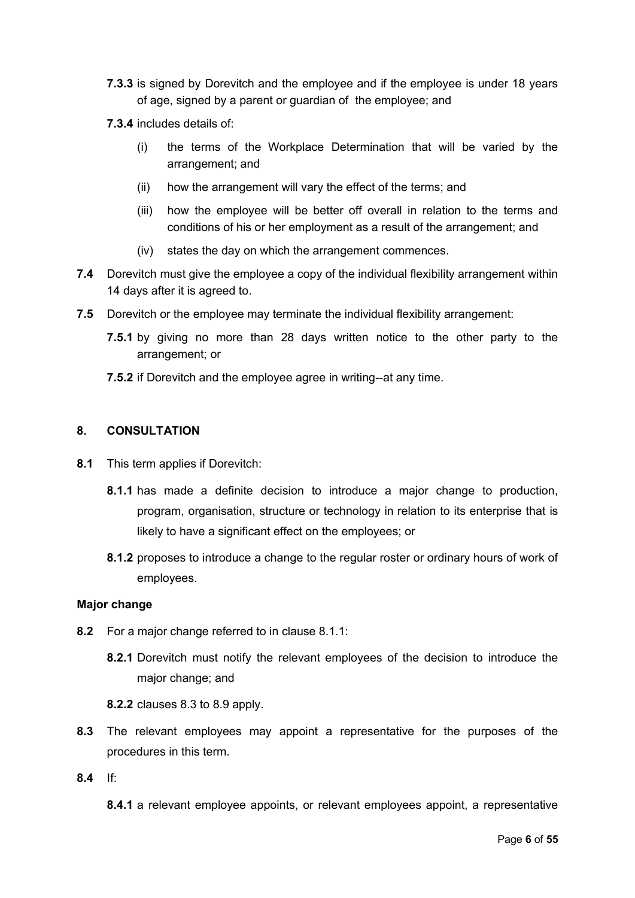**7.3.3** is signed by Dorevitch and the employee and if the employee is under 18 years of age, signed by a parent or guardian of the employee; and

**7.3.4** includes details of:

(i) the terms of the Workplace Determination that will be varied by the arrangement; and

(ii) how the arrangement will vary the effect of the terms; and

(iii) how the employee will be better off overall in relation to the terms and conditions of his or her employment as a result of the arrangement; and

(iv) states the day on which the arrangement commences.

**7.4** Dorevitch must give the employee a copy of the individual flexibility arrangement within 14 days after it is agreed to.

**7.5** Dorevitch or the employee may terminate the individual flexibility arrangement:

**7.5.1** by giving no more than 28 days written notice to the other party to the arrangement; or

**7.5.2** if Dorevitch and the employee agree in writing--at any time.

## 8. CONSULTATION

**8.1** This term applies if Dorevitch:

**8.1.1** has made a definite decision to introduce a major change to production, program, organisation, structure or technology in relation to its enterprise that is likely to have a significant effect on the employees; or

**8.1.2** proposes to introduce a change to the regular roster or ordinary hours of work of employees.

### Major change

**8.2** For a major change referred to in clause 8.1.1:

**8.2.1** Dorevitch must notify the relevant employees of the decision to introduce the major change; and

**8.2.2** clauses 8.3 to 8.9 apply.

**8.3** The relevant employees may appoint a representative for the purposes of the procedures in this term.

**8.4** If:

**8.4.1** a relevant employee appoints, or relevant employees appoint, a representative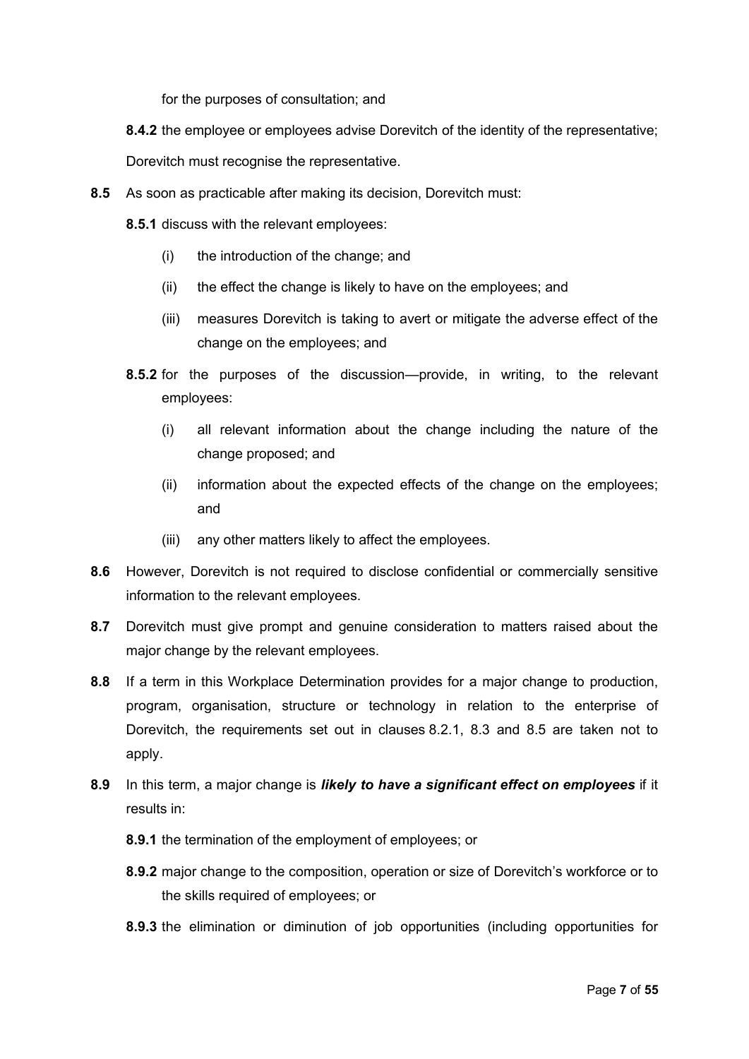for the purposes of consultation; and

**8.4.2** the employee or employees advise Dorevitch of the identity of the representative;

Dorevitch must recognise the representative.

**8.5** As soon as practicable after making its decision, Dorevitch must:

**8.5.1** discuss with the relevant employees:

(i) the introduction of the change; and

(ii) the effect the change is likely to have on the employees; and

(iii) measures Dorevitch is taking to avert or mitigate the adverse effect of the change on the employees; and

**8.5.2** for the purposes of the discussion—provide, in writing, to the relevant employees:

(i) all relevant information about the change including the nature of the change proposed; and

(ii) information about the expected effects of the change on the employees; and

(iii) any other matters likely to affect the employees.

**8.6** However, Dorevitch is not required to disclose confidential or commercially sensitive information to the relevant employees.

**8.7** Dorevitch must give prompt and genuine consideration to matters raised about the major change by the relevant employees.

**8.8** If a term in this Workplace Determination provides for a major change to production, program, organisation, structure or technology in relation to the enterprise of Dorevitch, the requirements set out in clauses 8.2.1, 8.3 and 8.5 are taken not to apply.

**8.9** In this term, a major change is ***likely to have a significant effect on employees*** if it results in:

**8.9.1** the termination of the employment of employees; or

**8.9.2** major change to the composition, operation or size of Dorevitch's workforce or to the skills required of employees; or

**8.9.3** the elimination or diminution of job opportunities (including opportunities for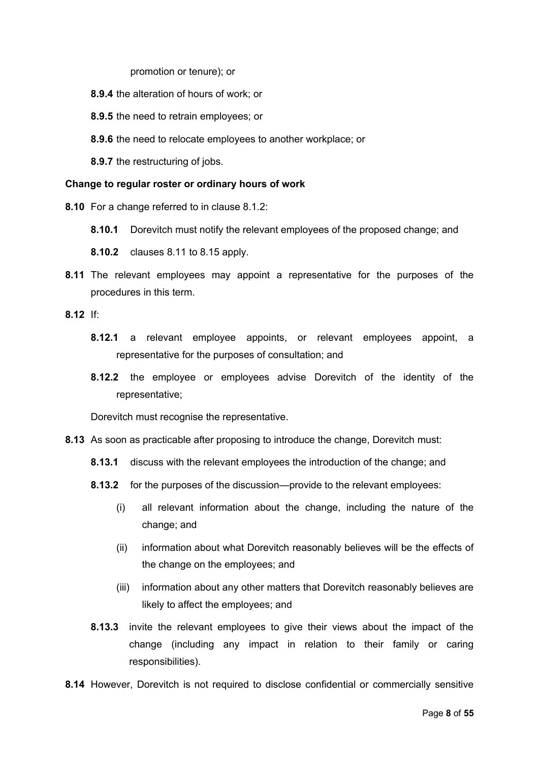promotion or tenure); or

**8.9.4** the alteration of hours of work; or

**8.9.5** the need to retrain employees; or

**8.9.6** the need to relocate employees to another workplace; or

**8.9.7** the restructuring of jobs.

**Change to regular roster or ordinary hours of work**

**8.10** For a change referred to in clause 8.1.2:

**8.10.1** Dorevitch must notify the relevant employees of the proposed change; and

**8.10.2** clauses 8.11 to 8.15 apply.

**8.11** The relevant employees may appoint a representative for the purposes of the procedures in this term.

**8.12** If:

**8.12.1** a relevant employee appoints, or relevant employees appoint, a representative for the purposes of consultation; and

**8.12.2** the employee or employees advise Dorevitch of the identity of the representative;

Dorevitch must recognise the representative.

**8.13** As soon as practicable after proposing to introduce the change, Dorevitch must:

**8.13.1** discuss with the relevant employees the introduction of the change; and

**8.13.2** for the purposes of the discussion—provide to the relevant employees:

(i) all relevant information about the change, including the nature of the change; and

(ii) information about what Dorevitch reasonably believes will be the effects of the change on the employees; and

(iii) information about any other matters that Dorevitch reasonably believes are likely to affect the employees; and

**8.13.3** invite the relevant employees to give their views about the impact of the change (including any impact in relation to their family or caring responsibilities).

**8.14** However, Dorevitch is not required to disclose confidential or commercially sensitive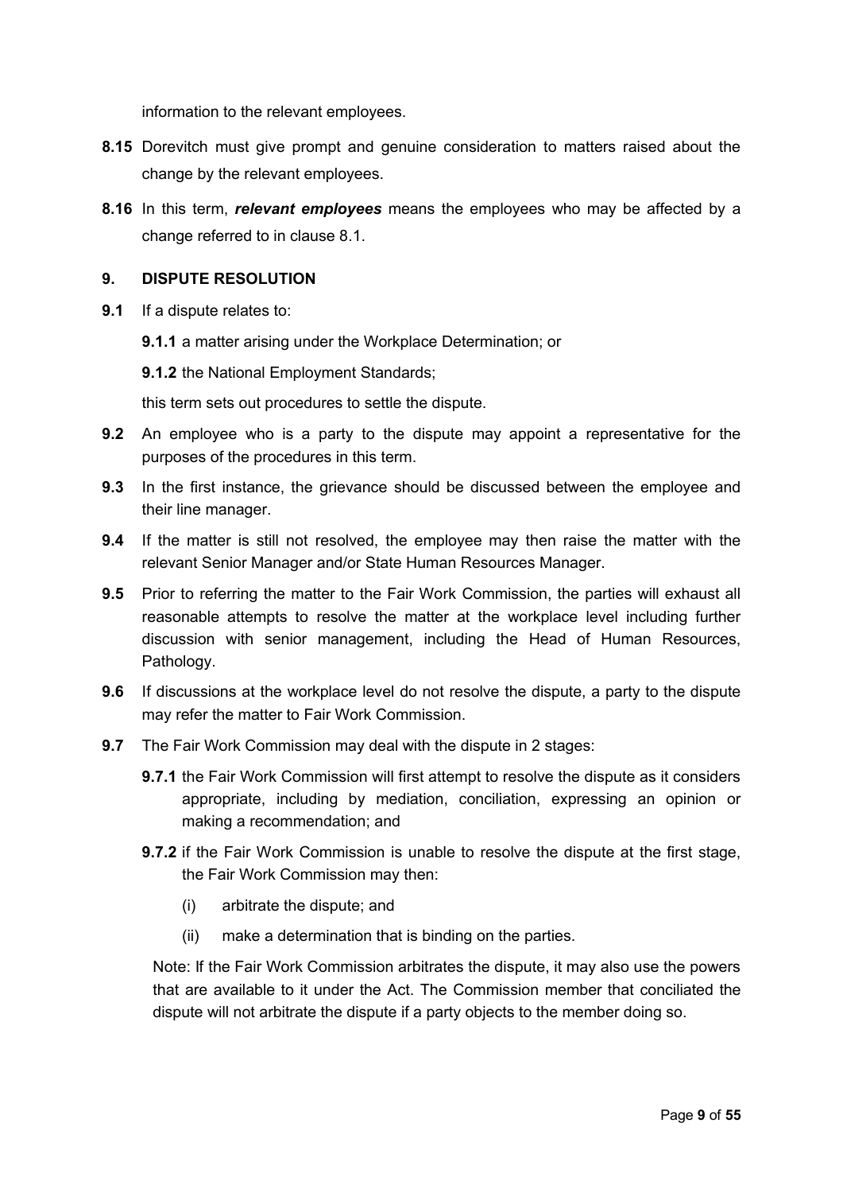information to the relevant employees.

**8.15** Dorevitch must give prompt and genuine consideration to matters raised about the change by the relevant employees.

**8.16** In this term, ***relevant employees*** means the employees who may be affected by a change referred to in clause 8.1.

## 9. DISPUTE RESOLUTION

**9.1** If a dispute relates to:

**9.1.1** a matter arising under the Workplace Determination; or

**9.1.2** the National Employment Standards;

this term sets out procedures to settle the dispute.

**9.2** An employee who is a party to the dispute may appoint a representative for the purposes of the procedures in this term.

**9.3** In the first instance, the grievance should be discussed between the employee and their line manager.

**9.4** If the matter is still not resolved, the employee may then raise the matter with the relevant Senior Manager and/or State Human Resources Manager.

**9.5** Prior to referring the matter to the Fair Work Commission, the parties will exhaust all reasonable attempts to resolve the matter at the workplace level including further discussion with senior management, including the Head of Human Resources, Pathology.

**9.6** If discussions at the workplace level do not resolve the dispute, a party to the dispute may refer the matter to Fair Work Commission.

**9.7** The Fair Work Commission may deal with the dispute in 2 stages:

**9.7.1** the Fair Work Commission will first attempt to resolve the dispute as it considers appropriate, including by mediation, conciliation, expressing an opinion or making a recommendation; and

**9.7.2** if the Fair Work Commission is unable to resolve the dispute at the first stage, the Fair Work Commission may then:

(i) arbitrate the dispute; and

(ii) make a determination that is binding on the parties.

Note: If the Fair Work Commission arbitrates the dispute, it may also use the powers that are available to it under the Act. The Commission member that conciliated the dispute will not arbitrate the dispute if a party objects to the member doing so.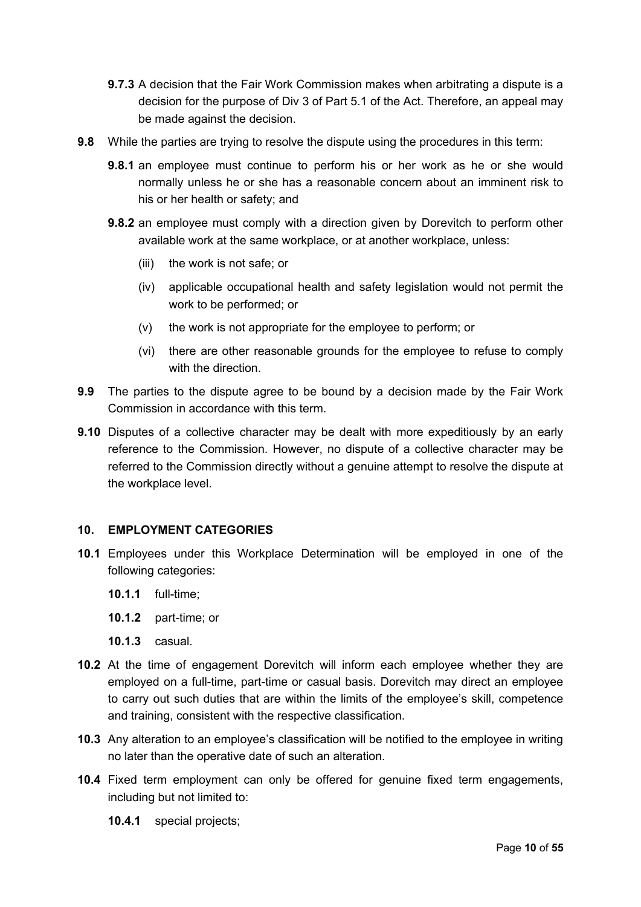**9.7.3** A decision that the Fair Work Commission makes when arbitrating a dispute is a decision for the purpose of Div 3 of Part 5.1 of the Act. Therefore, an appeal may be made against the decision.

**9.8** While the parties are trying to resolve the dispute using the procedures in this term:

**9.8.1** an employee must continue to perform his or her work as he or she would normally unless he or she has a reasonable concern about an imminent risk to his or her health or safety; and

**9.8.2** an employee must comply with a direction given by Dorevitch to perform other available work at the same workplace, or at another workplace, unless:

(iii) the work is not safe; or

(iv) applicable occupational health and safety legislation would not permit the work to be performed; or

(v) the work is not appropriate for the employee to perform; or

(vi) there are other reasonable grounds for the employee to refuse to comply with the direction.

**9.9** The parties to the dispute agree to be bound by a decision made by the Fair Work Commission in accordance with this term.

**9.10** Disputes of a collective character may be dealt with more expeditiously by an early reference to the Commission. However, no dispute of a collective character may be referred to the Commission directly without a genuine attempt to resolve the dispute at the workplace level.

## 10. EMPLOYMENT CATEGORIES

**10.1** Employees under this Workplace Determination will be employed in one of the following categories:

**10.1.1** full-time;

**10.1.2** part-time; or

**10.1.3** casual.

**10.2** At the time of engagement Dorevitch will inform each employee whether they are employed on a full-time, part-time or casual basis. Dorevitch may direct an employee to carry out such duties that are within the limits of the employee's skill, competence and training, consistent with the respective classification.

**10.3** Any alteration to an employee's classification will be notified to the employee in writing no later than the operative date of such an alteration.

**10.4** Fixed term employment can only be offered for genuine fixed term engagements, including but not limited to:

**10.4.1** special projects;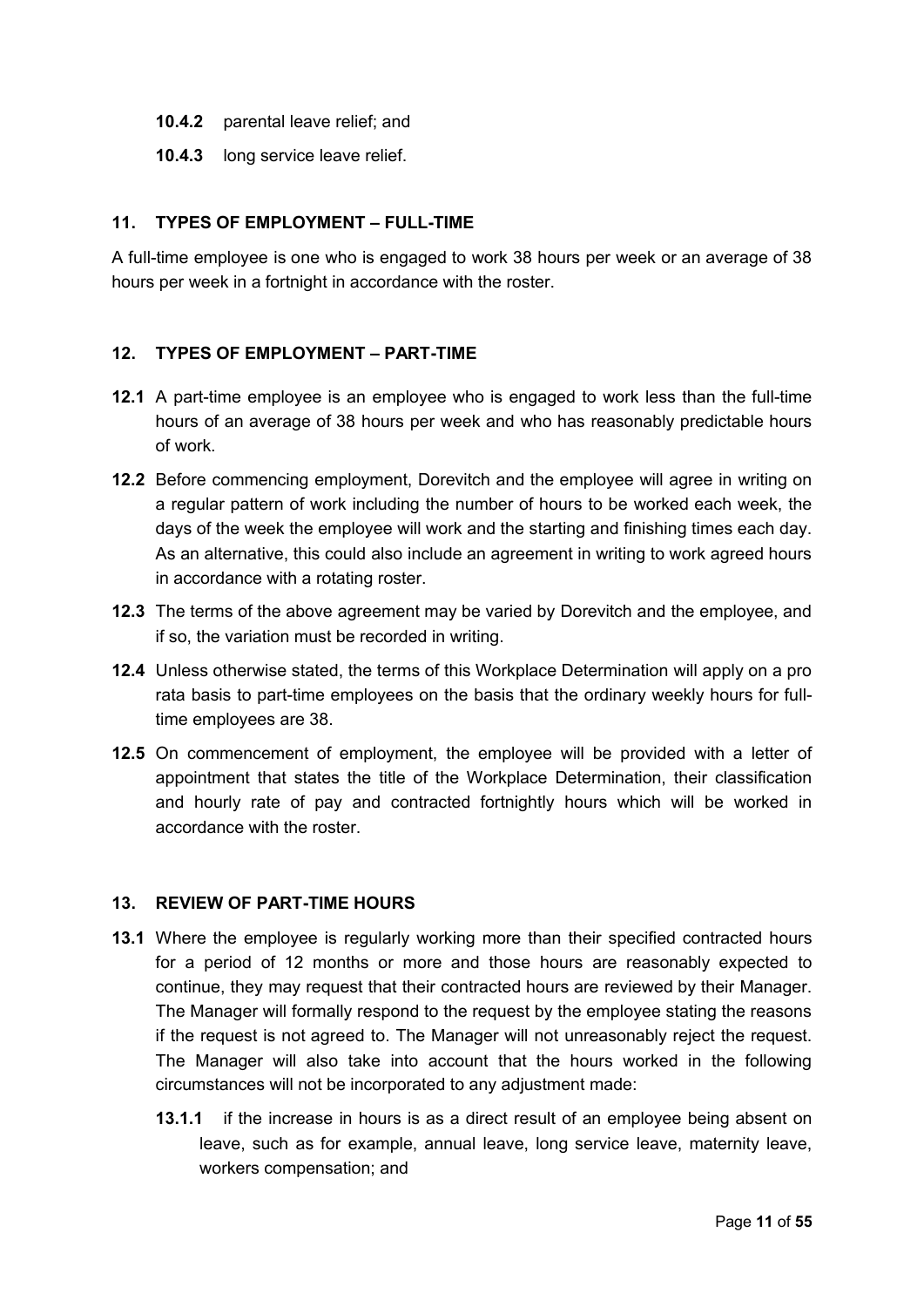**10.4.2** parental leave relief; and

**10.4.3** long service leave relief.

## 11. TYPES OF EMPLOYMENT – FULL-TIME

A full-time employee is one who is engaged to work 38 hours per week or an average of 38 hours per week in a fortnight in accordance with the roster.

## 12. TYPES OF EMPLOYMENT – PART-TIME

**12.1** A part-time employee is an employee who is engaged to work less than the full-time hours of an average of 38 hours per week and who has reasonably predictable hours of work.

**12.2** Before commencing employment, Dorevitch and the employee will agree in writing on a regular pattern of work including the number of hours to be worked each week, the days of the week the employee will work and the starting and finishing times each day. As an alternative, this could also include an agreement in writing to work agreed hours in accordance with a rotating roster.

**12.3** The terms of the above agreement may be varied by Dorevitch and the employee, and if so, the variation must be recorded in writing.

**12.4** Unless otherwise stated, the terms of this Workplace Determination will apply on a pro rata basis to part-time employees on the basis that the ordinary weekly hours for full-time employees are 38.

**12.5** On commencement of employment, the employee will be provided with a letter of appointment that states the title of the Workplace Determination, their classification and hourly rate of pay and contracted fortnightly hours which will be worked in accordance with the roster.

## 13. REVIEW OF PART-TIME HOURS

**13.1** Where the employee is regularly working more than their specified contracted hours for a period of 12 months or more and those hours are reasonably expected to continue, they may request that their contracted hours are reviewed by their Manager. The Manager will formally respond to the request by the employee stating the reasons if the request is not agreed to. The Manager will not unreasonably reject the request. The Manager will also take into account that the hours worked in the following circumstances will not be incorporated to any adjustment made:

**13.1.1** if the increase in hours is as a direct result of an employee being absent on leave, such as for example, annual leave, long service leave, maternity leave, workers compensation; and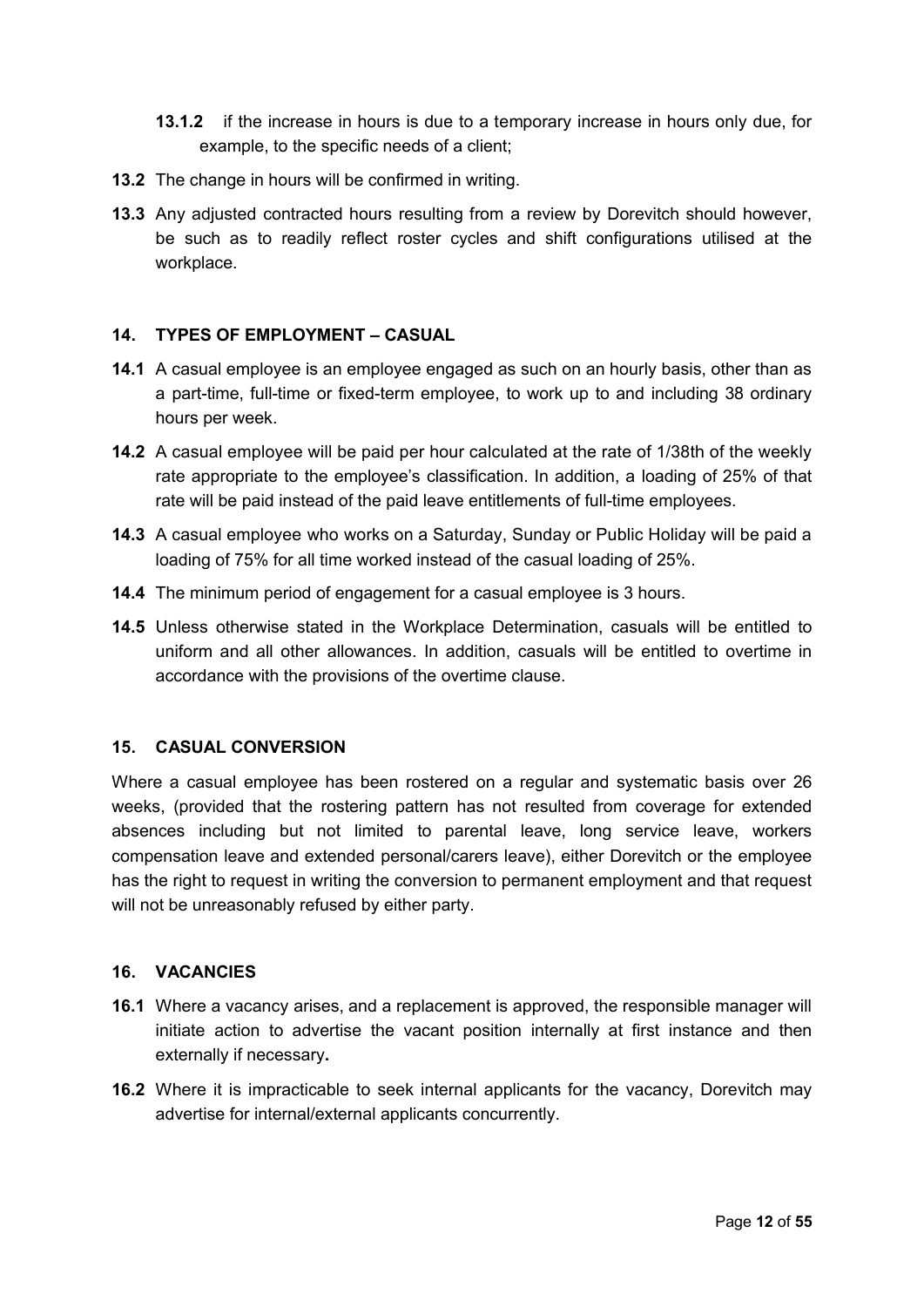**13.1.2** if the increase in hours is due to a temporary increase in hours only due, for example, to the specific needs of a client;

**13.2** The change in hours will be confirmed in writing.

**13.3** Any adjusted contracted hours resulting from a review by Dorevitch should however, be such as to readily reflect roster cycles and shift configurations utilised at the workplace.

## 14. TYPES OF EMPLOYMENT – CASUAL

**14.1** A casual employee is an employee engaged as such on an hourly basis, other than as a part-time, full-time or fixed-term employee, to work up to and including 38 ordinary hours per week.

**14.2** A casual employee will be paid per hour calculated at the rate of 1/38th of the weekly rate appropriate to the employee's classification. In addition, a loading of 25% of that rate will be paid instead of the paid leave entitlements of full-time employees.

**14.3** A casual employee who works on a Saturday, Sunday or Public Holiday will be paid a loading of 75% for all time worked instead of the casual loading of 25%.

**14.4** The minimum period of engagement for a casual employee is 3 hours.

**14.5** Unless otherwise stated in the Workplace Determination, casuals will be entitled to uniform and all other allowances. In addition, casuals will be entitled to overtime in accordance with the provisions of the overtime clause.

## 15. CASUAL CONVERSION

Where a casual employee has been rostered on a regular and systematic basis over 26 weeks, (provided that the rostering pattern has not resulted from coverage for extended absences including but not limited to parental leave, long service leave, workers compensation leave and extended personal/carers leave), either Dorevitch or the employee has the right to request in writing the conversion to permanent employment and that request will not be unreasonably refused by either party.

## 16. VACANCIES

**16.1** Where a vacancy arises, and a replacement is approved, the responsible manager will initiate action to advertise the vacant position internally at first instance and then externally if necessary**.**

**16.2** Where it is impracticable to seek internal applicants for the vacancy, Dorevitch may advertise for internal/external applicants concurrently.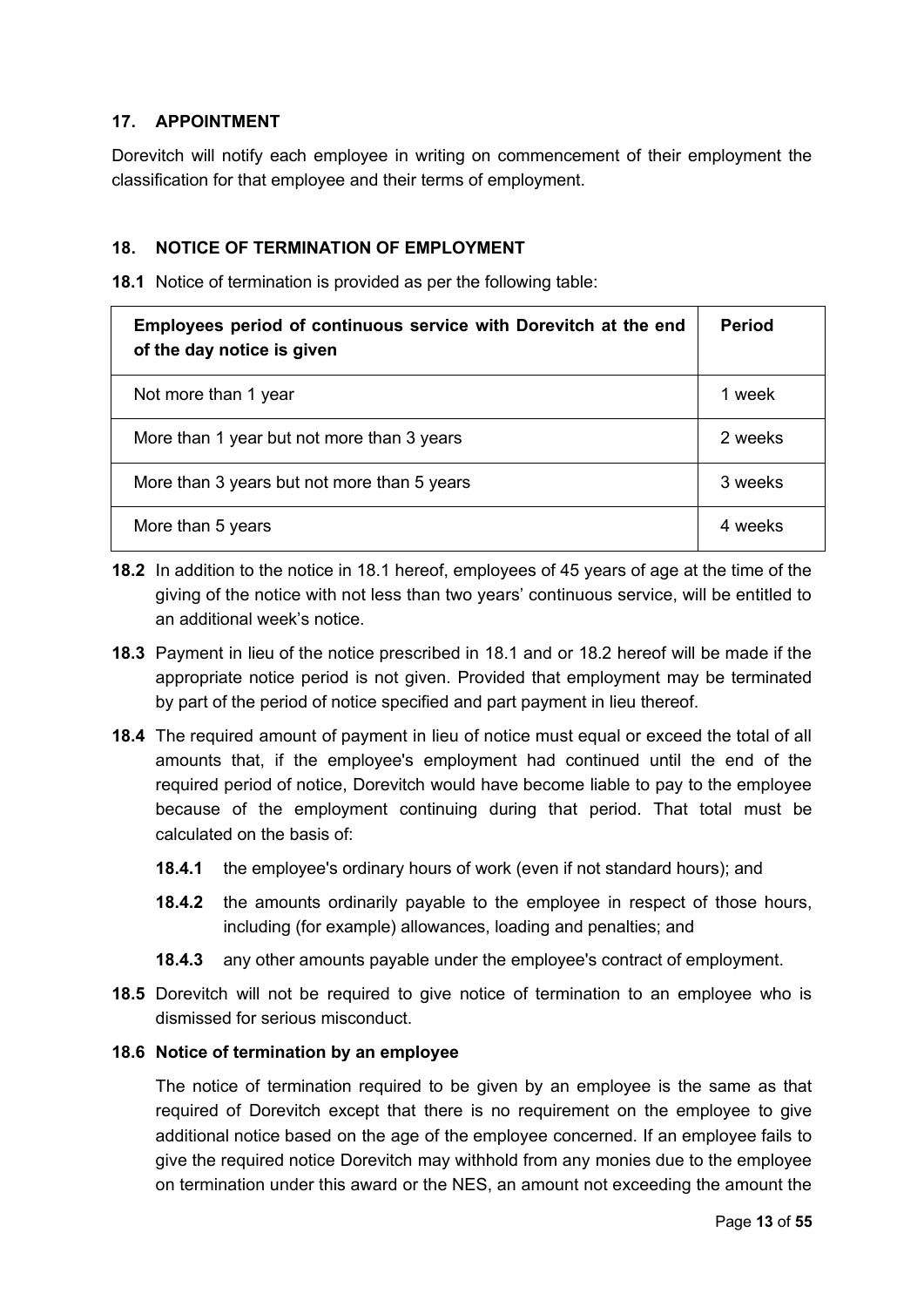## 17. APPOINTMENT

Dorevitch will notify each employee in writing on commencement of their employment the classification for that employee and their terms of employment.

## 18. NOTICE OF TERMINATION OF EMPLOYMENT

**18.1** Notice of termination is provided as per the following table:

| Employees period of continuous service with Dorevitch at the end of the day notice is given | Period |
|---|---|
| Not more than 1 year | 1 week |
| More than 1 year but not more than 3 years | 2 weeks |
| More than 3 years but not more than 5 years | 3 weeks |
| More than 5 years | 4 weeks |

**18.2** In addition to the notice in 18.1 hereof, employees of 45 years of age at the time of the giving of the notice with not less than two years' continuous service, will be entitled to an additional week's notice.

**18.3** Payment in lieu of the notice prescribed in 18.1 and or 18.2 hereof will be made if the appropriate notice period is not given. Provided that employment may be terminated by part of the period of notice specified and part payment in lieu thereof.

**18.4** The required amount of payment in lieu of notice must equal or exceed the total of all amounts that, if the employee's employment had continued until the end of the required period of notice, Dorevitch would have become liable to pay to the employee because of the employment continuing during that period. That total must be calculated on the basis of:

- **18.4.1** the employee's ordinary hours of work (even if not standard hours); and
- **18.4.2** the amounts ordinarily payable to the employee in respect of those hours, including (for example) allowances, loading and penalties; and
- **18.4.3** any other amounts payable under the employee's contract of employment.

**18.5** Dorevitch will not be required to give notice of termination to an employee who is dismissed for serious misconduct.

**18.6 Notice of termination by an employee**

The notice of termination required to be given by an employee is the same as that required of Dorevitch except that there is no requirement on the employee to give additional notice based on the age of the employee concerned. If an employee fails to give the required notice Dorevitch may withhold from any monies due to the employee on termination under this award or the NES, an amount not exceeding the amount the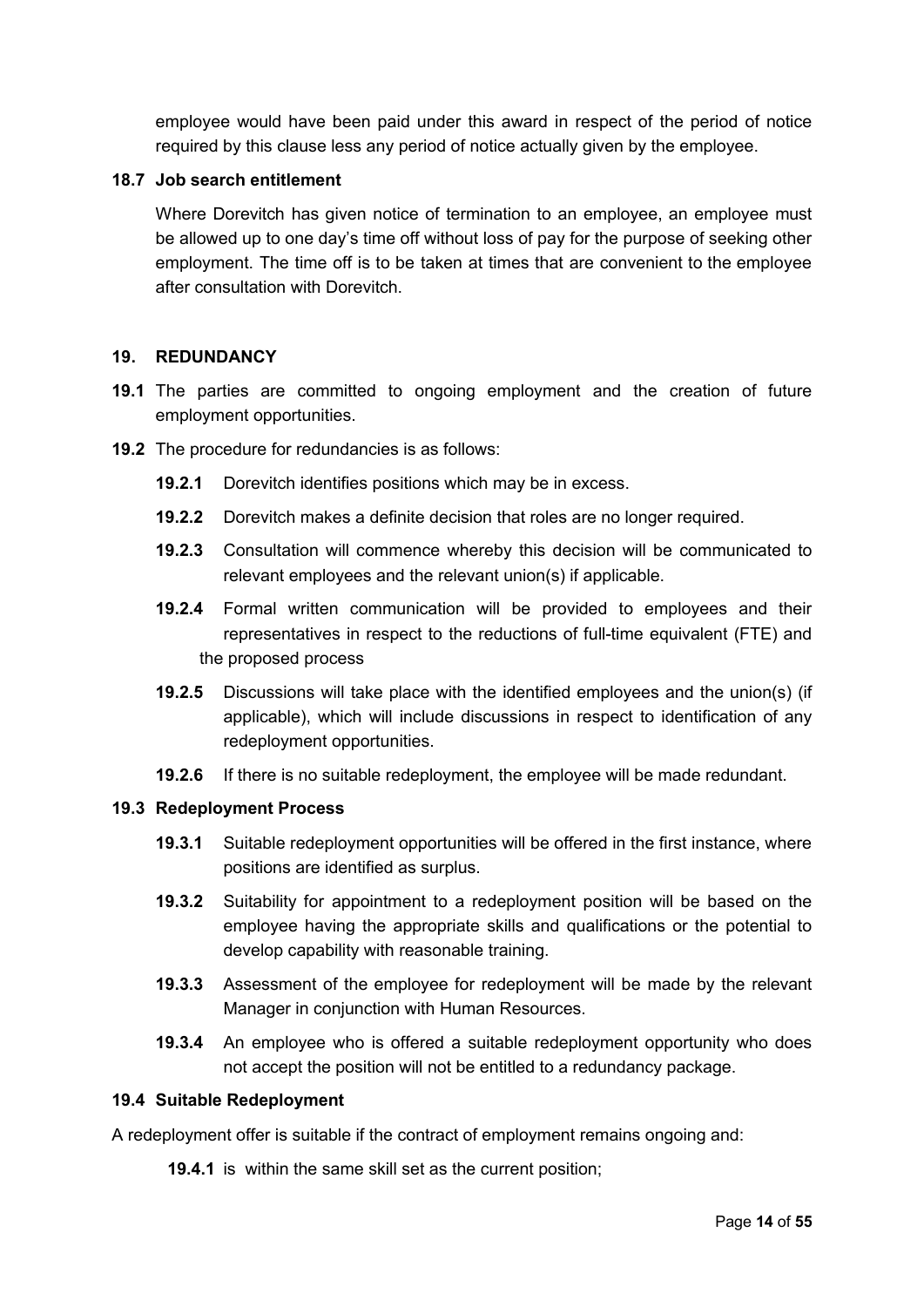employee would have been paid under this award in respect of the period of notice required by this clause less any period of notice actually given by the employee.

**18.7 Job search entitlement**

Where Dorevitch has given notice of termination to an employee, an employee must be allowed up to one day's time off without loss of pay for the purpose of seeking other employment. The time off is to be taken at times that are convenient to the employee after consultation with Dorevitch.

## 19. REDUNDANCY

**19.1** The parties are committed to ongoing employment and the creation of future employment opportunities.

**19.2** The procedure for redundancies is as follows:

**19.2.1** Dorevitch identifies positions which may be in excess.

**19.2.2** Dorevitch makes a definite decision that roles are no longer required.

**19.2.3** Consultation will commence whereby this decision will be communicated to relevant employees and the relevant union(s) if applicable.

**19.2.4** Formal written communication will be provided to employees and their representatives in respect to the reductions of full-time equivalent (FTE) and the proposed process

**19.2.5** Discussions will take place with the identified employees and the union(s) (if applicable), which will include discussions in respect to identification of any redeployment opportunities.

**19.2.6** If there is no suitable redeployment, the employee will be made redundant.

**19.3 Redeployment Process**

**19.3.1** Suitable redeployment opportunities will be offered in the first instance, where positions are identified as surplus.

**19.3.2** Suitability for appointment to a redeployment position will be based on the employee having the appropriate skills and qualifications or the potential to develop capability with reasonable training.

**19.3.3** Assessment of the employee for redeployment will be made by the relevant Manager in conjunction with Human Resources.

**19.3.4** An employee who is offered a suitable redeployment opportunity who does not accept the position will not be entitled to a redundancy package.

**19.4 Suitable Redeployment**

A redeployment offer is suitable if the contract of employment remains ongoing and:

**19.4.1** is within the same skill set as the current position;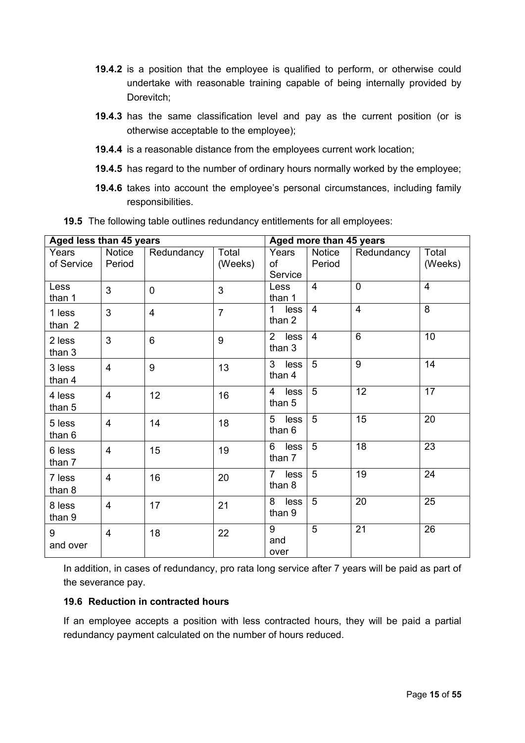**19.4.2** is a position that the employee is qualified to perform, or otherwise could undertake with reasonable training capable of being internally provided by Dorevitch;

**19.4.3** has the same classification level and pay as the current position (or is otherwise acceptable to the employee);

**19.4.4** is a reasonable distance from the employees current work location;

**19.4.5** has regard to the number of ordinary hours normally worked by the employee;

**19.4.6** takes into account the employee's personal circumstances, including family responsibilities.

**19.5** The following table outlines redundancy entitlements for all employees:

| **Aged less than 45 years** | | | | **Aged more than 45 years** | | | |
|---|---|---|---|---|---|---|---|
| Years of Service | Notice Period | Redundancy | Total (Weeks) | Years of Service | Notice Period | Redundancy | Total (Weeks) |
| Less than 1 | 3 | 0 | 3 | Less than 1 | 4 | 0 | 4 |
| 1 less than 2 | 3 | 4 | 7 | 1 less than 2 | 4 | 4 | 8 |
| 2 less than 3 | 3 | 6 | 9 | 2 less than 3 | 4 | 6 | 10 |
| 3 less than 4 | 4 | 9 | 13 | 3 less than 4 | 5 | 9 | 14 |
| 4 less than 5 | 4 | 12 | 16 | 4 less than 5 | 5 | 12 | 17 |
| 5 less than 6 | 4 | 14 | 18 | 5 less than 6 | 5 | 15 | 20 |
| 6 less than 7 | 4 | 15 | 19 | 6 less than 7 | 5 | 18 | 23 |
| 7 less than 8 | 4 | 16 | 20 | 7 less than 8 | 5 | 19 | 24 |
| 8 less than 9 | 4 | 17 | 21 | 8 less than 9 | 5 | 20 | 25 |
| 9 and over | 4 | 18 | 22 | 9 and over | 5 | 21 | 26 |

In addition, in cases of redundancy, pro rata long service after 7 years will be paid as part of the severance pay.

**19.6 Reduction in contracted hours**

If an employee accepts a position with less contracted hours, they will be paid a partial redundancy payment calculated on the number of hours reduced.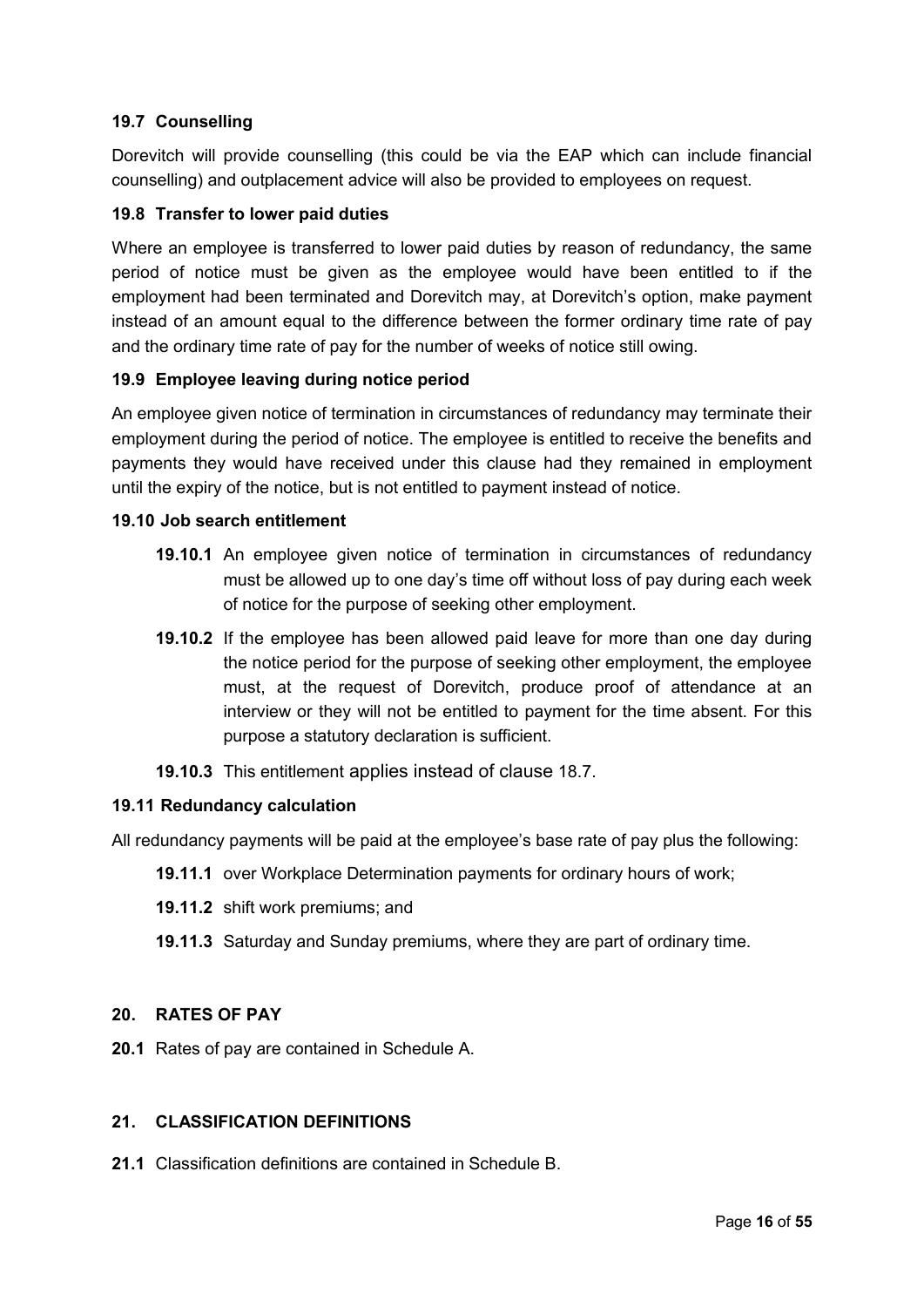### 19.7 Counselling

Dorevitch will provide counselling (this could be via the EAP which can include financial counselling) and outplacement advice will also be provided to employees on request.

### 19.8 Transfer to lower paid duties

Where an employee is transferred to lower paid duties by reason of redundancy, the same period of notice must be given as the employee would have been entitled to if the employment had been terminated and Dorevitch may, at Dorevitch's option, make payment instead of an amount equal to the difference between the former ordinary time rate of pay and the ordinary time rate of pay for the number of weeks of notice still owing.

### 19.9 Employee leaving during notice period

An employee given notice of termination in circumstances of redundancy may terminate their employment during the period of notice. The employee is entitled to receive the benefits and payments they would have received under this clause had they remained in employment until the expiry of the notice, but is not entitled to payment instead of notice.

### 19.10 Job search entitlement

**19.10.1** An employee given notice of termination in circumstances of redundancy must be allowed up to one day's time off without loss of pay during each week of notice for the purpose of seeking other employment.

**19.10.2** If the employee has been allowed paid leave for more than one day during the notice period for the purpose of seeking other employment, the employee must, at the request of Dorevitch, produce proof of attendance at an interview or they will not be entitled to payment for the time absent. For this purpose a statutory declaration is sufficient.

**19.10.3** This entitlement applies instead of clause 18.7.

### 19.11 Redundancy calculation

All redundancy payments will be paid at the employee's base rate of pay plus the following:

**19.11.1** over Workplace Determination payments for ordinary hours of work;

**19.11.2** shift work premiums; and

**19.11.3** Saturday and Sunday premiums, where they are part of ordinary time.

## 20. RATES OF PAY

**20.1** Rates of pay are contained in Schedule A.

## 21. CLASSIFICATION DEFINITIONS

**21.1** Classification definitions are contained in Schedule B.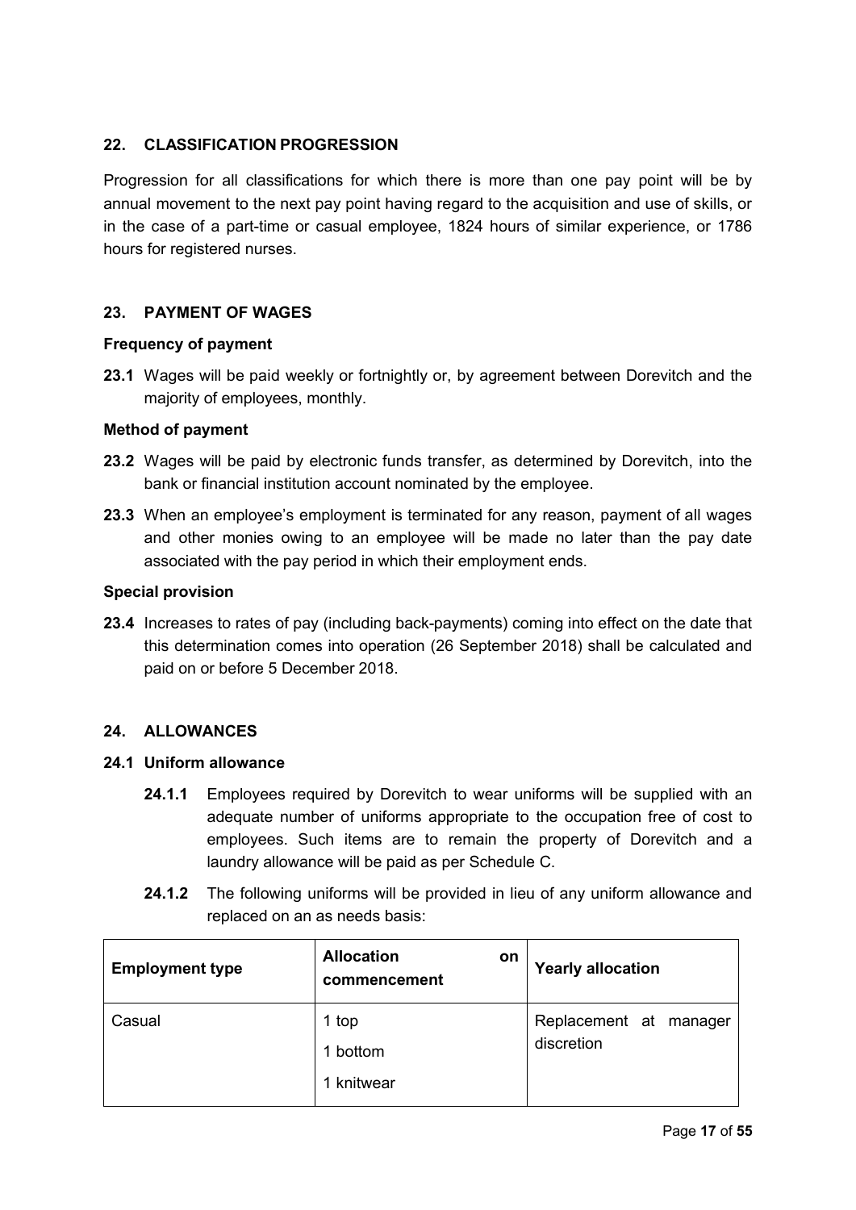## 22. CLASSIFICATION PROGRESSION

Progression for all classifications for which there is more than one pay point will be by annual movement to the next pay point having regard to the acquisition and use of skills, or in the case of a part-time or casual employee, 1824 hours of similar experience, or 1786 hours for registered nurses.

## 23. PAYMENT OF WAGES

### Frequency of payment

**23.1** Wages will be paid weekly or fortnightly or, by agreement between Dorevitch and the majority of employees, monthly.

### Method of payment

**23.2** Wages will be paid by electronic funds transfer, as determined by Dorevitch, into the bank or financial institution account nominated by the employee.

**23.3** When an employee's employment is terminated for any reason, payment of all wages and other monies owing to an employee will be made no later than the pay date associated with the pay period in which their employment ends.

### Special provision

**23.4** Increases to rates of pay (including back-payments) coming into effect on the date that this determination comes into operation (26 September 2018) shall be calculated and paid on or before 5 December 2018.

## 24. ALLOWANCES

### 24.1 Uniform allowance

**24.1.1** Employees required by Dorevitch to wear uniforms will be supplied with an adequate number of uniforms appropriate to the occupation free of cost to employees. Such items are to remain the property of Dorevitch and a laundry allowance will be paid as per Schedule C.

**24.1.2** The following uniforms will be provided in lieu of any uniform allowance and replaced on an as needs basis:

| Employment type | Allocation on commencement | Yearly allocation |
|---|---|---|
| Casual | 1 top<br>1 bottom<br>1 knitwear | Replacement at manager discretion |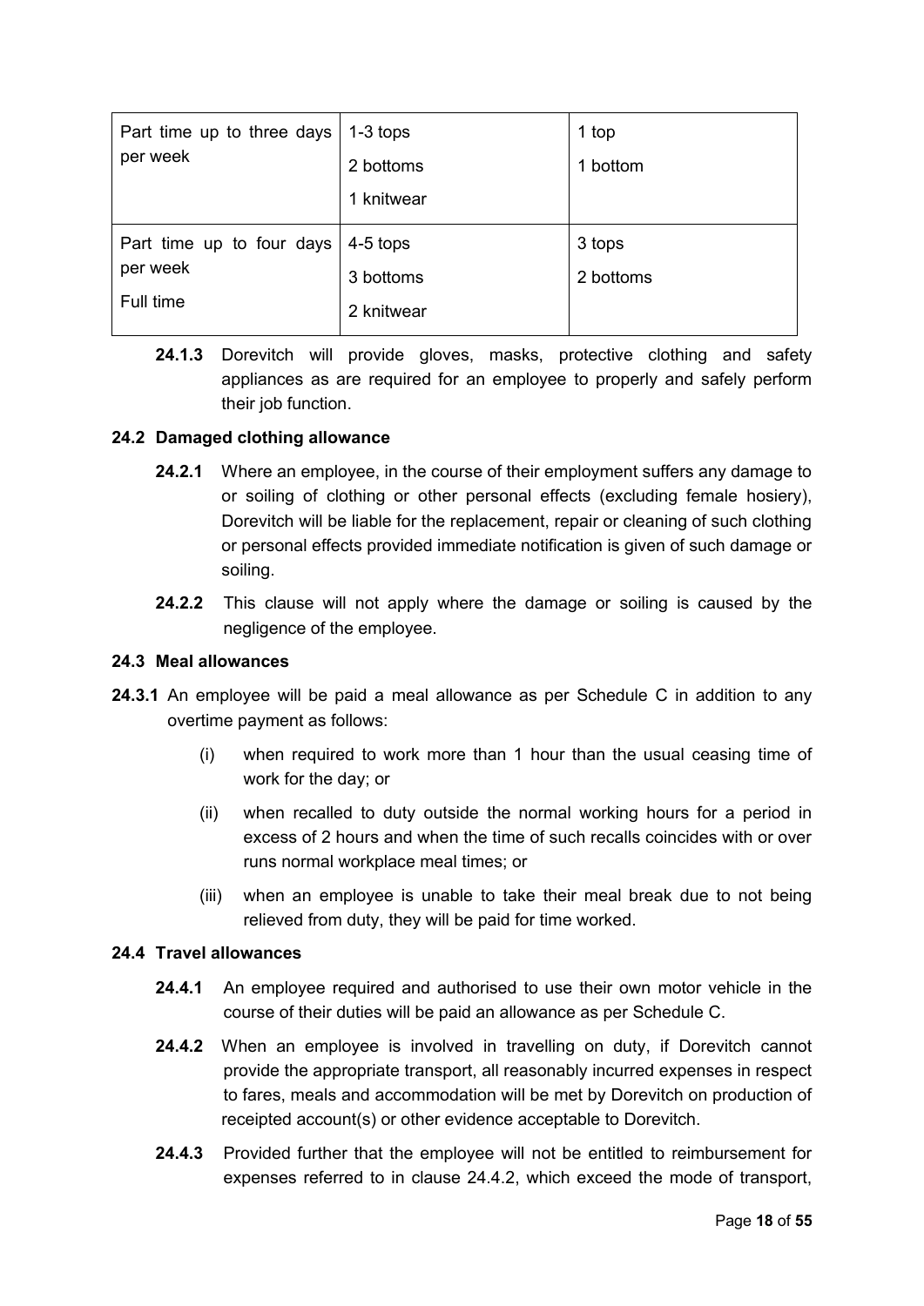| | | |
|---|---|---|
| Part time up to three days per week | 1-3 tops<br>2 bottoms<br>1 knitwear | 1 top<br>1 bottom |
| Part time up to four days per week<br>Full time | 4-5 tops<br>3 bottoms<br>2 knitwear | 3 tops<br>2 bottoms |

**24.1.3** Dorevitch will provide gloves, masks, protective clothing and safety appliances as are required for an employee to properly and safely perform their job function.

### 24.2 Damaged clothing allowance

**24.2.1** Where an employee, in the course of their employment suffers any damage to or soiling of clothing or other personal effects (excluding female hosiery), Dorevitch will be liable for the replacement, repair or cleaning of such clothing or personal effects provided immediate notification is given of such damage or soiling.

**24.2.2** This clause will not apply where the damage or soiling is caused by the negligence of the employee.

### 24.3 Meal allowances

**24.3.1** An employee will be paid a meal allowance as per Schedule C in addition to any overtime payment as follows:

(i) when required to work more than 1 hour than the usual ceasing time of work for the day; or

(ii) when recalled to duty outside the normal working hours for a period in excess of 2 hours and when the time of such recalls coincides with or over runs normal workplace meal times; or

(iii) when an employee is unable to take their meal break due to not being relieved from duty, they will be paid for time worked.

### 24.4 Travel allowances

**24.4.1** An employee required and authorised to use their own motor vehicle in the course of their duties will be paid an allowance as per Schedule C.

**24.4.2** When an employee is involved in travelling on duty, if Dorevitch cannot provide the appropriate transport, all reasonably incurred expenses in respect to fares, meals and accommodation will be met by Dorevitch on production of receipted account(s) or other evidence acceptable to Dorevitch.

**24.4.3** Provided further that the employee will not be entitled to reimbursement for expenses referred to in clause 24.4.2, which exceed the mode of transport,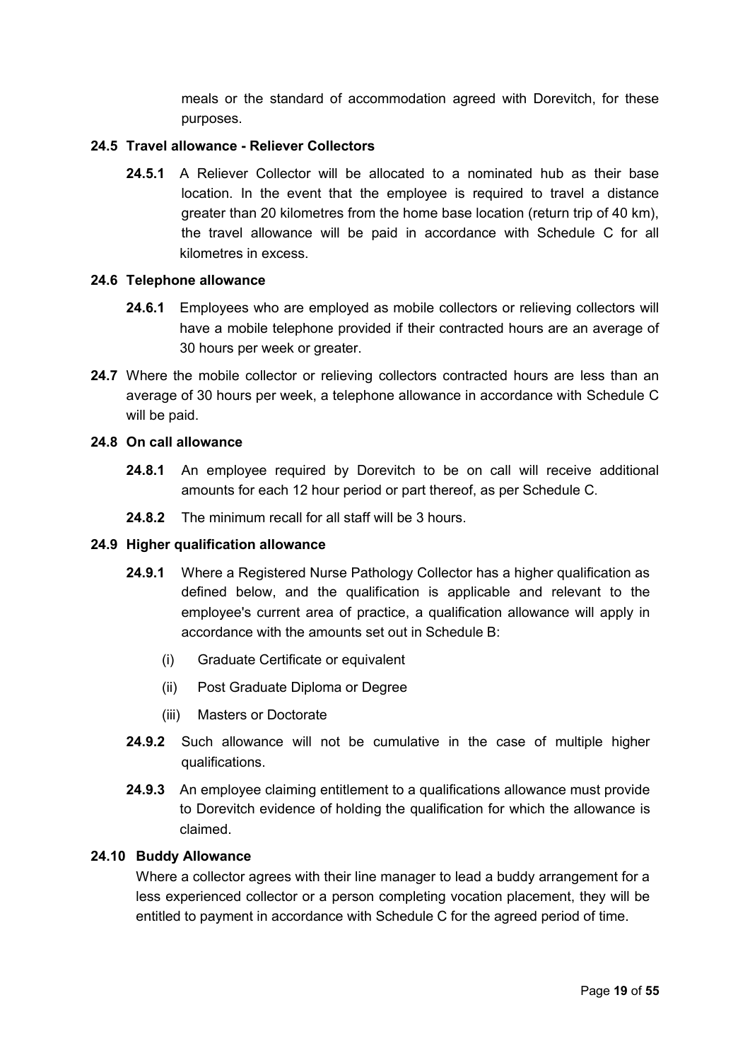meals or the standard of accommodation agreed with Dorevitch, for these purposes.

**24.5 Travel allowance - Reliever Collectors**

**24.5.1** A Reliever Collector will be allocated to a nominated hub as their base location. In the event that the employee is required to travel a distance greater than 20 kilometres from the home base location (return trip of 40 km), the travel allowance will be paid in accordance with Schedule C for all kilometres in excess.

**24.6 Telephone allowance**

**24.6.1** Employees who are employed as mobile collectors or relieving collectors will have a mobile telephone provided if their contracted hours are an average of 30 hours per week or greater.

**24.7** Where the mobile collector or relieving collectors contracted hours are less than an average of 30 hours per week, a telephone allowance in accordance with Schedule C will be paid.

**24.8 On call allowance**

**24.8.1** An employee required by Dorevitch to be on call will receive additional amounts for each 12 hour period or part thereof, as per Schedule C.

**24.8.2** The minimum recall for all staff will be 3 hours.

**24.9 Higher qualification allowance**

**24.9.1** Where a Registered Nurse Pathology Collector has a higher qualification as defined below, and the qualification is applicable and relevant to the employee's current area of practice, a qualification allowance will apply in accordance with the amounts set out in Schedule B:

(i) Graduate Certificate or equivalent

(ii) Post Graduate Diploma or Degree

(iii) Masters or Doctorate

**24.9.2** Such allowance will not be cumulative in the case of multiple higher qualifications.

**24.9.3** An employee claiming entitlement to a qualifications allowance must provide to Dorevitch evidence of holding the qualification for which the allowance is claimed.

**24.10 Buddy Allowance**

Where a collector agrees with their line manager to lead a buddy arrangement for a less experienced collector or a person completing vocation placement, they will be entitled to payment in accordance with Schedule C for the agreed period of time.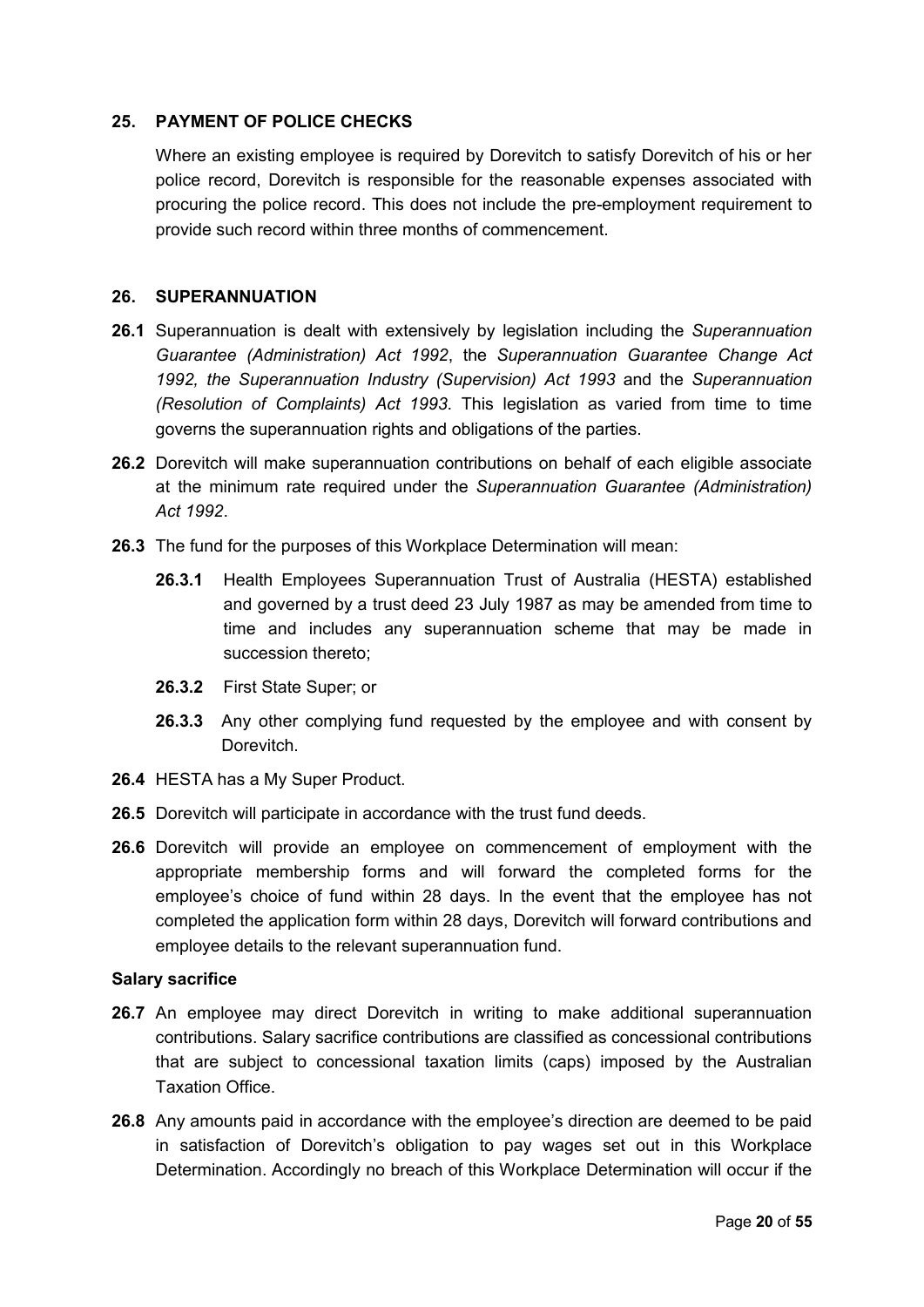## 25. PAYMENT OF POLICE CHECKS

Where an existing employee is required by Dorevitch to satisfy Dorevitch of his or her police record, Dorevitch is responsible for the reasonable expenses associated with procuring the police record. This does not include the pre-employment requirement to provide such record within three months of commencement.

## 26. SUPERANNUATION

**26.1** Superannuation is dealt with extensively by legislation including the *Superannuation Guarantee (Administration) Act 1992*, the *Superannuation Guarantee Change Act 1992, the Superannuation Industry (Supervision) Act 1993* and the *Superannuation (Resolution of Complaints) Act 1993*. This legislation as varied from time to time governs the superannuation rights and obligations of the parties.

**26.2** Dorevitch will make superannuation contributions on behalf of each eligible associate at the minimum rate required under the *Superannuation Guarantee (Administration) Act 1992*.

**26.3** The fund for the purposes of this Workplace Determination will mean:

**26.3.1** Health Employees Superannuation Trust of Australia (HESTA) established and governed by a trust deed 23 July 1987 as may be amended from time to time and includes any superannuation scheme that may be made in succession thereto;

**26.3.2** First State Super; or

**26.3.3** Any other complying fund requested by the employee and with consent by Dorevitch.

**26.4** HESTA has a My Super Product.

**26.5** Dorevitch will participate in accordance with the trust fund deeds.

**26.6** Dorevitch will provide an employee on commencement of employment with the appropriate membership forms and will forward the completed forms for the employee's choice of fund within 28 days. In the event that the employee has not completed the application form within 28 days, Dorevitch will forward contributions and employee details to the relevant superannuation fund.

### Salary sacrifice

**26.7** An employee may direct Dorevitch in writing to make additional superannuation contributions. Salary sacrifice contributions are classified as concessional contributions that are subject to concessional taxation limits (caps) imposed by the Australian Taxation Office.

**26.8** Any amounts paid in accordance with the employee's direction are deemed to be paid in satisfaction of Dorevitch's obligation to pay wages set out in this Workplace Determination. Accordingly no breach of this Workplace Determination will occur if the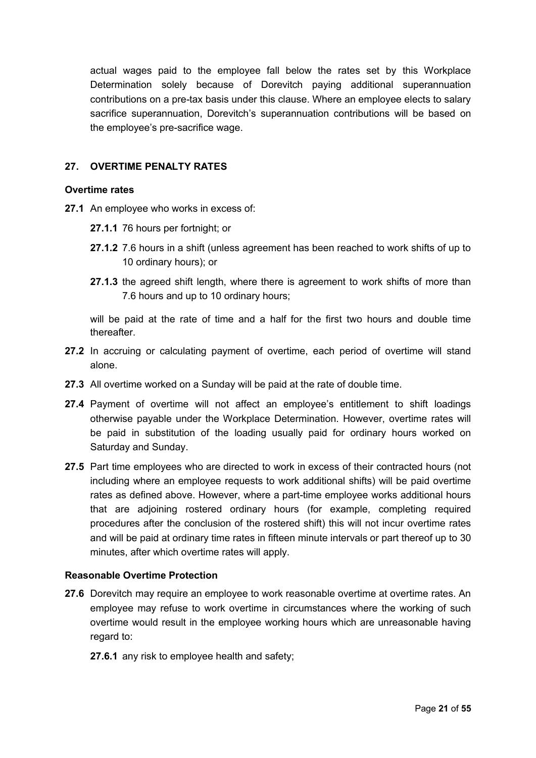actual wages paid to the employee fall below the rates set by this Workplace Determination solely because of Dorevitch paying additional superannuation contributions on a pre-tax basis under this clause. Where an employee elects to salary sacrifice superannuation, Dorevitch's superannuation contributions will be based on the employee's pre-sacrifice wage.

## 27. OVERTIME PENALTY RATES

### Overtime rates

**27.1** An employee who works in excess of:

**27.1.1** 76 hours per fortnight; or

**27.1.2** 7.6 hours in a shift (unless agreement has been reached to work shifts of up to 10 ordinary hours); or

**27.1.3** the agreed shift length, where there is agreement to work shifts of more than 7.6 hours and up to 10 ordinary hours;

will be paid at the rate of time and a half for the first two hours and double time thereafter.

**27.2** In accruing or calculating payment of overtime, each period of overtime will stand alone.

**27.3** All overtime worked on a Sunday will be paid at the rate of double time.

**27.4** Payment of overtime will not affect an employee's entitlement to shift loadings otherwise payable under the Workplace Determination. However, overtime rates will be paid in substitution of the loading usually paid for ordinary hours worked on Saturday and Sunday.

**27.5** Part time employees who are directed to work in excess of their contracted hours (not including where an employee requests to work additional shifts) will be paid overtime rates as defined above. However, where a part-time employee works additional hours that are adjoining rostered ordinary hours (for example, completing required procedures after the conclusion of the rostered shift) this will not incur overtime rates and will be paid at ordinary time rates in fifteen minute intervals or part thereof up to 30 minutes, after which overtime rates will apply.

### Reasonable Overtime Protection

**27.6** Dorevitch may require an employee to work reasonable overtime at overtime rates. An employee may refuse to work overtime in circumstances where the working of such overtime would result in the employee working hours which are unreasonable having regard to:

**27.6.1** any risk to employee health and safety;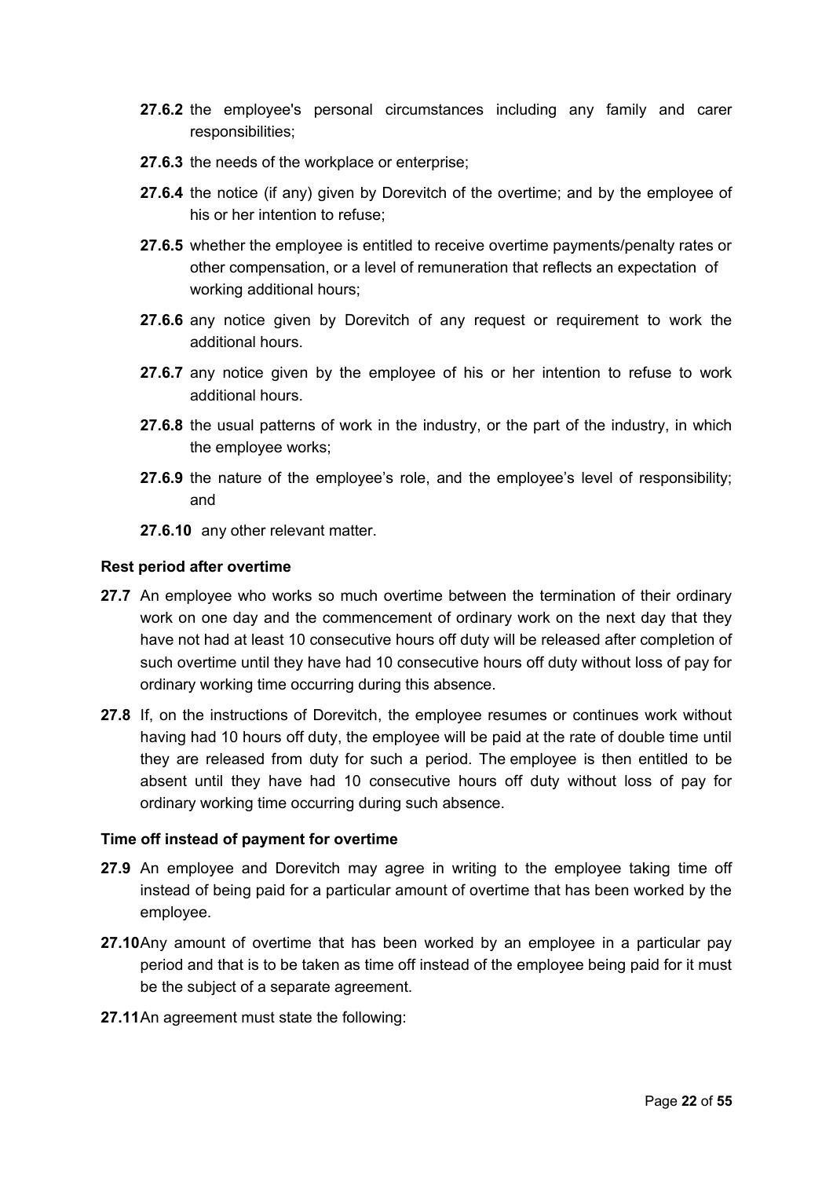**27.6.2** the employee's personal circumstances including any family and carer responsibilities;

**27.6.3** the needs of the workplace or enterprise;

**27.6.4** the notice (if any) given by Dorevitch of the overtime; and by the employee of his or her intention to refuse;

**27.6.5** whether the employee is entitled to receive overtime payments/penalty rates or other compensation, or a level of remuneration that reflects an expectation of working additional hours;

**27.6.6** any notice given by Dorevitch of any request or requirement to work the additional hours.

**27.6.7** any notice given by the employee of his or her intention to refuse to work additional hours.

**27.6.8** the usual patterns of work in the industry, or the part of the industry, in which the employee works;

**27.6.9** the nature of the employee's role, and the employee's level of responsibility; and

**27.6.10** any other relevant matter.

**Rest period after overtime**

**27.7** An employee who works so much overtime between the termination of their ordinary work on one day and the commencement of ordinary work on the next day that they have not had at least 10 consecutive hours off duty will be released after completion of such overtime until they have had 10 consecutive hours off duty without loss of pay for ordinary working time occurring during this absence.

**27.8** If, on the instructions of Dorevitch, the employee resumes or continues work without having had 10 hours off duty, the employee will be paid at the rate of double time until they are released from duty for such a period. The employee is then entitled to be absent until they have had 10 consecutive hours off duty without loss of pay for ordinary working time occurring during such absence.

**Time off instead of payment for overtime**

**27.9** An employee and Dorevitch may agree in writing to the employee taking time off instead of being paid for a particular amount of overtime that has been worked by the employee.

**27.10** Any amount of overtime that has been worked by an employee in a particular pay period and that is to be taken as time off instead of the employee being paid for it must be the subject of a separate agreement.

**27.11** An agreement must state the following: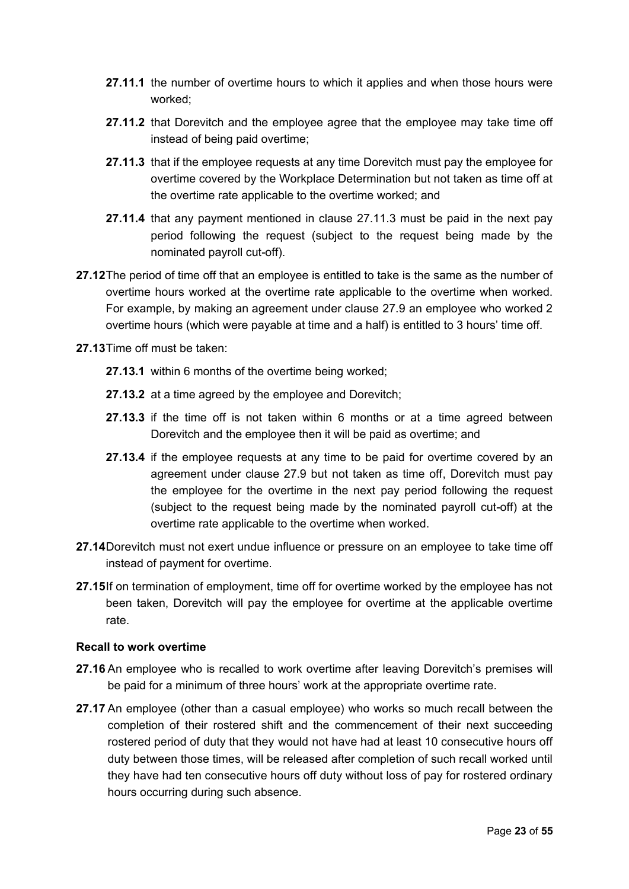**27.11.1** the number of overtime hours to which it applies and when those hours were worked;

**27.11.2** that Dorevitch and the employee agree that the employee may take time off instead of being paid overtime;

**27.11.3** that if the employee requests at any time Dorevitch must pay the employee for overtime covered by the Workplace Determination but not taken as time off at the overtime rate applicable to the overtime worked; and

**27.11.4** that any payment mentioned in clause 27.11.3 must be paid in the next pay period following the request (subject to the request being made by the nominated payroll cut-off).

**27.12** The period of time off that an employee is entitled to take is the same as the number of overtime hours worked at the overtime rate applicable to the overtime when worked. For example, by making an agreement under clause 27.9 an employee who worked 2 overtime hours (which were payable at time and a half) is entitled to 3 hours' time off.

**27.13** Time off must be taken:

**27.13.1** within 6 months of the overtime being worked;

**27.13.2** at a time agreed by the employee and Dorevitch;

**27.13.3** if the time off is not taken within 6 months or at a time agreed between Dorevitch and the employee then it will be paid as overtime; and

**27.13.4** if the employee requests at any time to be paid for overtime covered by an agreement under clause 27.9 but not taken as time off, Dorevitch must pay the employee for the overtime in the next pay period following the request (subject to the request being made by the nominated payroll cut-off) at the overtime rate applicable to the overtime when worked.

**27.14** Dorevitch must not exert undue influence or pressure on an employee to take time off instead of payment for overtime.

**27.15** If on termination of employment, time off for overtime worked by the employee has not been taken, Dorevitch will pay the employee for overtime at the applicable overtime rate.

**Recall to work overtime**

**27.16** An employee who is recalled to work overtime after leaving Dorevitch's premises will be paid for a minimum of three hours' work at the appropriate overtime rate.

**27.17** An employee (other than a casual employee) who works so much recall between the completion of their rostered shift and the commencement of their next succeeding rostered period of duty that they would not have had at least 10 consecutive hours off duty between those times, will be released after completion of such recall worked until they have had ten consecutive hours off duty without loss of pay for rostered ordinary hours occurring during such absence.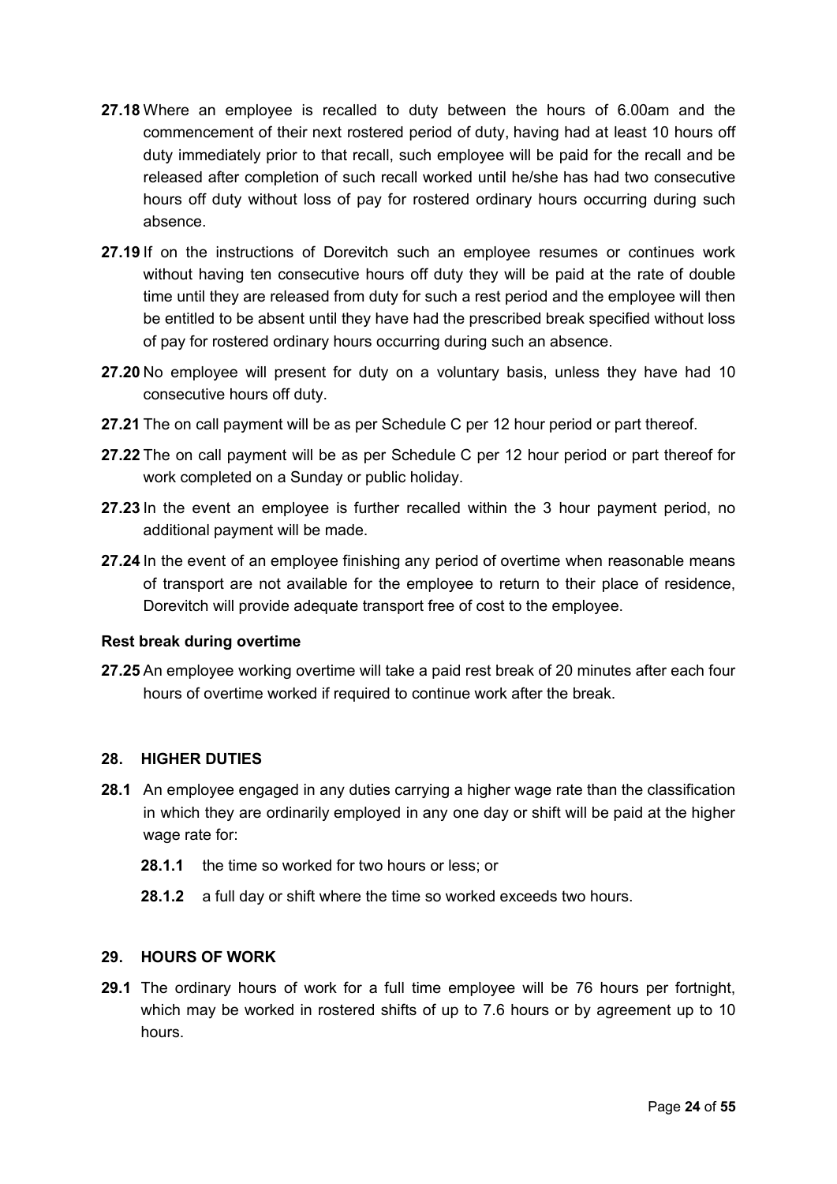**27.18** Where an employee is recalled to duty between the hours of 6.00am and the commencement of their next rostered period of duty, having had at least 10 hours off duty immediately prior to that recall, such employee will be paid for the recall and be released after completion of such recall worked until he/she has had two consecutive hours off duty without loss of pay for rostered ordinary hours occurring during such absence.

**27.19** If on the instructions of Dorevitch such an employee resumes or continues work without having ten consecutive hours off duty they will be paid at the rate of double time until they are released from duty for such a rest period and the employee will then be entitled to be absent until they have had the prescribed break specified without loss of pay for rostered ordinary hours occurring during such an absence.

**27.20** No employee will present for duty on a voluntary basis, unless they have had 10 consecutive hours off duty.

**27.21** The on call payment will be as per Schedule C per 12 hour period or part thereof.

**27.22** The on call payment will be as per Schedule C per 12 hour period or part thereof for work completed on a Sunday or public holiday.

**27.23** In the event an employee is further recalled within the 3 hour payment period, no additional payment will be made.

**27.24** In the event of an employee finishing any period of overtime when reasonable means of transport are not available for the employee to return to their place of residence, Dorevitch will provide adequate transport free of cost to the employee.

**Rest break during overtime**

**27.25** An employee working overtime will take a paid rest break of 20 minutes after each four hours of overtime worked if required to continue work after the break.

## 28. HIGHER DUTIES

**28.1** An employee engaged in any duties carrying a higher wage rate than the classification in which they are ordinarily employed in any one day or shift will be paid at the higher wage rate for:

- **28.1.1** the time so worked for two hours or less; or
- **28.1.2** a full day or shift where the time so worked exceeds two hours.

## 29. HOURS OF WORK

**29.1** The ordinary hours of work for a full time employee will be 76 hours per fortnight, which may be worked in rostered shifts of up to 7.6 hours or by agreement up to 10 hours.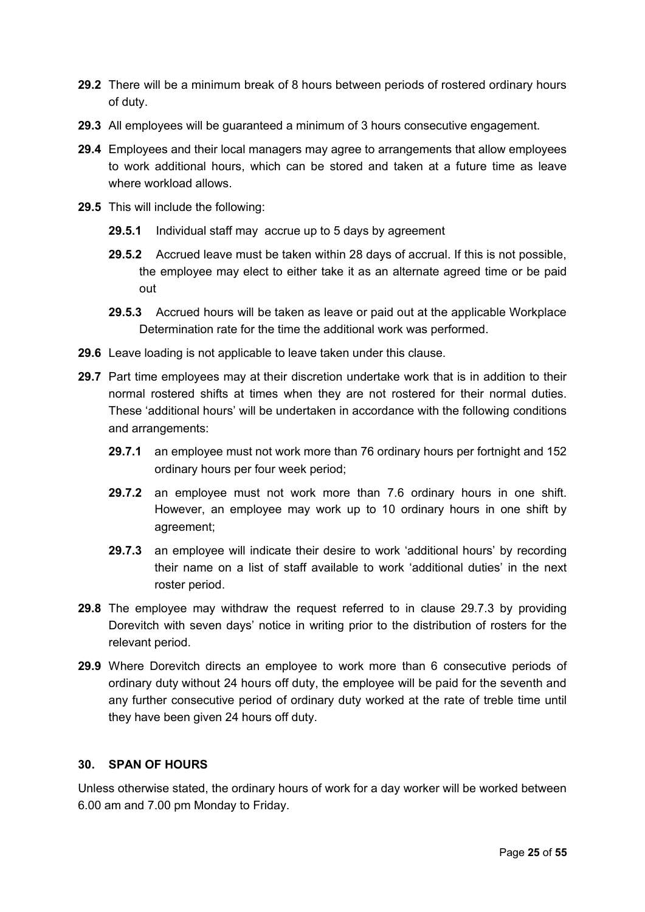**29.2** There will be a minimum break of 8 hours between periods of rostered ordinary hours of duty.

**29.3** All employees will be guaranteed a minimum of 3 hours consecutive engagement.

**29.4** Employees and their local managers may agree to arrangements that allow employees to work additional hours, which can be stored and taken at a future time as leave where workload allows.

**29.5** This will include the following:

- **29.5.1** Individual staff may accrue up to 5 days by agreement
- **29.5.2** Accrued leave must be taken within 28 days of accrual. If this is not possible, the employee may elect to either take it as an alternate agreed time or be paid out
- **29.5.3** Accrued hours will be taken as leave or paid out at the applicable Workplace Determination rate for the time the additional work was performed.

**29.6** Leave loading is not applicable to leave taken under this clause.

**29.7** Part time employees may at their discretion undertake work that is in addition to their normal rostered shifts at times when they are not rostered for their normal duties. These 'additional hours' will be undertaken in accordance with the following conditions and arrangements:

- **29.7.1** an employee must not work more than 76 ordinary hours per fortnight and 152 ordinary hours per four week period;
- **29.7.2** an employee must not work more than 7.6 ordinary hours in one shift. However, an employee may work up to 10 ordinary hours in one shift by agreement;
- **29.7.3** an employee will indicate their desire to work 'additional hours' by recording their name on a list of staff available to work 'additional duties' in the next roster period.

**29.8** The employee may withdraw the request referred to in clause 29.7.3 by providing Dorevitch with seven days' notice in writing prior to the distribution of rosters for the relevant period.

**29.9** Where Dorevitch directs an employee to work more than 6 consecutive periods of ordinary duty without 24 hours off duty, the employee will be paid for the seventh and any further consecutive period of ordinary duty worked at the rate of treble time until they have been given 24 hours off duty.

## 30. SPAN OF HOURS

Unless otherwise stated, the ordinary hours of work for a day worker will be worked between 6.00 am and 7.00 pm Monday to Friday.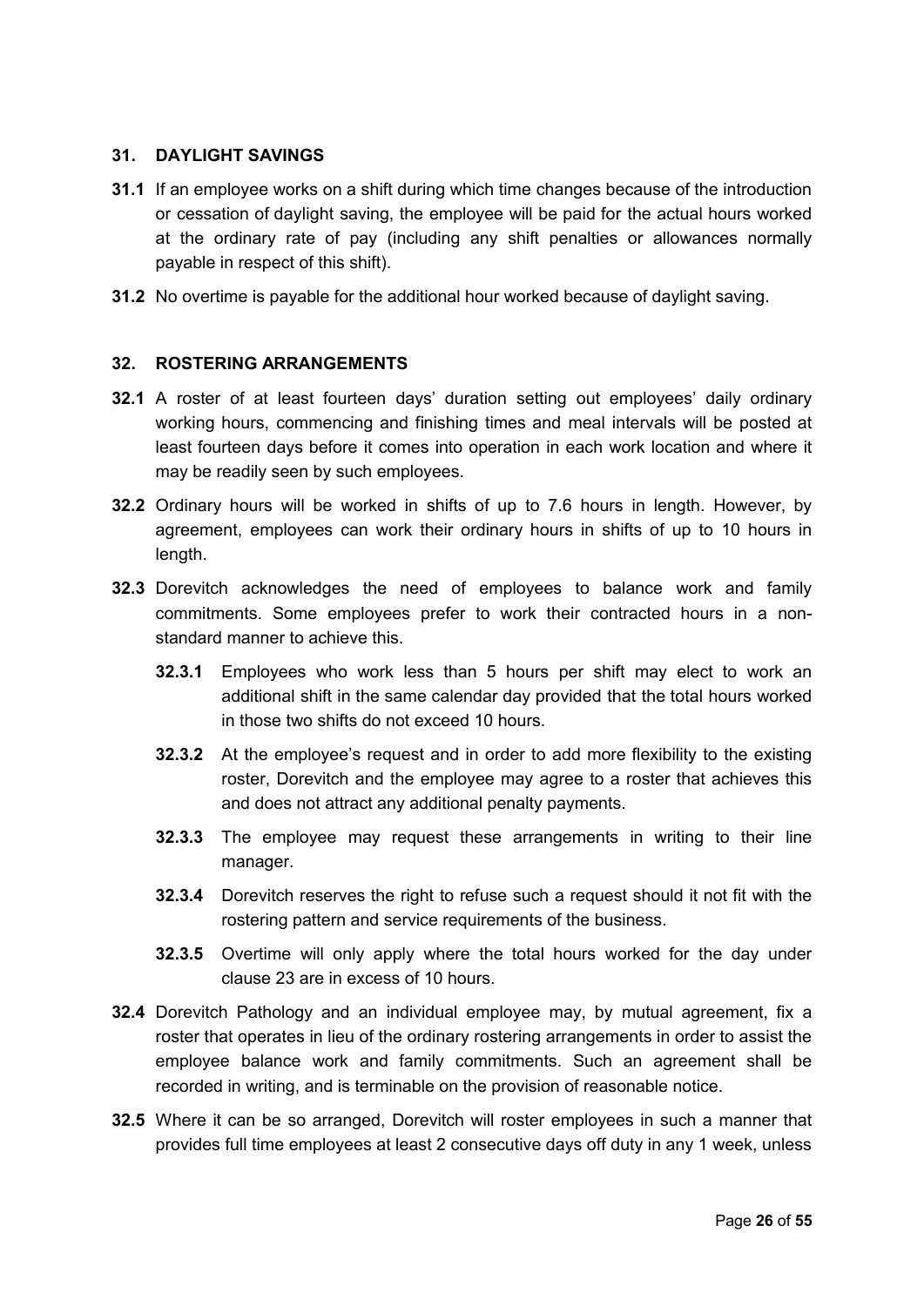## 31. DAYLIGHT SAVINGS

**31.1** If an employee works on a shift during which time changes because of the introduction or cessation of daylight saving, the employee will be paid for the actual hours worked at the ordinary rate of pay (including any shift penalties or allowances normally payable in respect of this shift).

**31.2** No overtime is payable for the additional hour worked because of daylight saving.

## 32. ROSTERING ARRANGEMENTS

**32.1** A roster of at least fourteen days' duration setting out employees' daily ordinary working hours, commencing and finishing times and meal intervals will be posted at least fourteen days before it comes into operation in each work location and where it may be readily seen by such employees.

**32.2** Ordinary hours will be worked in shifts of up to 7.6 hours in length. However, by agreement, employees can work their ordinary hours in shifts of up to 10 hours in length.

**32.3** Dorevitch acknowledges the need of employees to balance work and family commitments. Some employees prefer to work their contracted hours in a non-standard manner to achieve this.

- **32.3.1** Employees who work less than 5 hours per shift may elect to work an additional shift in the same calendar day provided that the total hours worked in those two shifts do not exceed 10 hours.
- **32.3.2** At the employee's request and in order to add more flexibility to the existing roster, Dorevitch and the employee may agree to a roster that achieves this and does not attract any additional penalty payments.
- **32.3.3** The employee may request these arrangements in writing to their line manager.
- **32.3.4** Dorevitch reserves the right to refuse such a request should it not fit with the rostering pattern and service requirements of the business.
- **32.3.5** Overtime will only apply where the total hours worked for the day under clause 23 are in excess of 10 hours.

**32.4** Dorevitch Pathology and an individual employee may, by mutual agreement, fix a roster that operates in lieu of the ordinary rostering arrangements in order to assist the employee balance work and family commitments. Such an agreement shall be recorded in writing, and is terminable on the provision of reasonable notice.

**32.5** Where it can be so arranged, Dorevitch will roster employees in such a manner that provides full time employees at least 2 consecutive days off duty in any 1 week, unless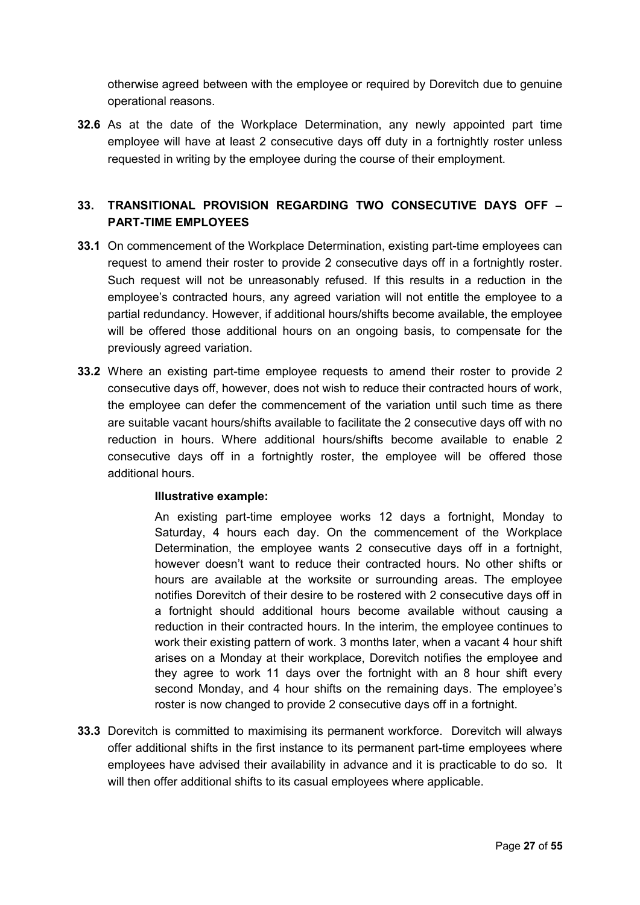otherwise agreed between with the employee or required by Dorevitch due to genuine operational reasons.

**32.6** As at the date of the Workplace Determination, any newly appointed part time employee will have at least 2 consecutive days off duty in a fortnightly roster unless requested in writing by the employee during the course of their employment.

## 33. TRANSITIONAL PROVISION REGARDING TWO CONSECUTIVE DAYS OFF – PART-TIME EMPLOYEES

**33.1** On commencement of the Workplace Determination, existing part-time employees can request to amend their roster to provide 2 consecutive days off in a fortnightly roster. Such request will not be unreasonably refused. If this results in a reduction in the employee's contracted hours, any agreed variation will not entitle the employee to a partial redundancy. However, if additional hours/shifts become available, the employee will be offered those additional hours on an ongoing basis, to compensate for the previously agreed variation.

**33.2** Where an existing part-time employee requests to amend their roster to provide 2 consecutive days off, however, does not wish to reduce their contracted hours of work, the employee can defer the commencement of the variation until such time as there are suitable vacant hours/shifts available to facilitate the 2 consecutive days off with no reduction in hours. Where additional hours/shifts become available to enable 2 consecutive days off in a fortnightly roster, the employee will be offered those additional hours.

> **Illustrative example:**
>
> An existing part-time employee works 12 days a fortnight, Monday to Saturday, 4 hours each day. On the commencement of the Workplace Determination, the employee wants 2 consecutive days off in a fortnight, however doesn't want to reduce their contracted hours. No other shifts or hours are available at the worksite or surrounding areas. The employee notifies Dorevitch of their desire to be rostered with 2 consecutive days off in a fortnight should additional hours become available without causing a reduction in their contracted hours. In the interim, the employee continues to work their existing pattern of work. 3 months later, when a vacant 4 hour shift arises on a Monday at their workplace, Dorevitch notifies the employee and they agree to work 11 days over the fortnight with an 8 hour shift every second Monday, and 4 hour shifts on the remaining days. The employee's roster is now changed to provide 2 consecutive days off in a fortnight.

**33.3** Dorevitch is committed to maximising its permanent workforce. Dorevitch will always offer additional shifts in the first instance to its permanent part-time employees where employees have advised their availability in advance and it is practicable to do so. It will then offer additional shifts to its casual employees where applicable.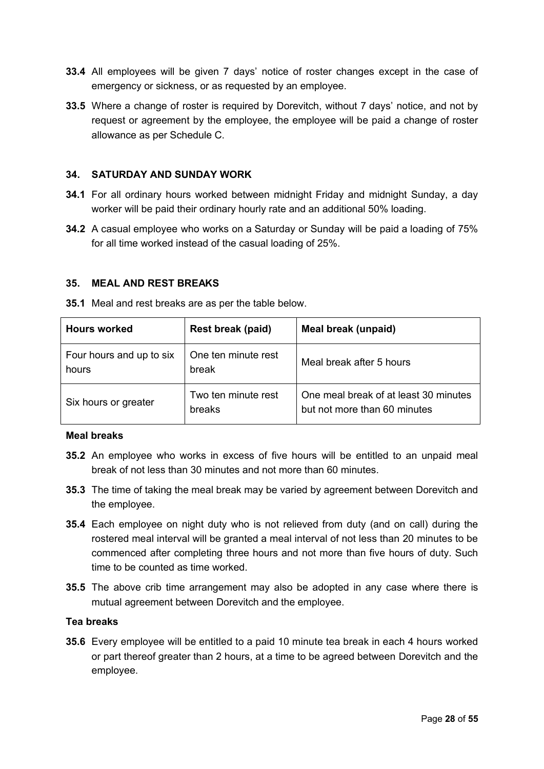**33.4** All employees will be given 7 days' notice of roster changes except in the case of emergency or sickness, or as requested by an employee.

**33.5** Where a change of roster is required by Dorevitch, without 7 days' notice, and not by request or agreement by the employee, the employee will be paid a change of roster allowance as per Schedule C.

## 34. SATURDAY AND SUNDAY WORK

**34.1** For all ordinary hours worked between midnight Friday and midnight Sunday, a day worker will be paid their ordinary hourly rate and an additional 50% loading.

**34.2** A casual employee who works on a Saturday or Sunday will be paid a loading of 75% for all time worked instead of the casual loading of 25%.

## 35. MEAL AND REST BREAKS

**35.1** Meal and rest breaks are as per the table below.

| Hours worked | Rest break (paid) | Meal break (unpaid) |
|---|---|---|
| Four hours and up to six hours | One ten minute rest break | Meal break after 5 hours |
| Six hours or greater | Two ten minute rest breaks | One meal break of at least 30 minutes but not more than 60 minutes |

**Meal breaks**

**35.2** An employee who works in excess of five hours will be entitled to an unpaid meal break of not less than 30 minutes and not more than 60 minutes.

**35.3** The time of taking the meal break may be varied by agreement between Dorevitch and the employee.

**35.4** Each employee on night duty who is not relieved from duty (and on call) during the rostered meal interval will be granted a meal interval of not less than 20 minutes to be commenced after completing three hours and not more than five hours of duty. Such time to be counted as time worked.

**35.5** The above crib time arrangement may also be adopted in any case where there is mutual agreement between Dorevitch and the employee.

**Tea breaks**

**35.6** Every employee will be entitled to a paid 10 minute tea break in each 4 hours worked or part thereof greater than 2 hours, at a time to be agreed between Dorevitch and the employee.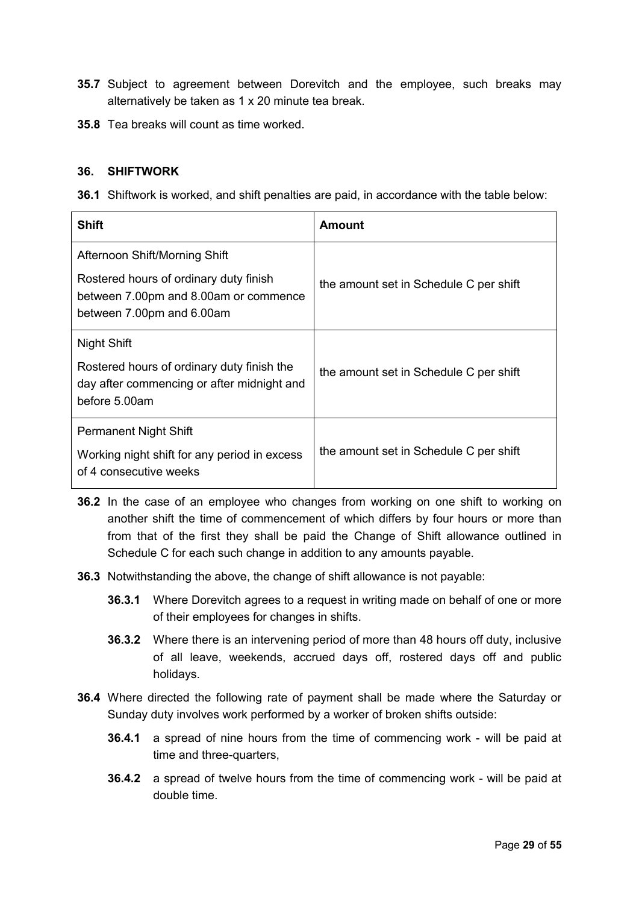**35.7** Subject to agreement between Dorevitch and the employee, such breaks may alternatively be taken as 1 x 20 minute tea break.

**35.8** Tea breaks will count as time worked.

## 36. SHIFTWORK

**36.1** Shiftwork is worked, and shift penalties are paid, in accordance with the table below:

| **Shift** | **Amount** |
|---|---|
| Afternoon Shift/Morning Shift<br><br>Rostered hours of ordinary duty finish between 7.00pm and 8.00am or commence between 7.00pm and 6.00am | the amount set in Schedule C per shift |
| Night Shift<br><br>Rostered hours of ordinary duty finish the day after commencing or after midnight and before 5.00am | the amount set in Schedule C per shift |
| Permanent Night Shift<br><br>Working night shift for any period in excess of 4 consecutive weeks | the amount set in Schedule C per shift |

**36.2** In the case of an employee who changes from working on one shift to working on another shift the time of commencement of which differs by four hours or more than from that of the first they shall be paid the Change of Shift allowance outlined in Schedule C for each such change in addition to any amounts payable.

**36.3** Notwithstanding the above, the change of shift allowance is not payable:

- **36.3.1** Where Dorevitch agrees to a request in writing made on behalf of one or more of their employees for changes in shifts.
- **36.3.2** Where there is an intervening period of more than 48 hours off duty, inclusive of all leave, weekends, accrued days off, rostered days off and public holidays.

**36.4** Where directed the following rate of payment shall be made where the Saturday or Sunday duty involves work performed by a worker of broken shifts outside:

- **36.4.1** a spread of nine hours from the time of commencing work - will be paid at time and three-quarters,
- **36.4.2** a spread of twelve hours from the time of commencing work - will be paid at double time.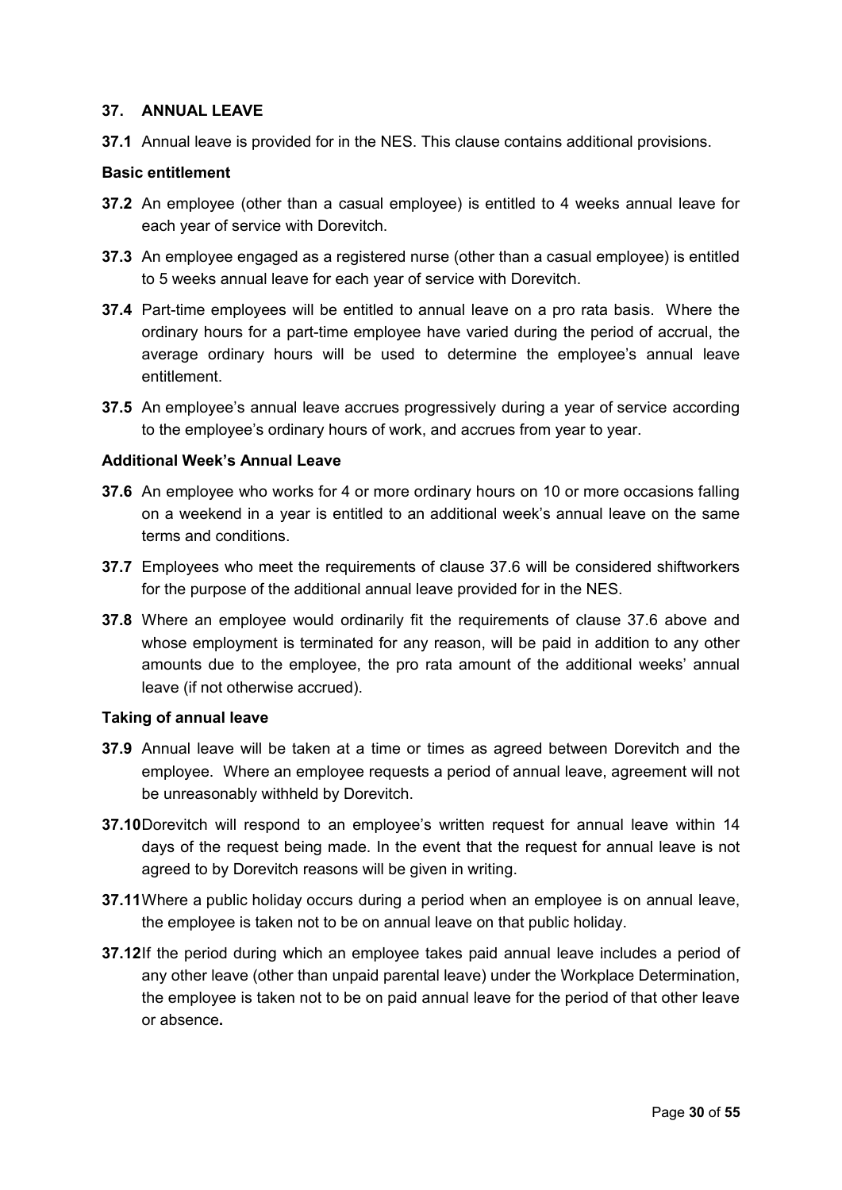## 37. ANNUAL LEAVE

**37.1** Annual leave is provided for in the NES. This clause contains additional provisions.

### Basic entitlement

**37.2** An employee (other than a casual employee) is entitled to 4 weeks annual leave for each year of service with Dorevitch.

**37.3** An employee engaged as a registered nurse (other than a casual employee) is entitled to 5 weeks annual leave for each year of service with Dorevitch.

**37.4** Part-time employees will be entitled to annual leave on a pro rata basis. Where the ordinary hours for a part-time employee have varied during the period of accrual, the average ordinary hours will be used to determine the employee's annual leave entitlement.

**37.5** An employee's annual leave accrues progressively during a year of service according to the employee's ordinary hours of work, and accrues from year to year.

### Additional Week's Annual Leave

**37.6** An employee who works for 4 or more ordinary hours on 10 or more occasions falling on a weekend in a year is entitled to an additional week's annual leave on the same terms and conditions.

**37.7** Employees who meet the requirements of clause 37.6 will be considered shiftworkers for the purpose of the additional annual leave provided for in the NES.

**37.8** Where an employee would ordinarily fit the requirements of clause 37.6 above and whose employment is terminated for any reason, will be paid in addition to any other amounts due to the employee, the pro rata amount of the additional weeks' annual leave (if not otherwise accrued).

### Taking of annual leave

**37.9** Annual leave will be taken at a time or times as agreed between Dorevitch and the employee. Where an employee requests a period of annual leave, agreement will not be unreasonably withheld by Dorevitch.

**37.10** Dorevitch will respond to an employee's written request for annual leave within 14 days of the request being made. In the event that the request for annual leave is not agreed to by Dorevitch reasons will be given in writing.

**37.11** Where a public holiday occurs during a period when an employee is on annual leave, the employee is taken not to be on annual leave on that public holiday.

**37.12** If the period during which an employee takes paid annual leave includes a period of any other leave (other than unpaid parental leave) under the Workplace Determination, the employee is taken not to be on paid annual leave for the period of that other leave or absence**.**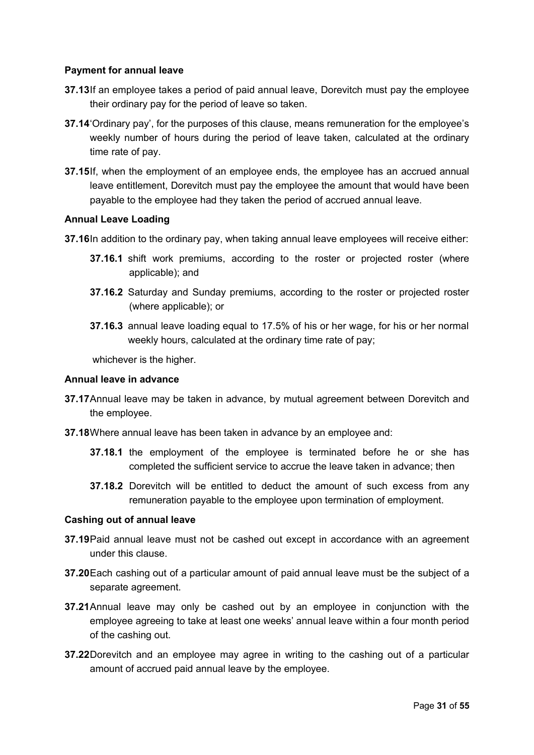**Payment for annual leave**

**37.13** If an employee takes a period of paid annual leave, Dorevitch must pay the employee their ordinary pay for the period of leave so taken.

**37.14** 'Ordinary pay', for the purposes of this clause, means remuneration for the employee's weekly number of hours during the period of leave taken, calculated at the ordinary time rate of pay.

**37.15** If, when the employment of an employee ends, the employee has an accrued annual leave entitlement, Dorevitch must pay the employee the amount that would have been payable to the employee had they taken the period of accrued annual leave.

**Annual Leave Loading**

**37.16** In addition to the ordinary pay, when taking annual leave employees will receive either:

> **37.16.1** shift work premiums, according to the roster or projected roster (where applicable); and
>
> **37.16.2** Saturday and Sunday premiums, according to the roster or projected roster (where applicable); or
>
> **37.16.3** annual leave loading equal to 17.5% of his or her wage, for his or her normal weekly hours, calculated at the ordinary time rate of pay;

whichever is the higher.

**Annual leave in advance**

**37.17** Annual leave may be taken in advance, by mutual agreement between Dorevitch and the employee.

**37.18** Where annual leave has been taken in advance by an employee and:

> **37.18.1** the employment of the employee is terminated before he or she has completed the sufficient service to accrue the leave taken in advance; then
>
> **37.18.2** Dorevitch will be entitled to deduct the amount of such excess from any remuneration payable to the employee upon termination of employment.

**Cashing out of annual leave**

**37.19** Paid annual leave must not be cashed out except in accordance with an agreement under this clause.

**37.20** Each cashing out of a particular amount of paid annual leave must be the subject of a separate agreement.

**37.21** Annual leave may only be cashed out by an employee in conjunction with the employee agreeing to take at least one weeks' annual leave within a four month period of the cashing out.

**37.22** Dorevitch and an employee may agree in writing to the cashing out of a particular amount of accrued paid annual leave by the employee.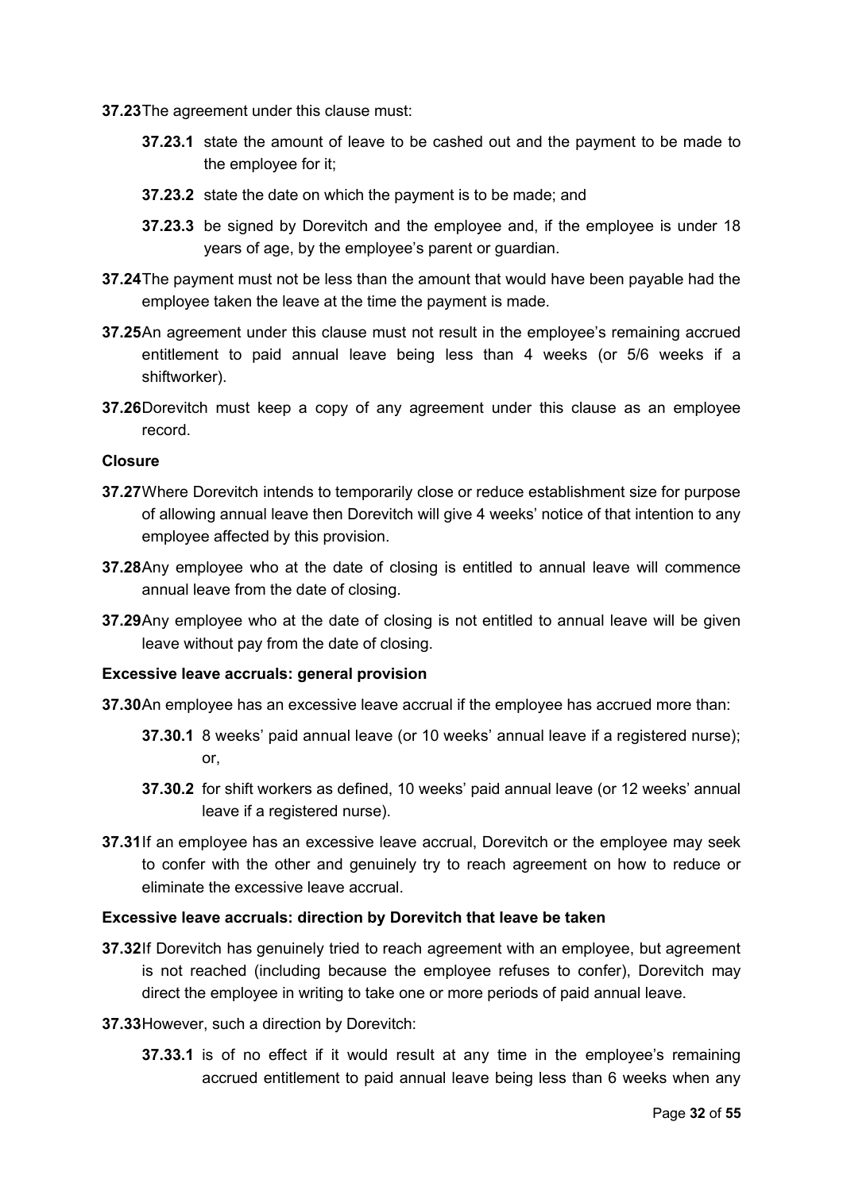**37.23** The agreement under this clause must:

**37.23.1** state the amount of leave to be cashed out and the payment to be made to the employee for it;

**37.23.2** state the date on which the payment is to be made; and

**37.23.3** be signed by Dorevitch and the employee and, if the employee is under 18 years of age, by the employee's parent or guardian.

**37.24** The payment must not be less than the amount that would have been payable had the employee taken the leave at the time the payment is made.

**37.25** An agreement under this clause must not result in the employee's remaining accrued entitlement to paid annual leave being less than 4 weeks (or 5/6 weeks if a shiftworker).

**37.26** Dorevitch must keep a copy of any agreement under this clause as an employee record.

**Closure**

**37.27** Where Dorevitch intends to temporarily close or reduce establishment size for purpose of allowing annual leave then Dorevitch will give 4 weeks' notice of that intention to any employee affected by this provision.

**37.28** Any employee who at the date of closing is entitled to annual leave will commence annual leave from the date of closing.

**37.29** Any employee who at the date of closing is not entitled to annual leave will be given leave without pay from the date of closing.

**Excessive leave accruals: general provision**

**37.30** An employee has an excessive leave accrual if the employee has accrued more than:

**37.30.1** 8 weeks' paid annual leave (or 10 weeks' annual leave if a registered nurse); or,

**37.30.2** for shift workers as defined, 10 weeks' paid annual leave (or 12 weeks' annual leave if a registered nurse).

**37.31** If an employee has an excessive leave accrual, Dorevitch or the employee may seek to confer with the other and genuinely try to reach agreement on how to reduce or eliminate the excessive leave accrual.

**Excessive leave accruals: direction by Dorevitch that leave be taken**

**37.32** If Dorevitch has genuinely tried to reach agreement with an employee, but agreement is not reached (including because the employee refuses to confer), Dorevitch may direct the employee in writing to take one or more periods of paid annual leave.

**37.33** However, such a direction by Dorevitch:

**37.33.1** is of no effect if it would result at any time in the employee's remaining accrued entitlement to paid annual leave being less than 6 weeks when any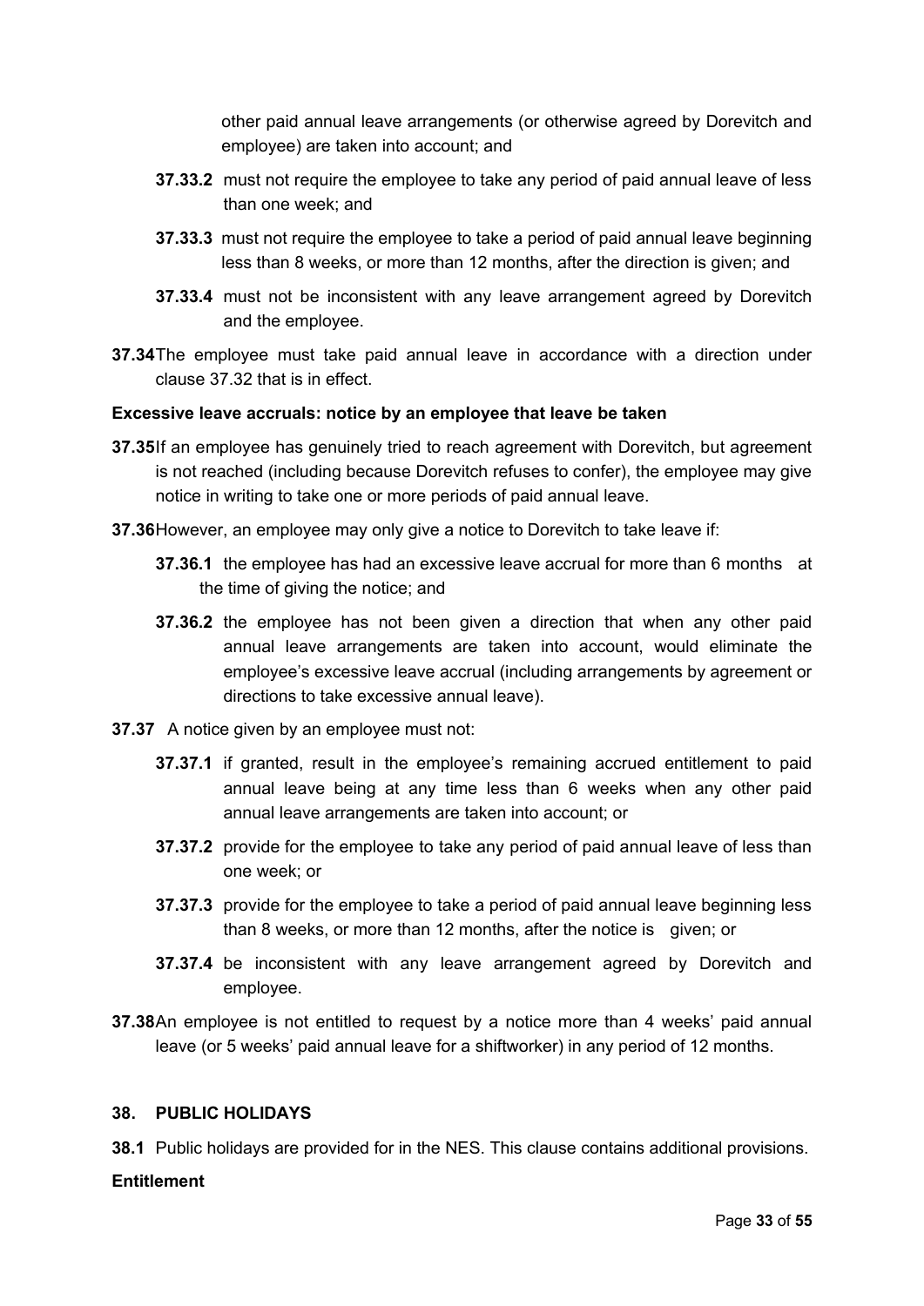other paid annual leave arrangements (or otherwise agreed by Dorevitch and employee) are taken into account; and

**37.33.2** must not require the employee to take any period of paid annual leave of less than one week; and

**37.33.3** must not require the employee to take a period of paid annual leave beginning less than 8 weeks, or more than 12 months, after the direction is given; and

**37.33.4** must not be inconsistent with any leave arrangement agreed by Dorevitch and the employee.

**37.34** The employee must take paid annual leave in accordance with a direction under clause 37.32 that is in effect.

**Excessive leave accruals: notice by an employee that leave be taken**

**37.35** If an employee has genuinely tried to reach agreement with Dorevitch, but agreement is not reached (including because Dorevitch refuses to confer), the employee may give notice in writing to take one or more periods of paid annual leave.

**37.36** However, an employee may only give a notice to Dorevitch to take leave if:

**37.36.1** the employee has had an excessive leave accrual for more than 6 months at the time of giving the notice; and

**37.36.2** the employee has not been given a direction that when any other paid annual leave arrangements are taken into account, would eliminate the employee's excessive leave accrual (including arrangements by agreement or directions to take excessive annual leave).

**37.37** A notice given by an employee must not:

**37.37.1** if granted, result in the employee's remaining accrued entitlement to paid annual leave being at any time less than 6 weeks when any other paid annual leave arrangements are taken into account; or

**37.37.2** provide for the employee to take any period of paid annual leave of less than one week; or

**37.37.3** provide for the employee to take a period of paid annual leave beginning less than 8 weeks, or more than 12 months, after the notice is given; or

**37.37.4** be inconsistent with any leave arrangement agreed by Dorevitch and employee.

**37.38** An employee is not entitled to request by a notice more than 4 weeks' paid annual leave (or 5 weeks' paid annual leave for a shiftworker) in any period of 12 months.

## 38. PUBLIC HOLIDAYS

**38.1** Public holidays are provided for in the NES. This clause contains additional provisions.

**Entitlement**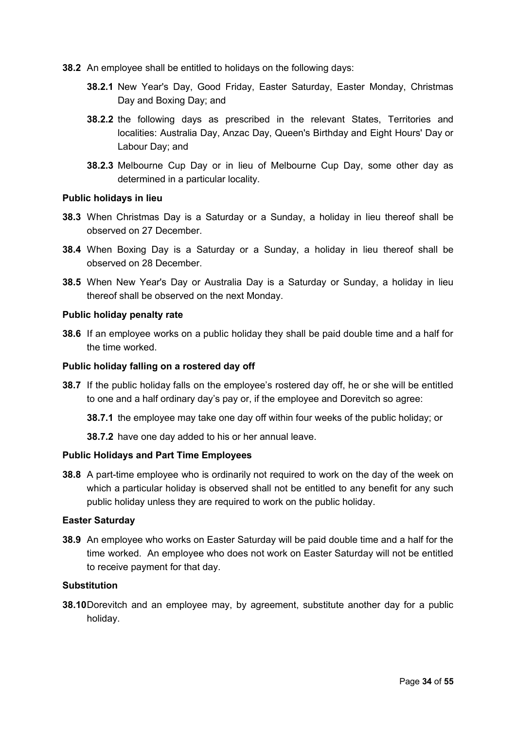**38.2** An employee shall be entitled to holidays on the following days:

**38.2.1** New Year's Day, Good Friday, Easter Saturday, Easter Monday, Christmas Day and Boxing Day; and

**38.2.2** the following days as prescribed in the relevant States, Territories and localities: Australia Day, Anzac Day, Queen's Birthday and Eight Hours' Day or Labour Day; and

**38.2.3** Melbourne Cup Day or in lieu of Melbourne Cup Day, some other day as determined in a particular locality.

**Public holidays in lieu**

**38.3** When Christmas Day is a Saturday or a Sunday, a holiday in lieu thereof shall be observed on 27 December.

**38.4** When Boxing Day is a Saturday or a Sunday, a holiday in lieu thereof shall be observed on 28 December.

**38.5** When New Year's Day or Australia Day is a Saturday or Sunday, a holiday in lieu thereof shall be observed on the next Monday.

**Public holiday penalty rate**

**38.6** If an employee works on a public holiday they shall be paid double time and a half for the time worked.

**Public holiday falling on a rostered day off**

**38.7** If the public holiday falls on the employee's rostered day off, he or she will be entitled to one and a half ordinary day's pay or, if the employee and Dorevitch so agree:

**38.7.1** the employee may take one day off within four weeks of the public holiday; or

**38.7.2** have one day added to his or her annual leave.

**Public Holidays and Part Time Employees**

**38.8** A part-time employee who is ordinarily not required to work on the day of the week on which a particular holiday is observed shall not be entitled to any benefit for any such public holiday unless they are required to work on the public holiday.

**Easter Saturday**

**38.9** An employee who works on Easter Saturday will be paid double time and a half for the time worked. An employee who does not work on Easter Saturday will not be entitled to receive payment for that day.

**Substitution**

**38.10** Dorevitch and an employee may, by agreement, substitute another day for a public holiday.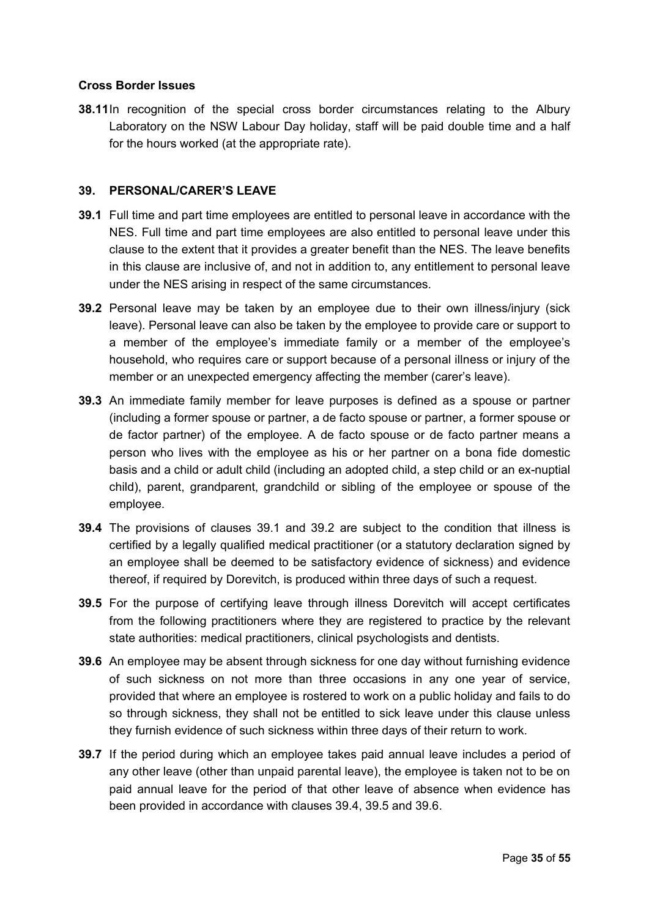**Cross Border Issues**

**38.11** In recognition of the special cross border circumstances relating to the Albury Laboratory on the NSW Labour Day holiday, staff will be paid double time and a half for the hours worked (at the appropriate rate).

## 39. PERSONAL/CARER'S LEAVE

**39.1** Full time and part time employees are entitled to personal leave in accordance with the NES. Full time and part time employees are also entitled to personal leave under this clause to the extent that it provides a greater benefit than the NES. The leave benefits in this clause are inclusive of, and not in addition to, any entitlement to personal leave under the NES arising in respect of the same circumstances.

**39.2** Personal leave may be taken by an employee due to their own illness/injury (sick leave). Personal leave can also be taken by the employee to provide care or support to a member of the employee's immediate family or a member of the employee's household, who requires care or support because of a personal illness or injury of the member or an unexpected emergency affecting the member (carer's leave).

**39.3** An immediate family member for leave purposes is defined as a spouse or partner (including a former spouse or partner, a de facto spouse or partner, a former spouse or de factor partner) of the employee. A de facto spouse or de facto partner means a person who lives with the employee as his or her partner on a bona fide domestic basis and a child or adult child (including an adopted child, a step child or an ex-nuptial child), parent, grandparent, grandchild or sibling of the employee or spouse of the employee.

**39.4** The provisions of clauses 39.1 and 39.2 are subject to the condition that illness is certified by a legally qualified medical practitioner (or a statutory declaration signed by an employee shall be deemed to be satisfactory evidence of sickness) and evidence thereof, if required by Dorevitch, is produced within three days of such a request.

**39.5** For the purpose of certifying leave through illness Dorevitch will accept certificates from the following practitioners where they are registered to practice by the relevant state authorities: medical practitioners, clinical psychologists and dentists.

**39.6** An employee may be absent through sickness for one day without furnishing evidence of such sickness on not more than three occasions in any one year of service, provided that where an employee is rostered to work on a public holiday and fails to do so through sickness, they shall not be entitled to sick leave under this clause unless they furnish evidence of such sickness within three days of their return to work.

**39.7** If the period during which an employee takes paid annual leave includes a period of any other leave (other than unpaid parental leave), the employee is taken not to be on paid annual leave for the period of that other leave of absence when evidence has been provided in accordance with clauses 39.4, 39.5 and 39.6.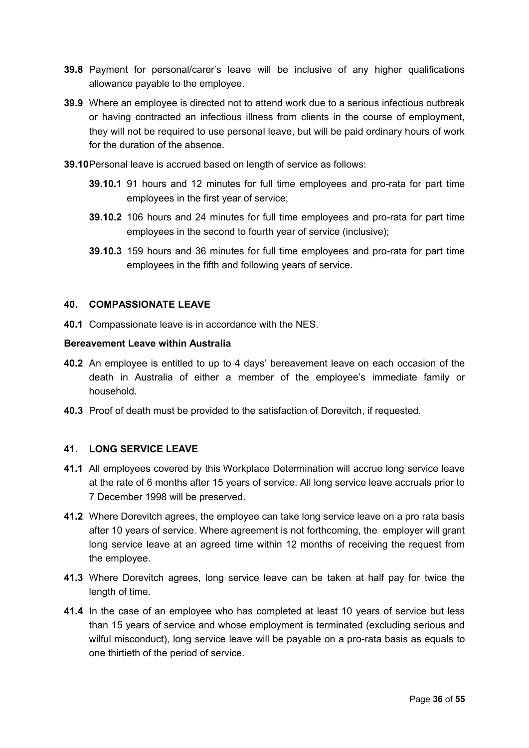**39.8** Payment for personal/carer's leave will be inclusive of any higher qualifications allowance payable to the employee.

**39.9** Where an employee is directed not to attend work due to a serious infectious outbreak or having contracted an infectious illness from clients in the course of employment, they will not be required to use personal leave, but will be paid ordinary hours of work for the duration of the absence.

**39.10** Personal leave is accrued based on length of service as follows:

- **39.10.1** 91 hours and 12 minutes for full time employees and pro-rata for part time employees in the first year of service;
- **39.10.2** 106 hours and 24 minutes for full time employees and pro-rata for part time employees in the second to fourth year of service (inclusive);
- **39.10.3** 159 hours and 36 minutes for full time employees and pro-rata for part time employees in the fifth and following years of service.

## 40. COMPASSIONATE LEAVE

**40.1** Compassionate leave is in accordance with the NES.

### Bereavement Leave within Australia

**40.2** An employee is entitled to up to 4 days' bereavement leave on each occasion of the death in Australia of either a member of the employee's immediate family or household.

**40.3** Proof of death must be provided to the satisfaction of Dorevitch, if requested.

## 41. LONG SERVICE LEAVE

**41.1** All employees covered by this Workplace Determination will accrue long service leave at the rate of 6 months after 15 years of service. All long service leave accruals prior to 7 December 1998 will be preserved.

**41.2** Where Dorevitch agrees, the employee can take long service leave on a pro rata basis after 10 years of service. Where agreement is not forthcoming, the employer will grant long service leave at an agreed time within 12 months of receiving the request from the employee.

**41.3** Where Dorevitch agrees, long service leave can be taken at half pay for twice the length of time.

**41.4** In the case of an employee who has completed at least 10 years of service but less than 15 years of service and whose employment is terminated (excluding serious and wilful misconduct), long service leave will be payable on a pro-rata basis as equals to one thirtieth of the period of service.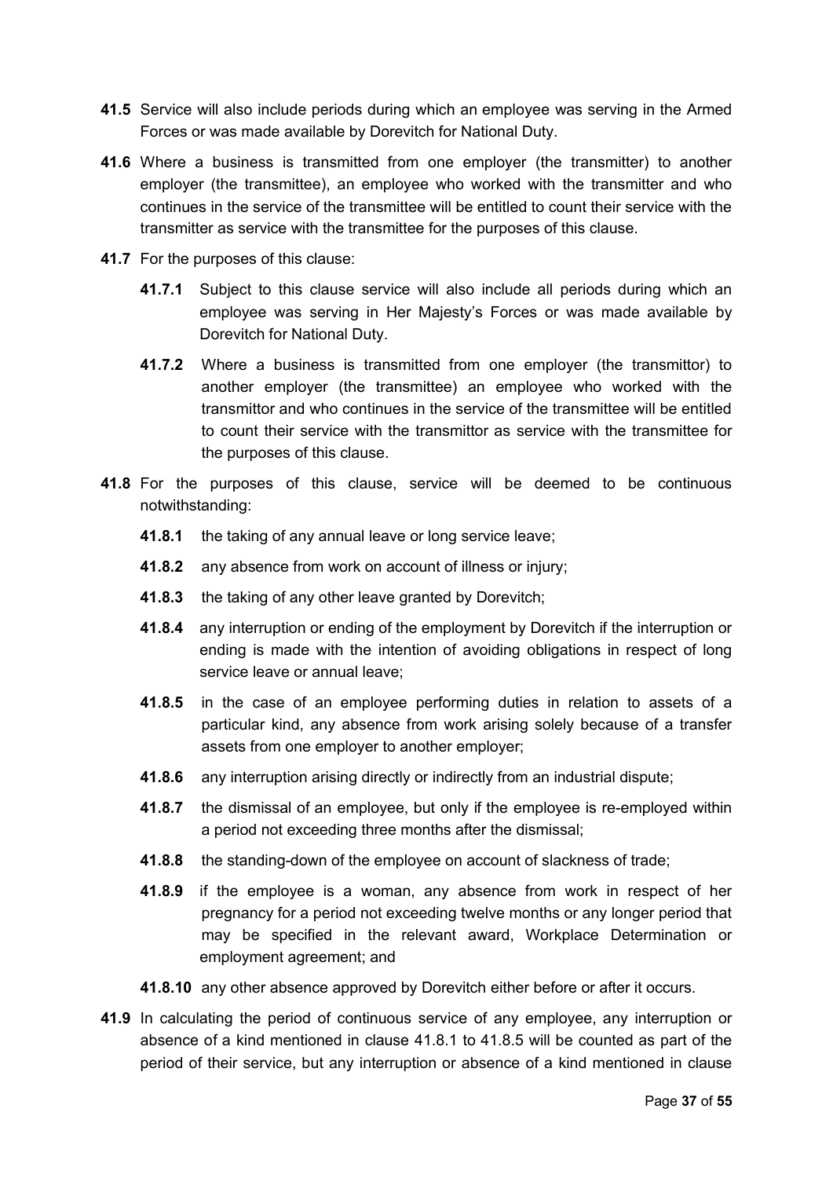**41.5** Service will also include periods during which an employee was serving in the Armed Forces or was made available by Dorevitch for National Duty.

**41.6** Where a business is transmitted from one employer (the transmitter) to another employer (the transmittee), an employee who worked with the transmitter and who continues in the service of the transmittee will be entitled to count their service with the transmitter as service with the transmittee for the purposes of this clause.

**41.7** For the purposes of this clause:

**41.7.1** Subject to this clause service will also include all periods during which an employee was serving in Her Majesty's Forces or was made available by Dorevitch for National Duty.

**41.7.2** Where a business is transmitted from one employer (the transmittor) to another employer (the transmittee) an employee who worked with the transmittor and who continues in the service of the transmittee will be entitled to count their service with the transmittor as service with the transmittee for the purposes of this clause.

**41.8** For the purposes of this clause, service will be deemed to be continuous notwithstanding:

**41.8.1** the taking of any annual leave or long service leave;

**41.8.2** any absence from work on account of illness or injury;

**41.8.3** the taking of any other leave granted by Dorevitch;

**41.8.4** any interruption or ending of the employment by Dorevitch if the interruption or ending is made with the intention of avoiding obligations in respect of long service leave or annual leave;

**41.8.5** in the case of an employee performing duties in relation to assets of a particular kind, any absence from work arising solely because of a transfer assets from one employer to another employer;

**41.8.6** any interruption arising directly or indirectly from an industrial dispute;

**41.8.7** the dismissal of an employee, but only if the employee is re-employed within a period not exceeding three months after the dismissal;

**41.8.8** the standing-down of the employee on account of slackness of trade;

**41.8.9** if the employee is a woman, any absence from work in respect of her pregnancy for a period not exceeding twelve months or any longer period that may be specified in the relevant award, Workplace Determination or employment agreement; and

**41.8.10** any other absence approved by Dorevitch either before or after it occurs.

**41.9** In calculating the period of continuous service of any employee, any interruption or absence of a kind mentioned in clause 41.8.1 to 41.8.5 will be counted as part of the period of their service, but any interruption or absence of a kind mentioned in clause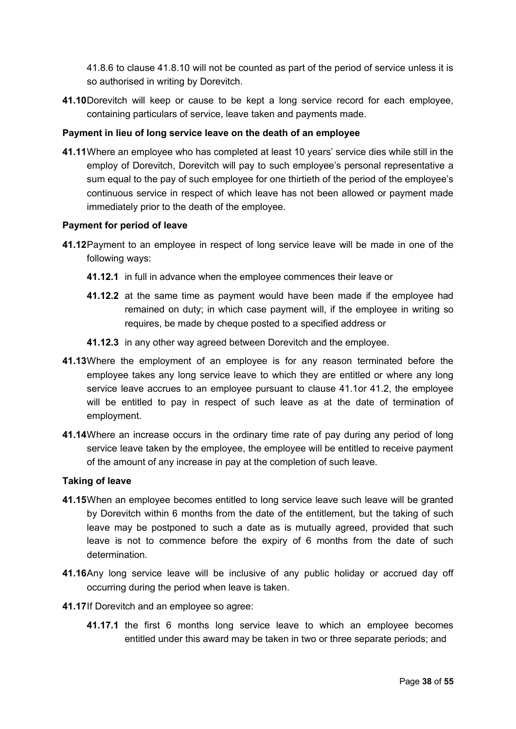41.8.6 to clause 41.8.10 will not be counted as part of the period of service unless it is so authorised in writing by Dorevitch.

**41.10** Dorevitch will keep or cause to be kept a long service record for each employee, containing particulars of service, leave taken and payments made.

**Payment in lieu of long service leave on the death of an employee**

**41.11** Where an employee who has completed at least 10 years' service dies while still in the employ of Dorevitch, Dorevitch will pay to such employee's personal representative a sum equal to the pay of such employee for one thirtieth of the period of the employee's continuous service in respect of which leave has not been allowed or payment made immediately prior to the death of the employee.

**Payment for period of leave**

**41.12** Payment to an employee in respect of long service leave will be made in one of the following ways:

**41.12.1** in full in advance when the employee commences their leave or

**41.12.2** at the same time as payment would have been made if the employee had remained on duty; in which case payment will, if the employee in writing so requires, be made by cheque posted to a specified address or

**41.12.3** in any other way agreed between Dorevitch and the employee.

**41.13** Where the employment of an employee is for any reason terminated before the employee takes any long service leave to which they are entitled or where any long service leave accrues to an employee pursuant to clause 41.1or 41.2, the employee will be entitled to pay in respect of such leave as at the date of termination of employment.

**41.14** Where an increase occurs in the ordinary time rate of pay during any period of long service leave taken by the employee, the employee will be entitled to receive payment of the amount of any increase in pay at the completion of such leave.

**Taking of leave**

**41.15** When an employee becomes entitled to long service leave such leave will be granted by Dorevitch within 6 months from the date of the entitlement, but the taking of such leave may be postponed to such a date as is mutually agreed, provided that such leave is not to commence before the expiry of 6 months from the date of such determination.

**41.16** Any long service leave will be inclusive of any public holiday or accrued day off occurring during the period when leave is taken.

**41.17** If Dorevitch and an employee so agree:

**41.17.1** the first 6 months long service leave to which an employee becomes entitled under this award may be taken in two or three separate periods; and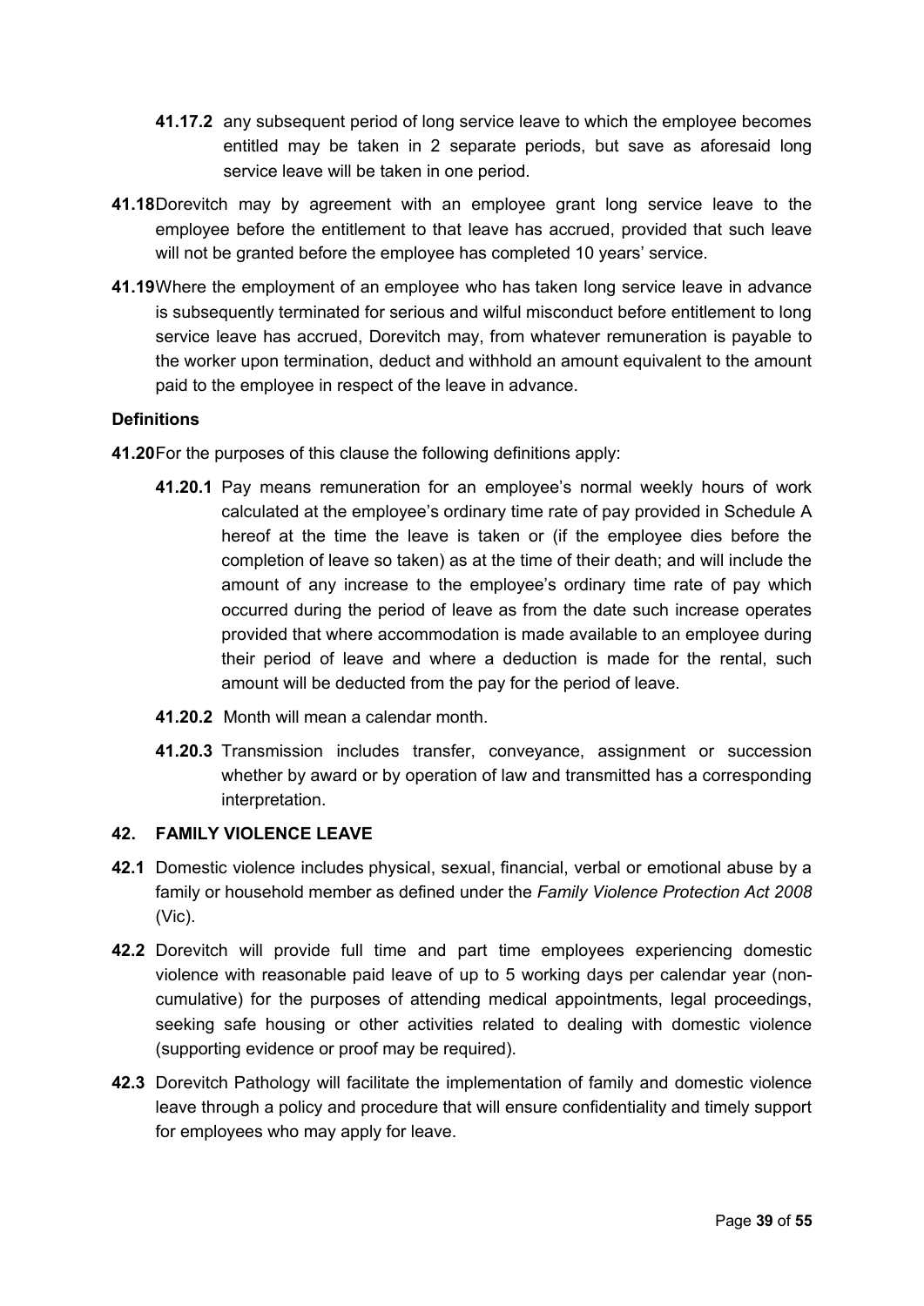**41.17.2** any subsequent period of long service leave to which the employee becomes entitled may be taken in 2 separate periods, but save as aforesaid long service leave will be taken in one period.

**41.18** Dorevitch may by agreement with an employee grant long service leave to the employee before the entitlement to that leave has accrued, provided that such leave will not be granted before the employee has completed 10 years' service.

**41.19** Where the employment of an employee who has taken long service leave in advance is subsequently terminated for serious and wilful misconduct before entitlement to long service leave has accrued, Dorevitch may, from whatever remuneration is payable to the worker upon termination, deduct and withhold an amount equivalent to the amount paid to the employee in respect of the leave in advance.

**Definitions**

**41.20** For the purposes of this clause the following definitions apply:

**41.20.1** Pay means remuneration for an employee's normal weekly hours of work calculated at the employee's ordinary time rate of pay provided in Schedule A hereof at the time the leave is taken or (if the employee dies before the completion of leave so taken) as at the time of their death; and will include the amount of any increase to the employee's ordinary time rate of pay which occurred during the period of leave as from the date such increase operates provided that where accommodation is made available to an employee during their period of leave and where a deduction is made for the rental, such amount will be deducted from the pay for the period of leave.

**41.20.2** Month will mean a calendar month.

**41.20.3** Transmission includes transfer, conveyance, assignment or succession whether by award or by operation of law and transmitted has a corresponding interpretation.

## 42. FAMILY VIOLENCE LEAVE

**42.1** Domestic violence includes physical, sexual, financial, verbal or emotional abuse by a family or household member as defined under the *Family Violence Protection Act 2008* (Vic).

**42.2** Dorevitch will provide full time and part time employees experiencing domestic violence with reasonable paid leave of up to 5 working days per calendar year (non-cumulative) for the purposes of attending medical appointments, legal proceedings, seeking safe housing or other activities related to dealing with domestic violence (supporting evidence or proof may be required).

**42.3** Dorevitch Pathology will facilitate the implementation of family and domestic violence leave through a policy and procedure that will ensure confidentiality and timely support for employees who may apply for leave.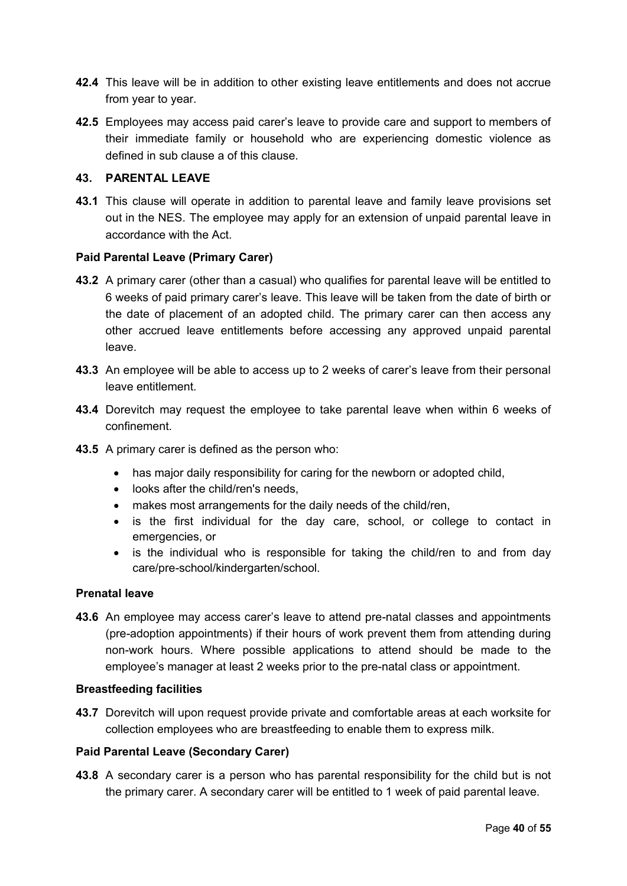**42.4** This leave will be in addition to other existing leave entitlements and does not accrue from year to year.

**42.5** Employees may access paid carer's leave to provide care and support to members of their immediate family or household who are experiencing domestic violence as defined in sub clause a of this clause.

## 43. PARENTAL LEAVE

**43.1** This clause will operate in addition to parental leave and family leave provisions set out in the NES. The employee may apply for an extension of unpaid parental leave in accordance with the Act.

### Paid Parental Leave (Primary Carer)

**43.2** A primary carer (other than a casual) who qualifies for parental leave will be entitled to 6 weeks of paid primary carer's leave. This leave will be taken from the date of birth or the date of placement of an adopted child. The primary carer can then access any other accrued leave entitlements before accessing any approved unpaid parental leave.

**43.3** An employee will be able to access up to 2 weeks of carer's leave from their personal leave entitlement.

**43.4** Dorevitch may request the employee to take parental leave when within 6 weeks of confinement.

**43.5** A primary carer is defined as the person who:

- has major daily responsibility for caring for the newborn or adopted child,
- looks after the child/ren's needs,
- makes most arrangements for the daily needs of the child/ren,
- is the first individual for the day care, school, or college to contact in emergencies, or
- is the individual who is responsible for taking the child/ren to and from day care/pre-school/kindergarten/school.

### Prenatal leave

**43.6** An employee may access carer's leave to attend pre-natal classes and appointments (pre-adoption appointments) if their hours of work prevent them from attending during non-work hours. Where possible applications to attend should be made to the employee's manager at least 2 weeks prior to the pre-natal class or appointment.

### Breastfeeding facilities

**43.7** Dorevitch will upon request provide private and comfortable areas at each worksite for collection employees who are breastfeeding to enable them to express milk.

### Paid Parental Leave (Secondary Carer)

**43.8** A secondary carer is a person who has parental responsibility for the child but is not the primary carer. A secondary carer will be entitled to 1 week of paid parental leave.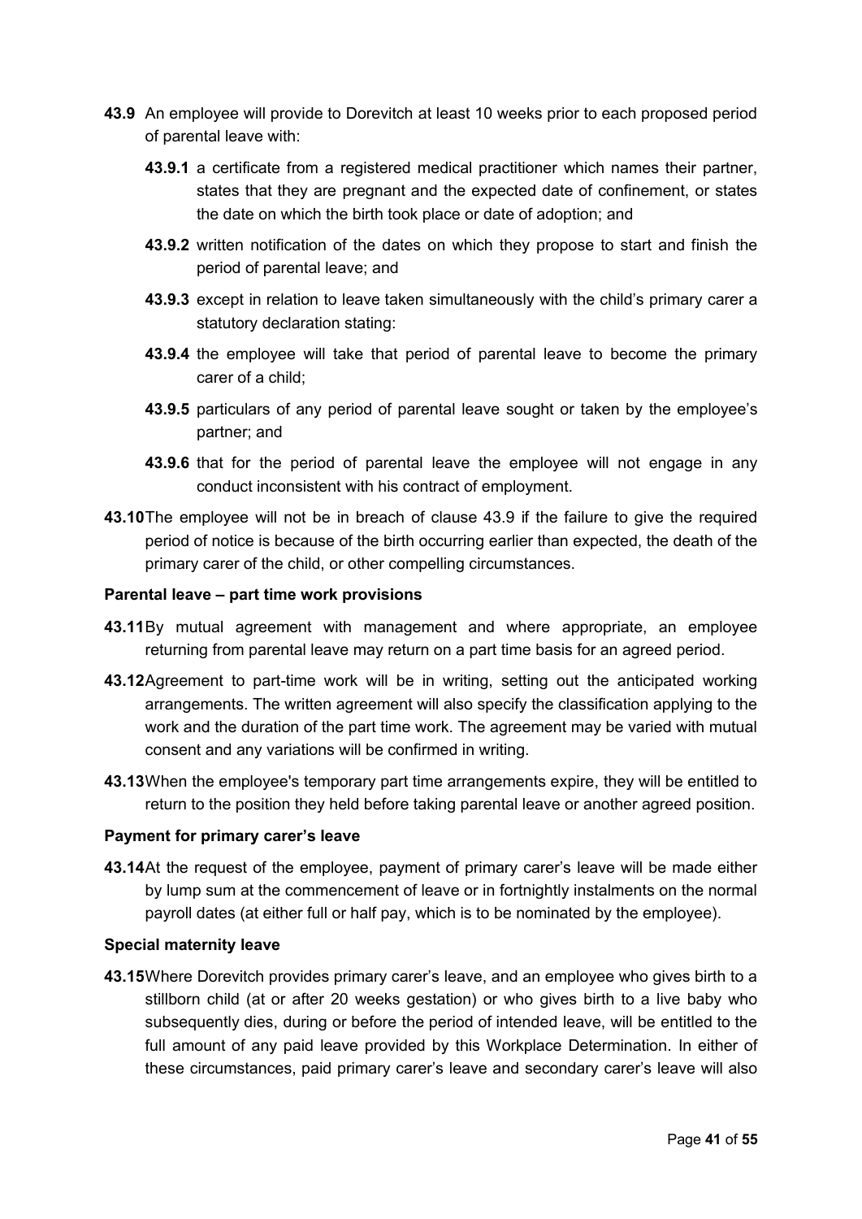**43.9** An employee will provide to Dorevitch at least 10 weeks prior to each proposed period of parental leave with:

**43.9.1** a certificate from a registered medical practitioner which names their partner, states that they are pregnant and the expected date of confinement, or states the date on which the birth took place or date of adoption; and

**43.9.2** written notification of the dates on which they propose to start and finish the period of parental leave; and

**43.9.3** except in relation to leave taken simultaneously with the child's primary carer a statutory declaration stating:

**43.9.4** the employee will take that period of parental leave to become the primary carer of a child;

**43.9.5** particulars of any period of parental leave sought or taken by the employee's partner; and

**43.9.6** that for the period of parental leave the employee will not engage in any conduct inconsistent with his contract of employment.

**43.10** The employee will not be in breach of clause 43.9 if the failure to give the required period of notice is because of the birth occurring earlier than expected, the death of the primary carer of the child, or other compelling circumstances.

**Parental leave – part time work provisions**

**43.11** By mutual agreement with management and where appropriate, an employee returning from parental leave may return on a part time basis for an agreed period.

**43.12** Agreement to part-time work will be in writing, setting out the anticipated working arrangements. The written agreement will also specify the classification applying to the work and the duration of the part time work. The agreement may be varied with mutual consent and any variations will be confirmed in writing.

**43.13** When the employee's temporary part time arrangements expire, they will be entitled to return to the position they held before taking parental leave or another agreed position.

**Payment for primary carer's leave**

**43.14** At the request of the employee, payment of primary carer's leave will be made either by lump sum at the commencement of leave or in fortnightly instalments on the normal payroll dates (at either full or half pay, which is to be nominated by the employee).

**Special maternity leave**

**43.15** Where Dorevitch provides primary carer's leave, and an employee who gives birth to a stillborn child (at or after 20 weeks gestation) or who gives birth to a live baby who subsequently dies, during or before the period of intended leave, will be entitled to the full amount of any paid leave provided by this Workplace Determination. In either of these circumstances, paid primary carer's leave and secondary carer's leave will also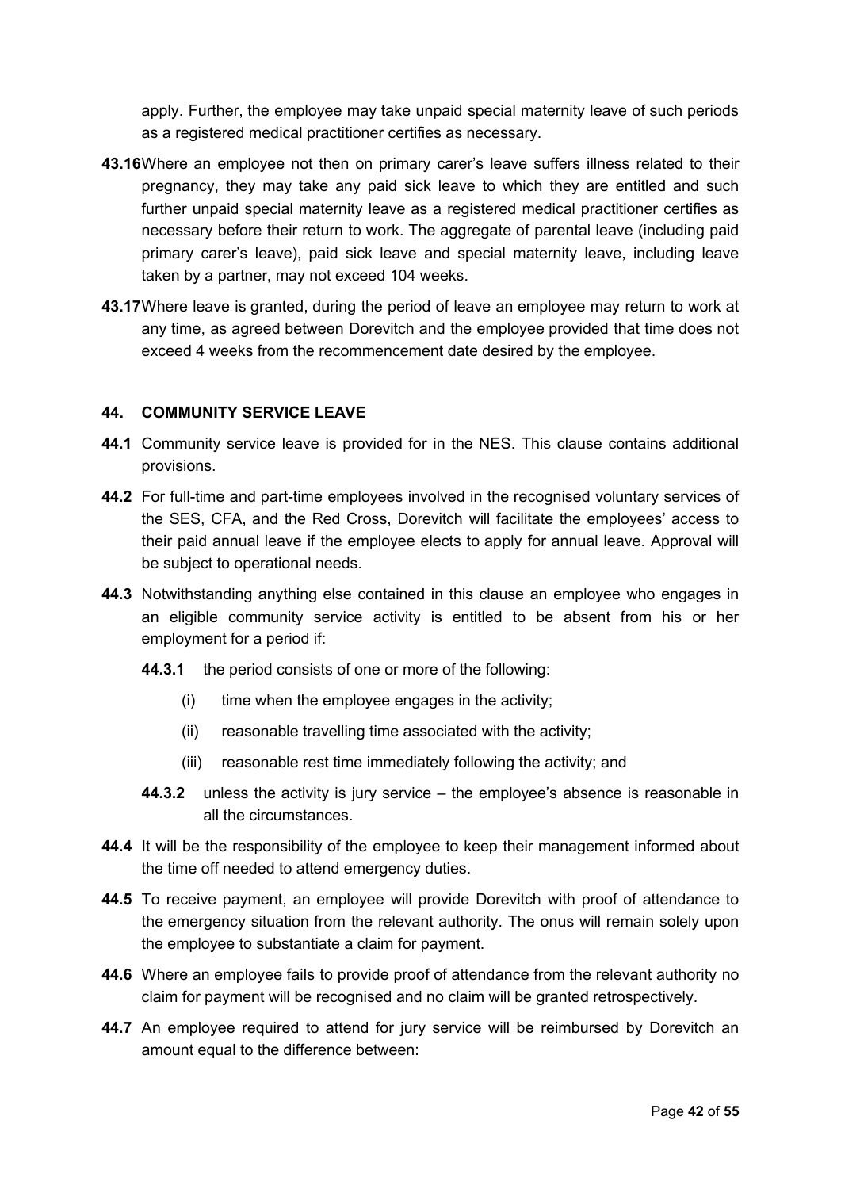apply. Further, the employee may take unpaid special maternity leave of such periods as a registered medical practitioner certifies as necessary.

**43.16** Where an employee not then on primary carer's leave suffers illness related to their pregnancy, they may take any paid sick leave to which they are entitled and such further unpaid special maternity leave as a registered medical practitioner certifies as necessary before their return to work. The aggregate of parental leave (including paid primary carer's leave), paid sick leave and special maternity leave, including leave taken by a partner, may not exceed 104 weeks.

**43.17** Where leave is granted, during the period of leave an employee may return to work at any time, as agreed between Dorevitch and the employee provided that time does not exceed 4 weeks from the recommencement date desired by the employee.

## 44. COMMUNITY SERVICE LEAVE

**44.1** Community service leave is provided for in the NES. This clause contains additional provisions.

**44.2** For full-time and part-time employees involved in the recognised voluntary services of the SES, CFA, and the Red Cross, Dorevitch will facilitate the employees' access to their paid annual leave if the employee elects to apply for annual leave. Approval will be subject to operational needs.

**44.3** Notwithstanding anything else contained in this clause an employee who engages in an eligible community service activity is entitled to be absent from his or her employment for a period if:

**44.3.1** the period consists of one or more of the following:

(i) time when the employee engages in the activity;

(ii) reasonable travelling time associated with the activity;

(iii) reasonable rest time immediately following the activity; and

**44.3.2** unless the activity is jury service – the employee's absence is reasonable in all the circumstances.

**44.4** It will be the responsibility of the employee to keep their management informed about the time off needed to attend emergency duties.

**44.5** To receive payment, an employee will provide Dorevitch with proof of attendance to the emergency situation from the relevant authority. The onus will remain solely upon the employee to substantiate a claim for payment.

**44.6** Where an employee fails to provide proof of attendance from the relevant authority no claim for payment will be recognised and no claim will be granted retrospectively.

**44.7** An employee required to attend for jury service will be reimbursed by Dorevitch an amount equal to the difference between: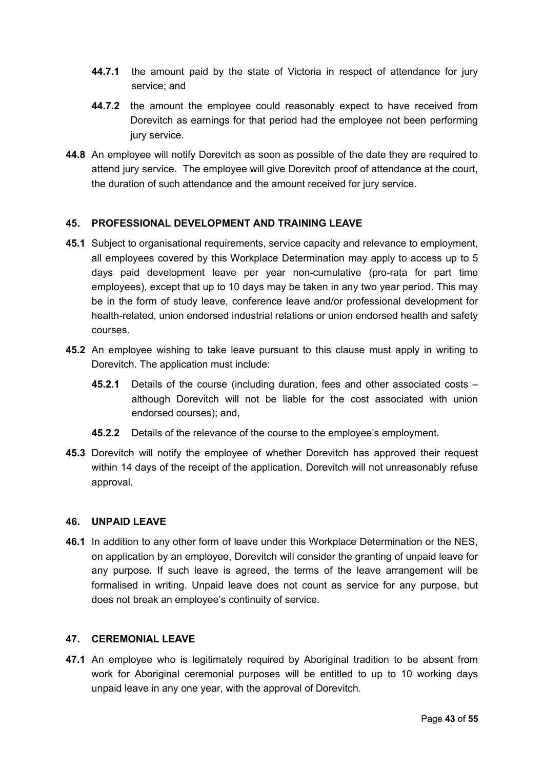**44.7.1** the amount paid by the state of Victoria in respect of attendance for jury service; and

**44.7.2** the amount the employee could reasonably expect to have received from Dorevitch as earnings for that period had the employee not been performing jury service.

**44.8** An employee will notify Dorevitch as soon as possible of the date they are required to attend jury service. The employee will give Dorevitch proof of attendance at the court, the duration of such attendance and the amount received for jury service.

## 45. PROFESSIONAL DEVELOPMENT AND TRAINING LEAVE

**45.1** Subject to organisational requirements, service capacity and relevance to employment, all employees covered by this Workplace Determination may apply to access up to 5 days paid development leave per year non-cumulative (pro-rata for part time employees), except that up to 10 days may be taken in any two year period. This may be in the form of study leave, conference leave and/or professional development for health-related, union endorsed industrial relations or union endorsed health and safety courses.

**45.2** An employee wishing to take leave pursuant to this clause must apply in writing to Dorevitch. The application must include:

**45.2.1** Details of the course (including duration, fees and other associated costs – although Dorevitch will not be liable for the cost associated with union endorsed courses); and,

**45.2.2** Details of the relevance of the course to the employee's employment.

**45.3** Dorevitch will notify the employee of whether Dorevitch has approved their request within 14 days of the receipt of the application. Dorevitch will not unreasonably refuse approval.

## 46. UNPAID LEAVE

**46.1** In addition to any other form of leave under this Workplace Determination or the NES, on application by an employee, Dorevitch will consider the granting of unpaid leave for any purpose. If such leave is agreed, the terms of the leave arrangement will be formalised in writing. Unpaid leave does not count as service for any purpose, but does not break an employee's continuity of service.

## 47. CEREMONIAL LEAVE

**47.1** An employee who is legitimately required by Aboriginal tradition to be absent from work for Aboriginal ceremonial purposes will be entitled to up to 10 working days unpaid leave in any one year, with the approval of Dorevitch.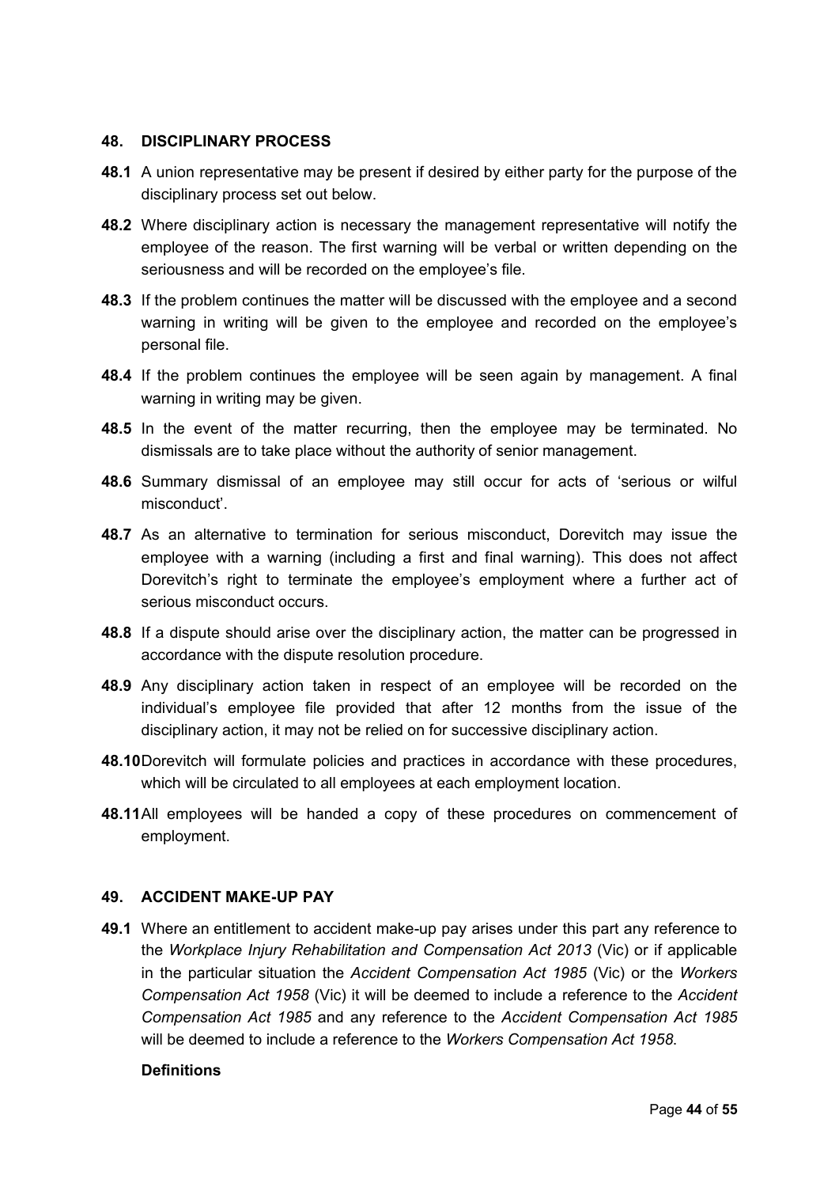## 48. DISCIPLINARY PROCESS

**48.1** A union representative may be present if desired by either party for the purpose of the disciplinary process set out below.

**48.2** Where disciplinary action is necessary the management representative will notify the employee of the reason. The first warning will be verbal or written depending on the seriousness and will be recorded on the employee's file.

**48.3** If the problem continues the matter will be discussed with the employee and a second warning in writing will be given to the employee and recorded on the employee's personal file.

**48.4** If the problem continues the employee will be seen again by management. A final warning in writing may be given.

**48.5** In the event of the matter recurring, then the employee may be terminated. No dismissals are to take place without the authority of senior management.

**48.6** Summary dismissal of an employee may still occur for acts of 'serious or wilful misconduct'.

**48.7** As an alternative to termination for serious misconduct, Dorevitch may issue the employee with a warning (including a first and final warning). This does not affect Dorevitch's right to terminate the employee's employment where a further act of serious misconduct occurs.

**48.8** If a dispute should arise over the disciplinary action, the matter can be progressed in accordance with the dispute resolution procedure.

**48.9** Any disciplinary action taken in respect of an employee will be recorded on the individual's employee file provided that after 12 months from the issue of the disciplinary action, it may not be relied on for successive disciplinary action.

**48.10** Dorevitch will formulate policies and practices in accordance with these procedures, which will be circulated to all employees at each employment location.

**48.11** All employees will be handed a copy of these procedures on commencement of employment.

## 49. ACCIDENT MAKE-UP PAY

**49.1** Where an entitlement to accident make-up pay arises under this part any reference to the *Workplace Injury Rehabilitation and Compensation Act 2013* (Vic) or if applicable in the particular situation the *Accident Compensation Act 1985* (Vic) or the *Workers Compensation Act 1958* (Vic) it will be deemed to include a reference to the *Accident Compensation Act 1985* and any reference to the *Accident Compensation Act 1985* will be deemed to include a reference to the *Workers Compensation Act 1958.*

**Definitions**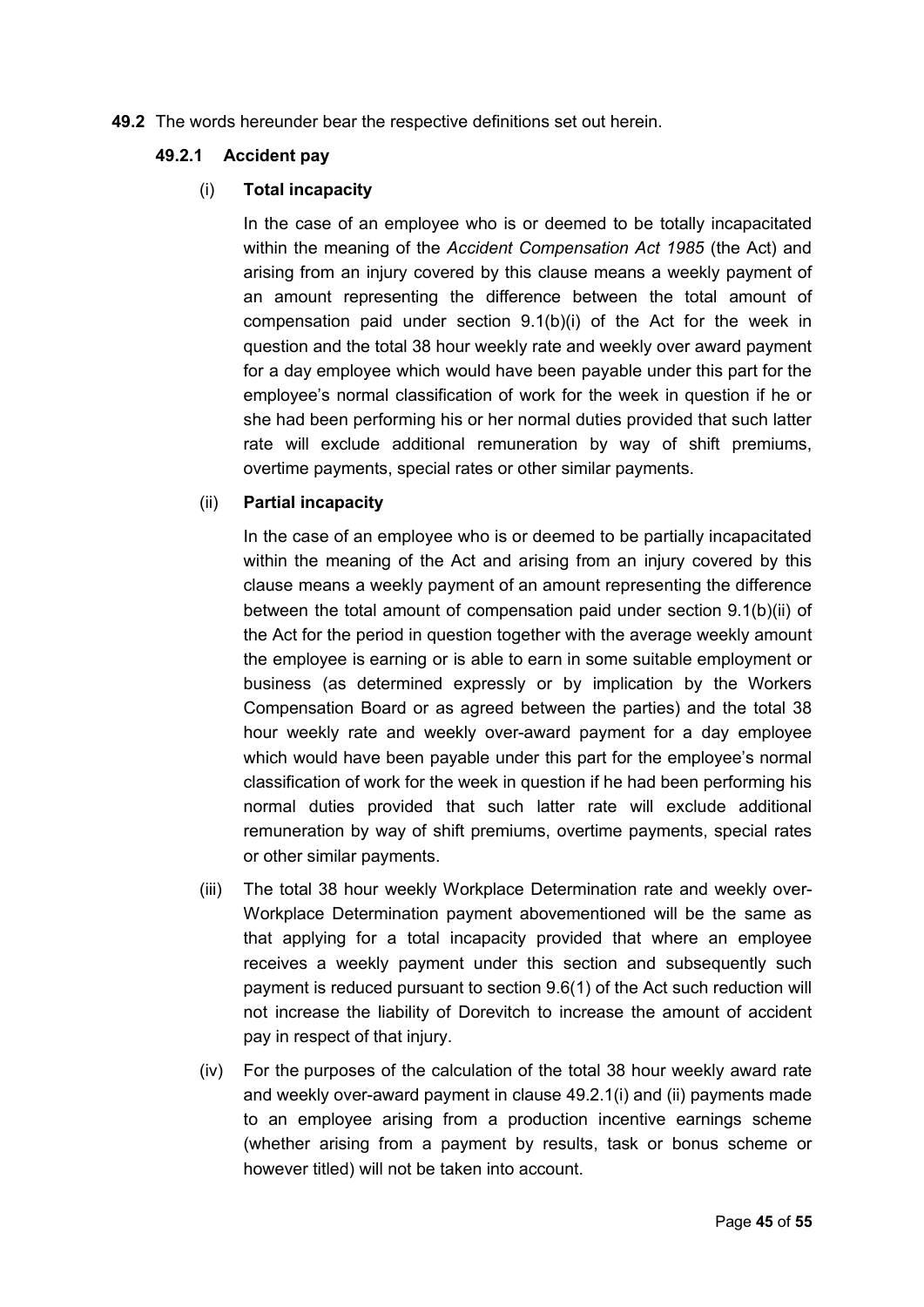**49.2** The words hereunder bear the respective definitions set out herein.

**49.2.1 Accident pay**

(i) **Total incapacity**

In the case of an employee who is or deemed to be totally incapacitated within the meaning of the *Accident Compensation Act 1985* (the Act) and arising from an injury covered by this clause means a weekly payment of an amount representing the difference between the total amount of compensation paid under section 9.1(b)(i) of the Act for the week in question and the total 38 hour weekly rate and weekly over award payment for a day employee which would have been payable under this part for the employee's normal classification of work for the week in question if he or she had been performing his or her normal duties provided that such latter rate will exclude additional remuneration by way of shift premiums, overtime payments, special rates or other similar payments.

(ii) **Partial incapacity**

In the case of an employee who is or deemed to be partially incapacitated within the meaning of the Act and arising from an injury covered by this clause means a weekly payment of an amount representing the difference between the total amount of compensation paid under section 9.1(b)(ii) of the Act for the period in question together with the average weekly amount the employee is earning or is able to earn in some suitable employment or business (as determined expressly or by implication by the Workers Compensation Board or as agreed between the parties) and the total 38 hour weekly rate and weekly over-award payment for a day employee which would have been payable under this part for the employee's normal classification of work for the week in question if he had been performing his normal duties provided that such latter rate will exclude additional remuneration by way of shift premiums, overtime payments, special rates or other similar payments.

(iii) The total 38 hour weekly Workplace Determination rate and weekly over-Workplace Determination payment abovementioned will be the same as that applying for a total incapacity provided that where an employee receives a weekly payment under this section and subsequently such payment is reduced pursuant to section 9.6(1) of the Act such reduction will not increase the liability of Dorevitch to increase the amount of accident pay in respect of that injury.

(iv) For the purposes of the calculation of the total 38 hour weekly award rate and weekly over-award payment in clause 49.2.1(i) and (ii) payments made to an employee arising from a production incentive earnings scheme (whether arising from a payment by results, task or bonus scheme or however titled) will not be taken into account.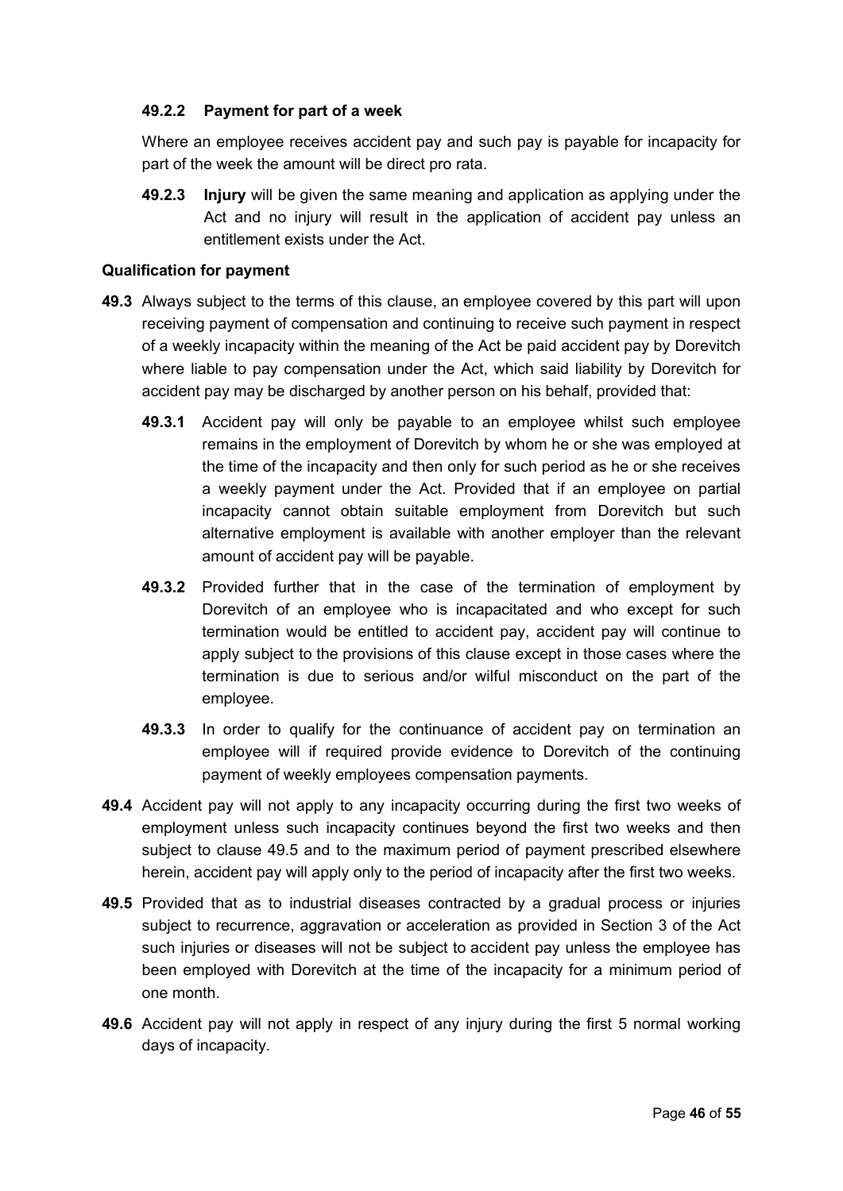#### 49.2.2 Payment for part of a week

Where an employee receives accident pay and such pay is payable for incapacity for part of the week the amount will be direct pro rata.

**49.2.3** **Injury** will be given the same meaning and application as applying under the Act and no injury will result in the application of accident pay unless an entitlement exists under the Act.

**Qualification for payment**

**49.3** Always subject to the terms of this clause, an employee covered by this part will upon receiving payment of compensation and continuing to receive such payment in respect of a weekly incapacity within the meaning of the Act be paid accident pay by Dorevitch where liable to pay compensation under the Act, which said liability by Dorevitch for accident pay may be discharged by another person on his behalf, provided that:

**49.3.1** Accident pay will only be payable to an employee whilst such employee remains in the employment of Dorevitch by whom he or she was employed at the time of the incapacity and then only for such period as he or she receives a weekly payment under the Act. Provided that if an employee on partial incapacity cannot obtain suitable employment from Dorevitch but such alternative employment is available with another employer than the relevant amount of accident pay will be payable.

**49.3.2** Provided further that in the case of the termination of employment by Dorevitch of an employee who is incapacitated and who except for such termination would be entitled to accident pay, accident pay will continue to apply subject to the provisions of this clause except in those cases where the termination is due to serious and/or wilful misconduct on the part of the employee.

**49.3.3** In order to qualify for the continuance of accident pay on termination an employee will if required provide evidence to Dorevitch of the continuing payment of weekly employees compensation payments.

**49.4** Accident pay will not apply to any incapacity occurring during the first two weeks of employment unless such incapacity continues beyond the first two weeks and then subject to clause 49.5 and to the maximum period of payment prescribed elsewhere herein, accident pay will apply only to the period of incapacity after the first two weeks.

**49.5** Provided that as to industrial diseases contracted by a gradual process or injuries subject to recurrence, aggravation or acceleration as provided in Section 3 of the Act such injuries or diseases will not be subject to accident pay unless the employee has been employed with Dorevitch at the time of the incapacity for a minimum period of one month.

**49.6** Accident pay will not apply in respect of any injury during the first 5 normal working days of incapacity.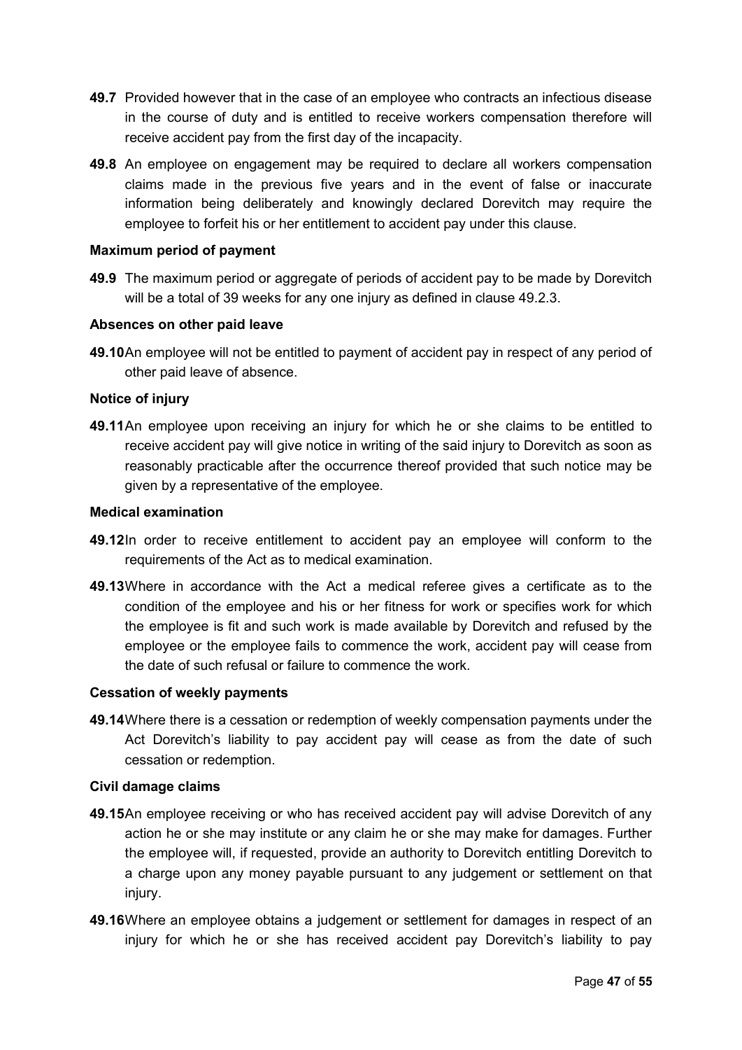**49.7** Provided however that in the case of an employee who contracts an infectious disease in the course of duty and is entitled to receive workers compensation therefore will receive accident pay from the first day of the incapacity.

**49.8** An employee on engagement may be required to declare all workers compensation claims made in the previous five years and in the event of false or inaccurate information being deliberately and knowingly declared Dorevitch may require the employee to forfeit his or her entitlement to accident pay under this clause.

**Maximum period of payment**

**49.9** The maximum period or aggregate of periods of accident pay to be made by Dorevitch will be a total of 39 weeks for any one injury as defined in clause 49.2.3.

**Absences on other paid leave**

**49.10** An employee will not be entitled to payment of accident pay in respect of any period of other paid leave of absence.

**Notice of injury**

**49.11** An employee upon receiving an injury for which he or she claims to be entitled to receive accident pay will give notice in writing of the said injury to Dorevitch as soon as reasonably practicable after the occurrence thereof provided that such notice may be given by a representative of the employee.

**Medical examination**

**49.12** In order to receive entitlement to accident pay an employee will conform to the requirements of the Act as to medical examination.

**49.13** Where in accordance with the Act a medical referee gives a certificate as to the condition of the employee and his or her fitness for work or specifies work for which the employee is fit and such work is made available by Dorevitch and refused by the employee or the employee fails to commence the work, accident pay will cease from the date of such refusal or failure to commence the work.

**Cessation of weekly payments**

**49.14** Where there is a cessation or redemption of weekly compensation payments under the Act Dorevitch's liability to pay accident pay will cease as from the date of such cessation or redemption.

**Civil damage claims**

**49.15** An employee receiving or who has received accident pay will advise Dorevitch of any action he or she may institute or any claim he or she may make for damages. Further the employee will, if requested, provide an authority to Dorevitch entitling Dorevitch to a charge upon any money payable pursuant to any judgement or settlement on that injury.

**49.16** Where an employee obtains a judgement or settlement for damages in respect of an injury for which he or she has received accident pay Dorevitch's liability to pay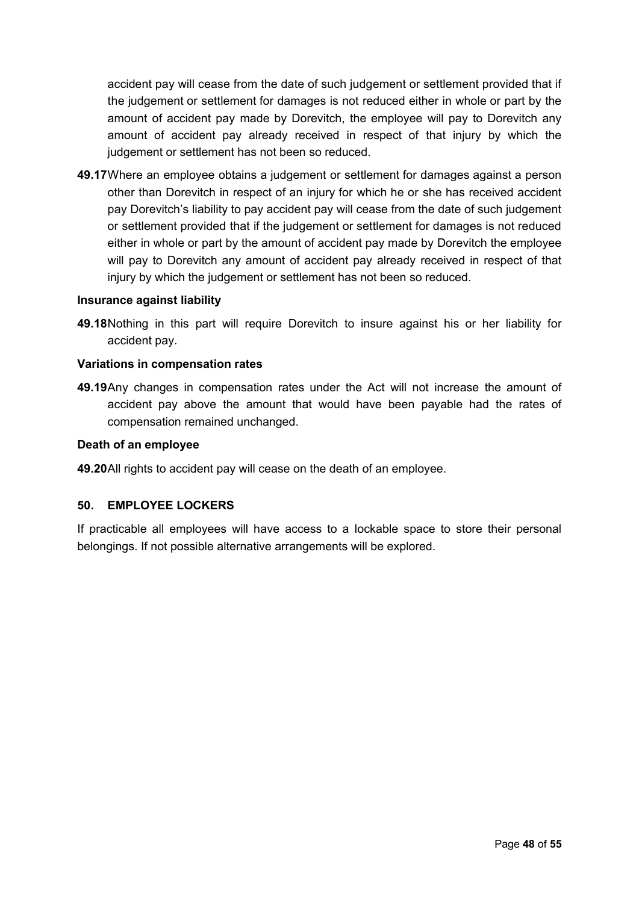accident pay will cease from the date of such judgement or settlement provided that if the judgement or settlement for damages is not reduced either in whole or part by the amount of accident pay made by Dorevitch, the employee will pay to Dorevitch any amount of accident pay already received in respect of that injury by which the judgement or settlement has not been so reduced.

**49.17** Where an employee obtains a judgement or settlement for damages against a person other than Dorevitch in respect of an injury for which he or she has received accident pay Dorevitch's liability to pay accident pay will cease from the date of such judgement or settlement provided that if the judgement or settlement for damages is not reduced either in whole or part by the amount of accident pay made by Dorevitch the employee will pay to Dorevitch any amount of accident pay already received in respect of that injury by which the judgement or settlement has not been so reduced.

**Insurance against liability**

**49.18** Nothing in this part will require Dorevitch to insure against his or her liability for accident pay.

**Variations in compensation rates**

**49.19** Any changes in compensation rates under the Act will not increase the amount of accident pay above the amount that would have been payable had the rates of compensation remained unchanged.

**Death of an employee**

**49.20** All rights to accident pay will cease on the death of an employee.

## 50. EMPLOYEE LOCKERS

If practicable all employees will have access to a lockable space to store their personal belongings. If not possible alternative arrangements will be explored.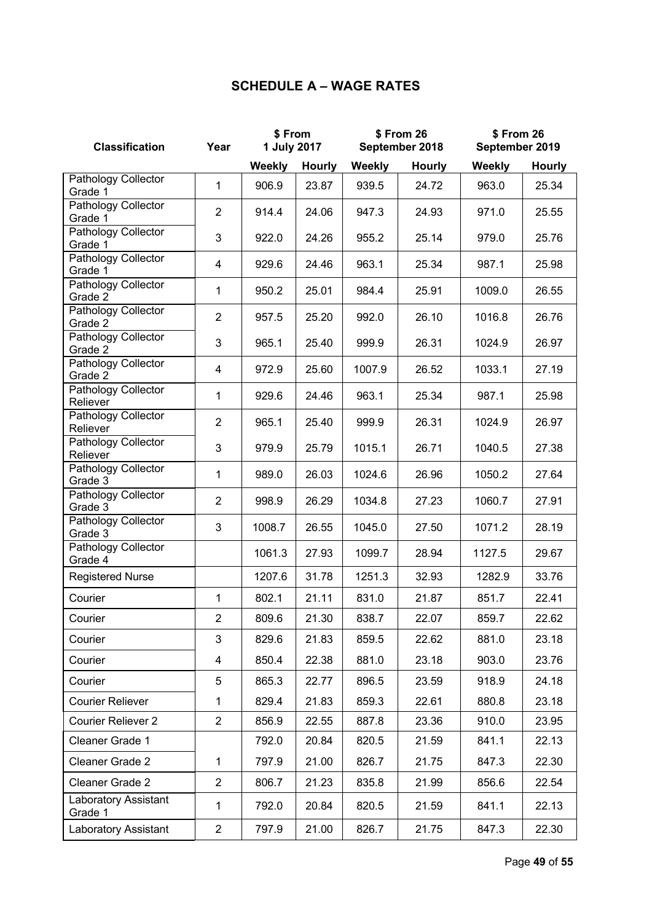## SCHEDULE A – WAGE RATES

| Classification | Year | $ From 1 July 2017 | | $ From 26 September 2018 | | $ From 26 September 2019 | |
|---|---|---|---|---|---|---|---|
| | | Weekly | Hourly | Weekly | Hourly | Weekly | Hourly |
| Pathology Collector Grade 1 | 1 | 906.9 | 23.87 | 939.5 | 24.72 | 963.0 | 25.34 |
| Pathology Collector Grade 1 | 2 | 914.4 | 24.06 | 947.3 | 24.93 | 971.0 | 25.55 |
| Pathology Collector Grade 1 | 3 | 922.0 | 24.26 | 955.2 | 25.14 | 979.0 | 25.76 |
| Pathology Collector Grade 1 | 4 | 929.6 | 24.46 | 963.1 | 25.34 | 987.1 | 25.98 |
| Pathology Collector Grade 2 | 1 | 950.2 | 25.01 | 984.4 | 25.91 | 1009.0 | 26.55 |
| Pathology Collector Grade 2 | 2 | 957.5 | 25.20 | 992.0 | 26.10 | 1016.8 | 26.76 |
| Pathology Collector Grade 2 | 3 | 965.1 | 25.40 | 999.9 | 26.31 | 1024.9 | 26.97 |
| Pathology Collector Grade 2 | 4 | 972.9 | 25.60 | 1007.9 | 26.52 | 1033.1 | 27.19 |
| Pathology Collector Reliever | 1 | 929.6 | 24.46 | 963.1 | 25.34 | 987.1 | 25.98 |
| Pathology Collector Reliever | 2 | 965.1 | 25.40 | 999.9 | 26.31 | 1024.9 | 26.97 |
| Pathology Collector Reliever | 3 | 979.9 | 25.79 | 1015.1 | 26.71 | 1040.5 | 27.38 |
| Pathology Collector Grade 3 | 1 | 989.0 | 26.03 | 1024.6 | 26.96 | 1050.2 | 27.64 |
| Pathology Collector Grade 3 | 2 | 998.9 | 26.29 | 1034.8 | 27.23 | 1060.7 | 27.91 |
| Pathology Collector Grade 3 | 3 | 1008.7 | 26.55 | 1045.0 | 27.50 | 1071.2 | 28.19 |
| Pathology Collector Grade 4 | | 1061.3 | 27.93 | 1099.7 | 28.94 | 1127.5 | 29.67 |
| Registered Nurse | | 1207.6 | 31.78 | 1251.3 | 32.93 | 1282.9 | 33.76 |
| Courier | 1 | 802.1 | 21.11 | 831.0 | 21.87 | 851.7 | 22.41 |
| Courier | 2 | 809.6 | 21.30 | 838.7 | 22.07 | 859.7 | 22.62 |
| Courier | 3 | 829.6 | 21.83 | 859.5 | 22.62 | 881.0 | 23.18 |
| Courier | 4 | 850.4 | 22.38 | 881.0 | 23.18 | 903.0 | 23.76 |
| Courier | 5 | 865.3 | 22.77 | 896.5 | 23.59 | 918.9 | 24.18 |
| Courier Reliever | 1 | 829.4 | 21.83 | 859.3 | 22.61 | 880.8 | 23.18 |
| Courier Reliever 2 | 2 | 856.9 | 22.55 | 887.8 | 23.36 | 910.0 | 23.95 |
| Cleaner Grade 1 | | 792.0 | 20.84 | 820.5 | 21.59 | 841.1 | 22.13 |
| Cleaner Grade 2 | 1 | 797.9 | 21.00 | 826.7 | 21.75 | 847.3 | 22.30 |
| Cleaner Grade 2 | 2 | 806.7 | 21.23 | 835.8 | 21.99 | 856.6 | 22.54 |
| Laboratory Assistant Grade 1 | 1 | 792.0 | 20.84 | 820.5 | 21.59 | 841.1 | 22.13 |
| Laboratory Assistant | 2 | 797.9 | 21.00 | 826.7 | 21.75 | 847.3 | 22.30 |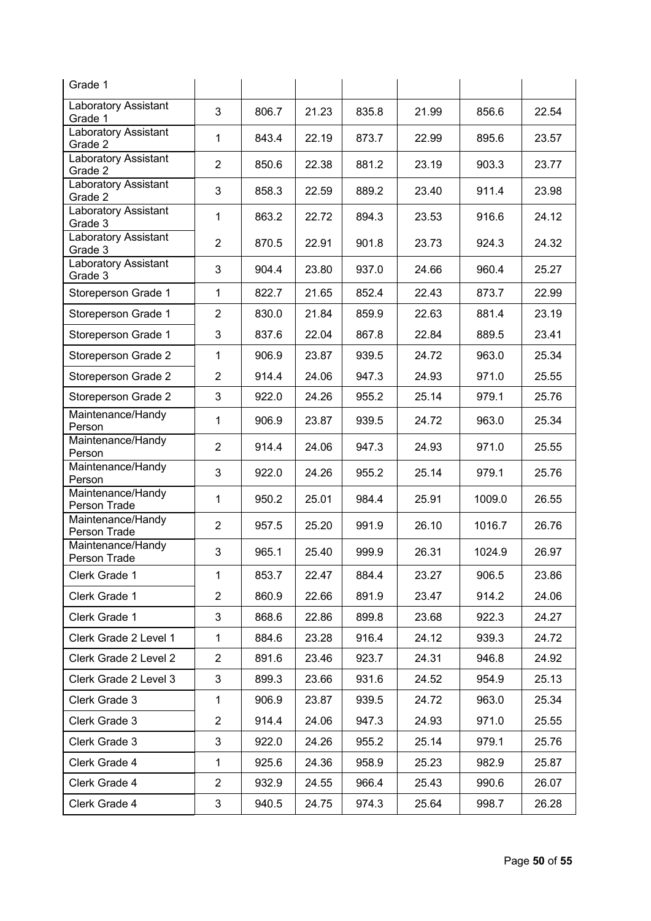| Grade 1 | | | | | | | |
|---|---|---|---|---|---|---|---|
| Laboratory Assistant Grade 1 | 3 | 806.7 | 21.23 | 835.8 | 21.99 | 856.6 | 22.54 |
| Laboratory Assistant Grade 2 | 1 | 843.4 | 22.19 | 873.7 | 22.99 | 895.6 | 23.57 |
| Laboratory Assistant Grade 2 | 2 | 850.6 | 22.38 | 881.2 | 23.19 | 903.3 | 23.77 |
| Laboratory Assistant Grade 2 | 3 | 858.3 | 22.59 | 889.2 | 23.40 | 911.4 | 23.98 |
| Laboratory Assistant Grade 3 | 1 | 863.2 | 22.72 | 894.3 | 23.53 | 916.6 | 24.12 |
| Laboratory Assistant Grade 3 | 2 | 870.5 | 22.91 | 901.8 | 23.73 | 924.3 | 24.32 |
| Laboratory Assistant Grade 3 | 3 | 904.4 | 23.80 | 937.0 | 24.66 | 960.4 | 25.27 |
| Storeperson Grade 1 | 1 | 822.7 | 21.65 | 852.4 | 22.43 | 873.7 | 22.99 |
| Storeperson Grade 1 | 2 | 830.0 | 21.84 | 859.9 | 22.63 | 881.4 | 23.19 |
| Storeperson Grade 1 | 3 | 837.6 | 22.04 | 867.8 | 22.84 | 889.5 | 23.41 |
| Storeperson Grade 2 | 1 | 906.9 | 23.87 | 939.5 | 24.72 | 963.0 | 25.34 |
| Storeperson Grade 2 | 2 | 914.4 | 24.06 | 947.3 | 24.93 | 971.0 | 25.55 |
| Storeperson Grade 2 | 3 | 922.0 | 24.26 | 955.2 | 25.14 | 979.1 | 25.76 |
| Maintenance/Handy Person | 1 | 906.9 | 23.87 | 939.5 | 24.72 | 963.0 | 25.34 |
| Maintenance/Handy Person | 2 | 914.4 | 24.06 | 947.3 | 24.93 | 971.0 | 25.55 |
| Maintenance/Handy Person | 3 | 922.0 | 24.26 | 955.2 | 25.14 | 979.1 | 25.76 |
| Maintenance/Handy Person Trade | 1 | 950.2 | 25.01 | 984.4 | 25.91 | 1009.0 | 26.55 |
| Maintenance/Handy Person Trade | 2 | 957.5 | 25.20 | 991.9 | 26.10 | 1016.7 | 26.76 |
| Maintenance/Handy Person Trade | 3 | 965.1 | 25.40 | 999.9 | 26.31 | 1024.9 | 26.97 |
| Clerk Grade 1 | 1 | 853.7 | 22.47 | 884.4 | 23.27 | 906.5 | 23.86 |
| Clerk Grade 1 | 2 | 860.9 | 22.66 | 891.9 | 23.47 | 914.2 | 24.06 |
| Clerk Grade 1 | 3 | 868.6 | 22.86 | 899.8 | 23.68 | 922.3 | 24.27 |
| Clerk Grade 2 Level 1 | 1 | 884.6 | 23.28 | 916.4 | 24.12 | 939.3 | 24.72 |
| Clerk Grade 2 Level 2 | 2 | 891.6 | 23.46 | 923.7 | 24.31 | 946.8 | 24.92 |
| Clerk Grade 2 Level 3 | 3 | 899.3 | 23.66 | 931.6 | 24.52 | 954.9 | 25.13 |
| Clerk Grade 3 | 1 | 906.9 | 23.87 | 939.5 | 24.72 | 963.0 | 25.34 |
| Clerk Grade 3 | 2 | 914.4 | 24.06 | 947.3 | 24.93 | 971.0 | 25.55 |
| Clerk Grade 3 | 3 | 922.0 | 24.26 | 955.2 | 25.14 | 979.1 | 25.76 |
| Clerk Grade 4 | 1 | 925.6 | 24.36 | 958.9 | 25.23 | 982.9 | 25.87 |
| Clerk Grade 4 | 2 | 932.9 | 24.55 | 966.4 | 25.43 | 990.6 | 26.07 |
| Clerk Grade 4 | 3 | 940.5 | 24.75 | 974.3 | 25.64 | 998.7 | 26.28 |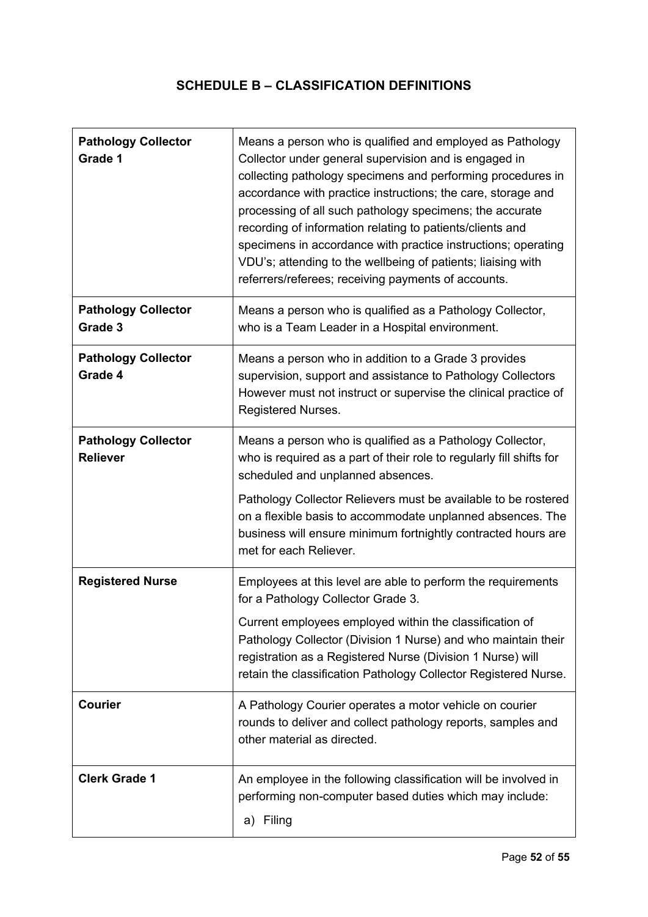## SCHEDULE B – CLASSIFICATION DEFINITIONS

| | |
|---|---|
| **Pathology Collector Grade 1** | Means a person who is qualified and employed as Pathology Collector under general supervision and is engaged in collecting pathology specimens and performing procedures in accordance with practice instructions; the care, storage and processing of all such pathology specimens; the accurate recording of information relating to patients/clients and specimens in accordance with practice instructions; operating VDU's; attending to the wellbeing of patients; liaising with referrers/referees; receiving payments of accounts. |
| **Pathology Collector Grade 3** | Means a person who is qualified as a Pathology Collector, who is a Team Leader in a Hospital environment. |
| **Pathology Collector Grade 4** | Means a person who in addition to a Grade 3 provides supervision, support and assistance to Pathology Collectors However must not instruct or supervise the clinical practice of Registered Nurses. |
| **Pathology Collector Reliever** | Means a person who is qualified as a Pathology Collector, who is required as a part of their role to regularly fill shifts for scheduled and unplanned absences.<br><br>Pathology Collector Relievers must be available to be rostered on a flexible basis to accommodate unplanned absences. The business will ensure minimum fortnightly contracted hours are met for each Reliever. |
| **Registered Nurse** | Employees at this level are able to perform the requirements for a Pathology Collector Grade 3.<br><br>Current employees employed within the classification of Pathology Collector (Division 1 Nurse) and who maintain their registration as a Registered Nurse (Division 1 Nurse) will retain the classification Pathology Collector Registered Nurse. |
| **Courier** | A Pathology Courier operates a motor vehicle on courier rounds to deliver and collect pathology reports, samples and other material as directed. |
| **Clerk Grade 1** | An employee in the following classification will be involved in performing non-computer based duties which may include:<br>a) Filing |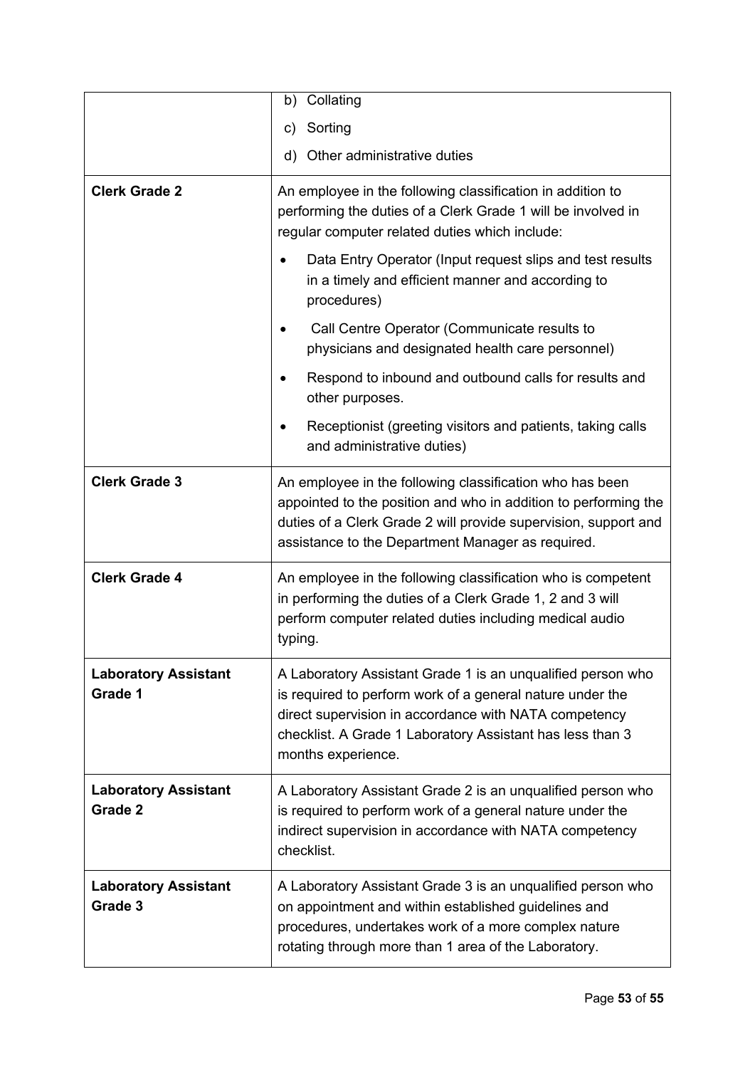| | |
|---|---|
| | b) Collating<br>c) Sorting<br>d) Other administrative duties |
| **Clerk Grade 2** | An employee in the following classification in addition to performing the duties of a Clerk Grade 1 will be involved in regular computer related duties which include:<br>• Data Entry Operator (Input request slips and test results in a timely and efficient manner and according to procedures)<br>• Call Centre Operator (Communicate results to physicians and designated health care personnel)<br>• Respond to inbound and outbound calls for results and other purposes.<br>• Receptionist (greeting visitors and patients, taking calls and administrative duties) |
| **Clerk Grade 3** | An employee in the following classification who has been appointed to the position and who in addition to performing the duties of a Clerk Grade 2 will provide supervision, support and assistance to the Department Manager as required. |
| **Clerk Grade 4** | An employee in the following classification who is competent in performing the duties of a Clerk Grade 1, 2 and 3 will perform computer related duties including medical audio typing. |
| **Laboratory Assistant Grade 1** | A Laboratory Assistant Grade 1 is an unqualified person who is required to perform work of a general nature under the direct supervision in accordance with NATA competency checklist. A Grade 1 Laboratory Assistant has less than 3 months experience. |
| **Laboratory Assistant Grade 2** | A Laboratory Assistant Grade 2 is an unqualified person who is required to perform work of a general nature under the indirect supervision in accordance with NATA competency checklist. |
| **Laboratory Assistant Grade 3** | A Laboratory Assistant Grade 3 is an unqualified person who on appointment and within established guidelines and procedures, undertakes work of a more complex nature rotating through more than 1 area of the Laboratory. |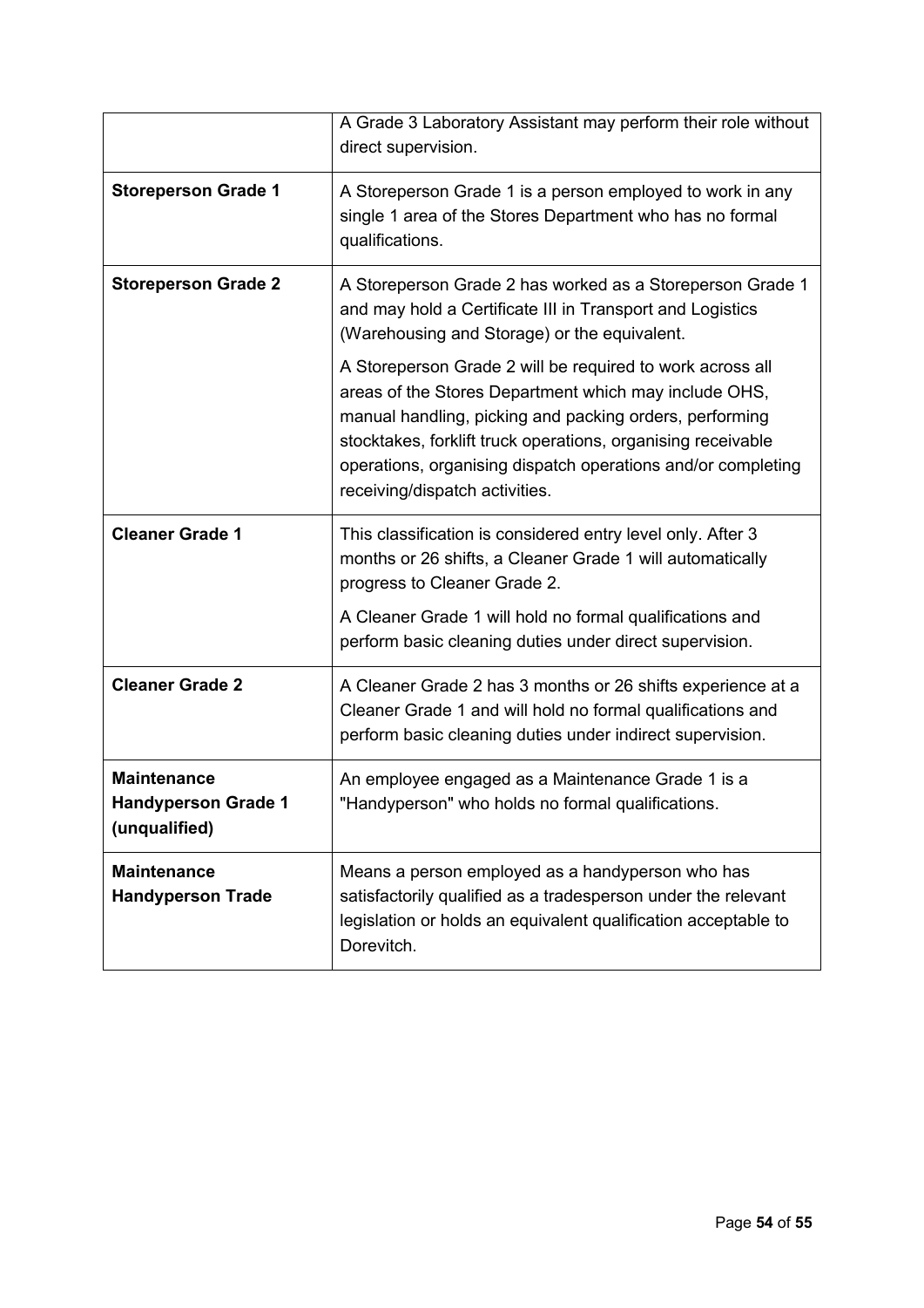| | |
|---|---|
| | A Grade 3 Laboratory Assistant may perform their role without direct supervision. |
| **Storeperson Grade 1** | A Storeperson Grade 1 is a person employed to work in any single 1 area of the Stores Department who has no formal qualifications. |
| **Storeperson Grade 2** | A Storeperson Grade 2 has worked as a Storeperson Grade 1 and may hold a Certificate III in Transport and Logistics (Warehousing and Storage) or the equivalent.<br><br>A Storeperson Grade 2 will be required to work across all areas of the Stores Department which may include OHS, manual handling, picking and packing orders, performing stocktakes, forklift truck operations, organising receivable operations, organising dispatch operations and/or completing receiving/dispatch activities. |
| **Cleaner Grade 1** | This classification is considered entry level only. After 3 months or 26 shifts, a Cleaner Grade 1 will automatically progress to Cleaner Grade 2.<br><br>A Cleaner Grade 1 will hold no formal qualifications and perform basic cleaning duties under direct supervision. |
| **Cleaner Grade 2** | A Cleaner Grade 2 has 3 months or 26 shifts experience at a Cleaner Grade 1 and will hold no formal qualifications and perform basic cleaning duties under indirect supervision. |
| **Maintenance Handyperson Grade 1 (unqualified)** | An employee engaged as a Maintenance Grade 1 is a "Handyperson" who holds no formal qualifications. |
| **Maintenance Handyperson Trade** | Means a person employed as a handyperson who has satisfactorily qualified as a tradesperson under the relevant legislation or holds an equivalent qualification acceptable to Dorevitch. |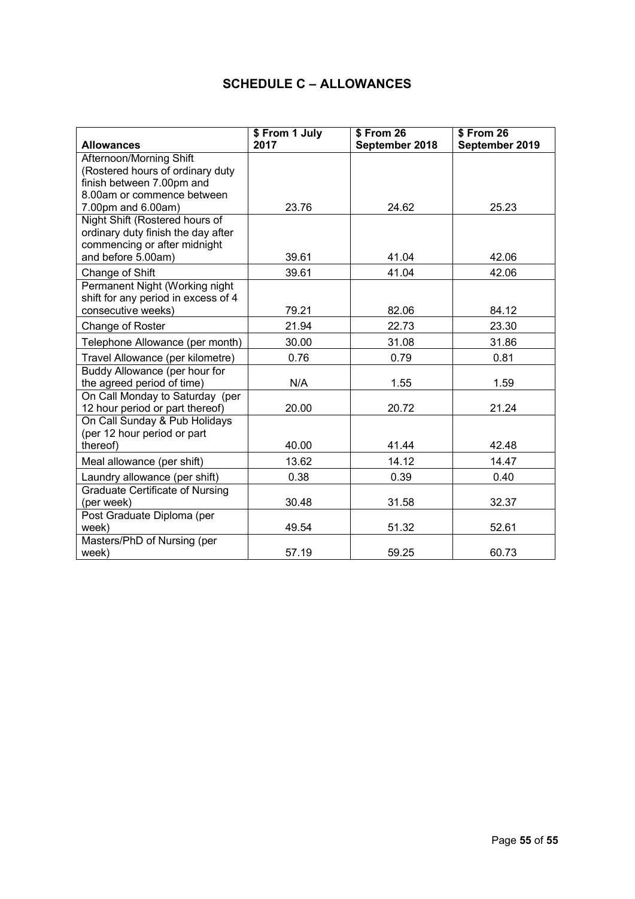## SCHEDULE C – ALLOWANCES

| Allowances | $ From 1 July 2017 | $ From 26 September 2018 | $ From 26 September 2019 |
|---|---|---|---|
| Afternoon/Morning Shift (Rostered hours of ordinary duty finish between 7.00pm and 8.00am or commence between 7.00pm and 6.00am) | 23.76 | 24.62 | 25.23 |
| Night Shift (Rostered hours of ordinary duty finish the day after commencing or after midnight and before 5.00am) | 39.61 | 41.04 | 42.06 |
| Change of Shift | 39.61 | 41.04 | 42.06 |
| Permanent Night (Working night shift for any period in excess of 4 consecutive weeks) | 79.21 | 82.06 | 84.12 |
| Change of Roster | 21.94 | 22.73 | 23.30 |
| Telephone Allowance (per month) | 30.00 | 31.08 | 31.86 |
| Travel Allowance (per kilometre) | 0.76 | 0.79 | 0.81 |
| Buddy Allowance (per hour for the agreed period of time) | N/A | 1.55 | 1.59 |
| On Call Monday to Saturday (per 12 hour period or part thereof) | 20.00 | 20.72 | 21.24 |
| On Call Sunday & Pub Holidays (per 12 hour period or part thereof) | 40.00 | 41.44 | 42.48 |
| Meal allowance (per shift) | 13.62 | 14.12 | 14.47 |
| Laundry allowance (per shift) | 0.38 | 0.39 | 0.40 |
| Graduate Certificate of Nursing (per week) | 30.48 | 31.58 | 32.37 |
| Post Graduate Diploma (per week) | 49.54 | 51.32 | 52.61 |
| Masters/PhD of Nursing (per week) | 57.19 | 59.25 | 60.73 |